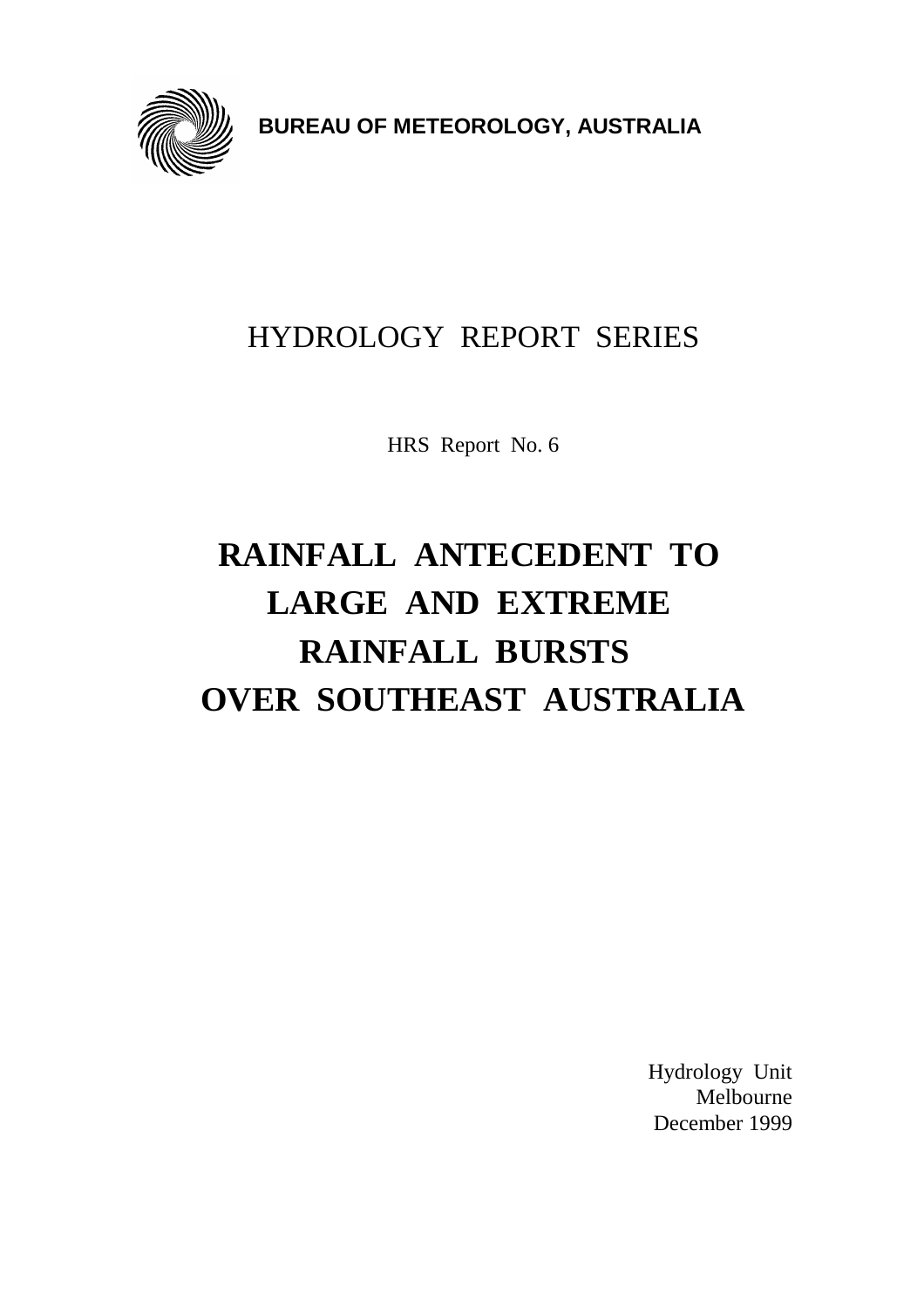**BUREAU OF METEOROLOGY, AUSTRALIA**

HYDROLOGY REPORT SERIES

HRS Report No. 6

# RAINFALL ANTECEDENT TO LARGE AND EXTREME RAINFALL BURSTS OVER SOUTHEAST AUSTRALIA

Hydrology Unit
Melbourne
December 1999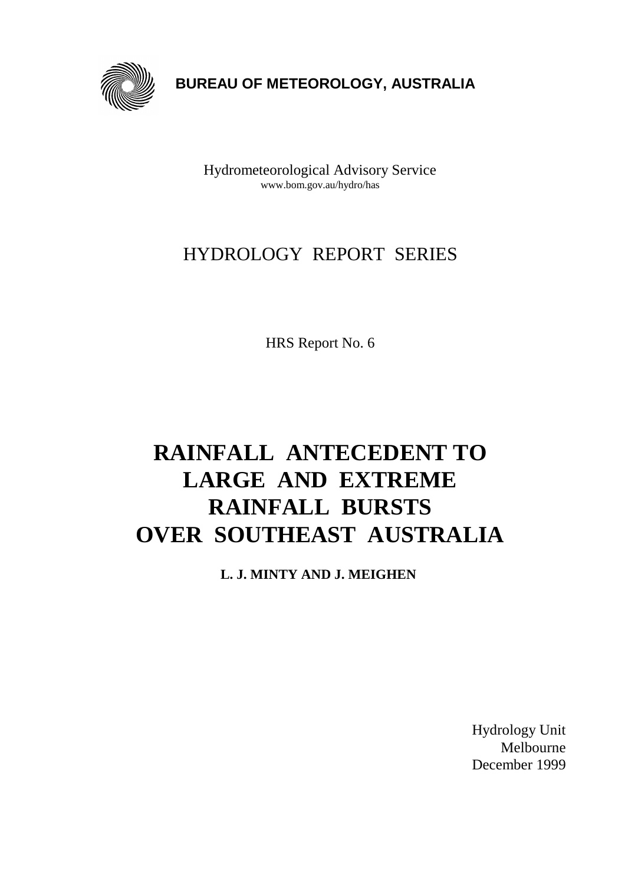**BUREAU OF METEOROLOGY, AUSTRALIA**

Hydrometeorological Advisory Service
www.bom.gov.au/hydro/has

HYDROLOGY REPORT SERIES

HRS Report No. 6

# RAINFALL ANTECEDENT TO LARGE AND EXTREME RAINFALL BURSTS OVER SOUTHEAST AUSTRALIA

**L. J. MINTY AND J. MEIGHEN**

Hydrology Unit
Melbourne
December 1999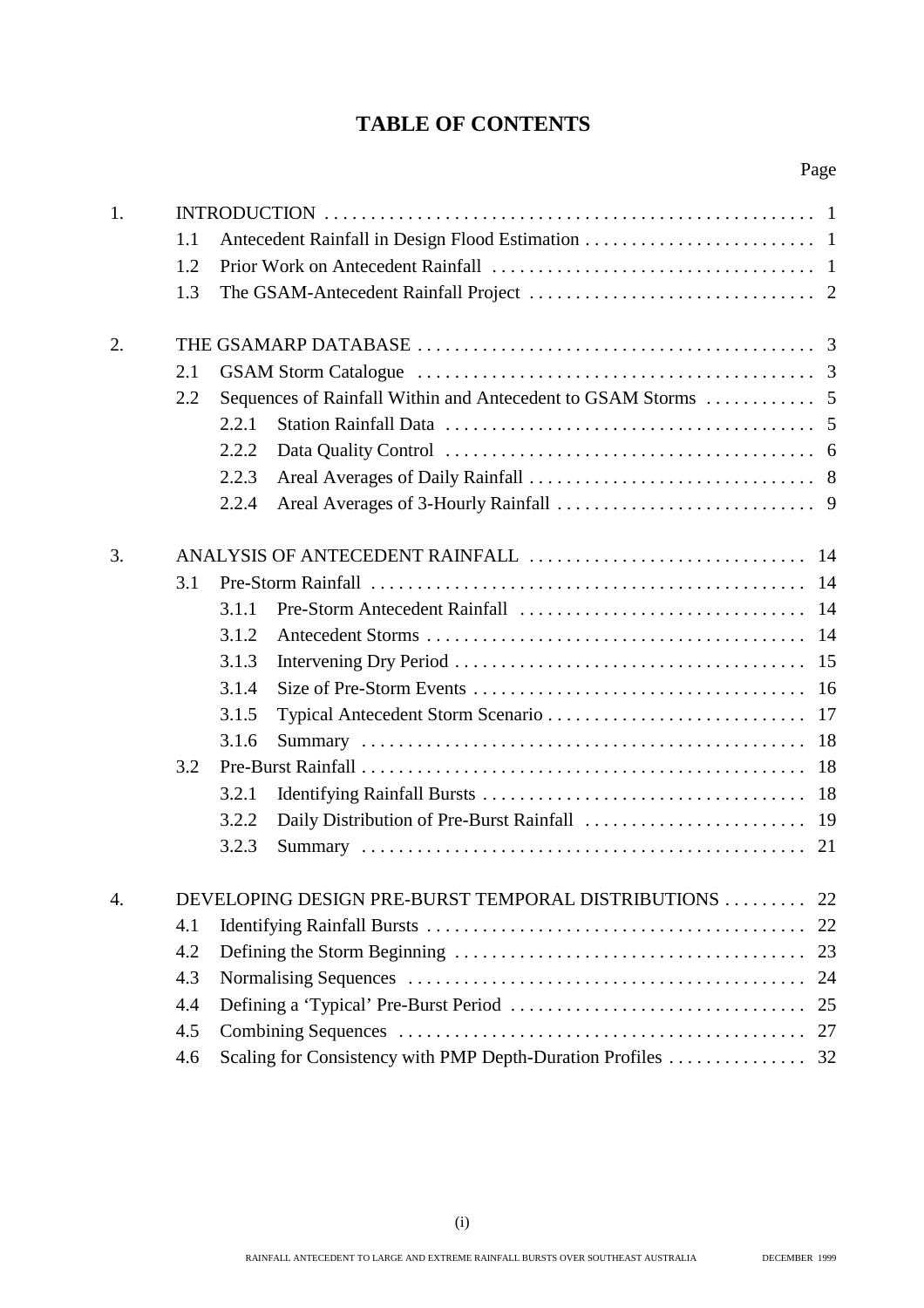# TABLE OF CONTENTS

| | | | Page |
|---|---|---|---|
| 1. | INTRODUCTION | | 1 |
| | 1.1 | Antecedent Rainfall in Design Flood Estimation | 1 |
| | 1.2 | Prior Work on Antecedent Rainfall | 1 |
| | 1.3 | The GSAM-Antecedent Rainfall Project | 2 |
| 2. | THE GSAMARP DATABASE | | 3 |
| | 2.1 | GSAM Storm Catalogue | 3 |
| | 2.2 | Sequences of Rainfall Within and Antecedent to GSAM Storms | 5 |
| | 2.2.1 | Station Rainfall Data | 5 |
| | 2.2.2 | Data Quality Control | 6 |
| | 2.2.3 | Areal Averages of Daily Rainfall | 8 |
| | 2.2.4 | Areal Averages of 3-Hourly Rainfall | 9 |
| 3. | ANALYSIS OF ANTECEDENT RAINFALL | | 14 |
| | 3.1 | Pre-Storm Rainfall | 14 |
| | 3.1.1 | Pre-Storm Antecedent Rainfall | 14 |
| | 3.1.2 | Antecedent Storms | 14 |
| | 3.1.3 | Intervening Dry Period | 15 |
| | 3.1.4 | Size of Pre-Storm Events | 16 |
| | 3.1.5 | Typical Antecedent Storm Scenario | 17 |
| | 3.1.6 | Summary | 18 |
| | 3.2 | Pre-Burst Rainfall | 18 |
| | 3.2.1 | Identifying Rainfall Bursts | 18 |
| | 3.2.2 | Daily Distribution of Pre-Burst Rainfall | 19 |
| | 3.2.3 | Summary | 21 |
| 4. | DEVELOPING DESIGN PRE-BURST TEMPORAL DISTRIBUTIONS | | 22 |
| | 4.1 | Identifying Rainfall Bursts | 22 |
| | 4.2 | Defining the Storm Beginning | 23 |
| | 4.3 | Normalising Sequences | 24 |
| | 4.4 | Defining a 'Typical' Pre-Burst Period | 25 |
| | 4.5 | Combining Sequences | 27 |
| | 4.6 | Scaling for Consistency with PMP Depth-Duration Profiles | 32 |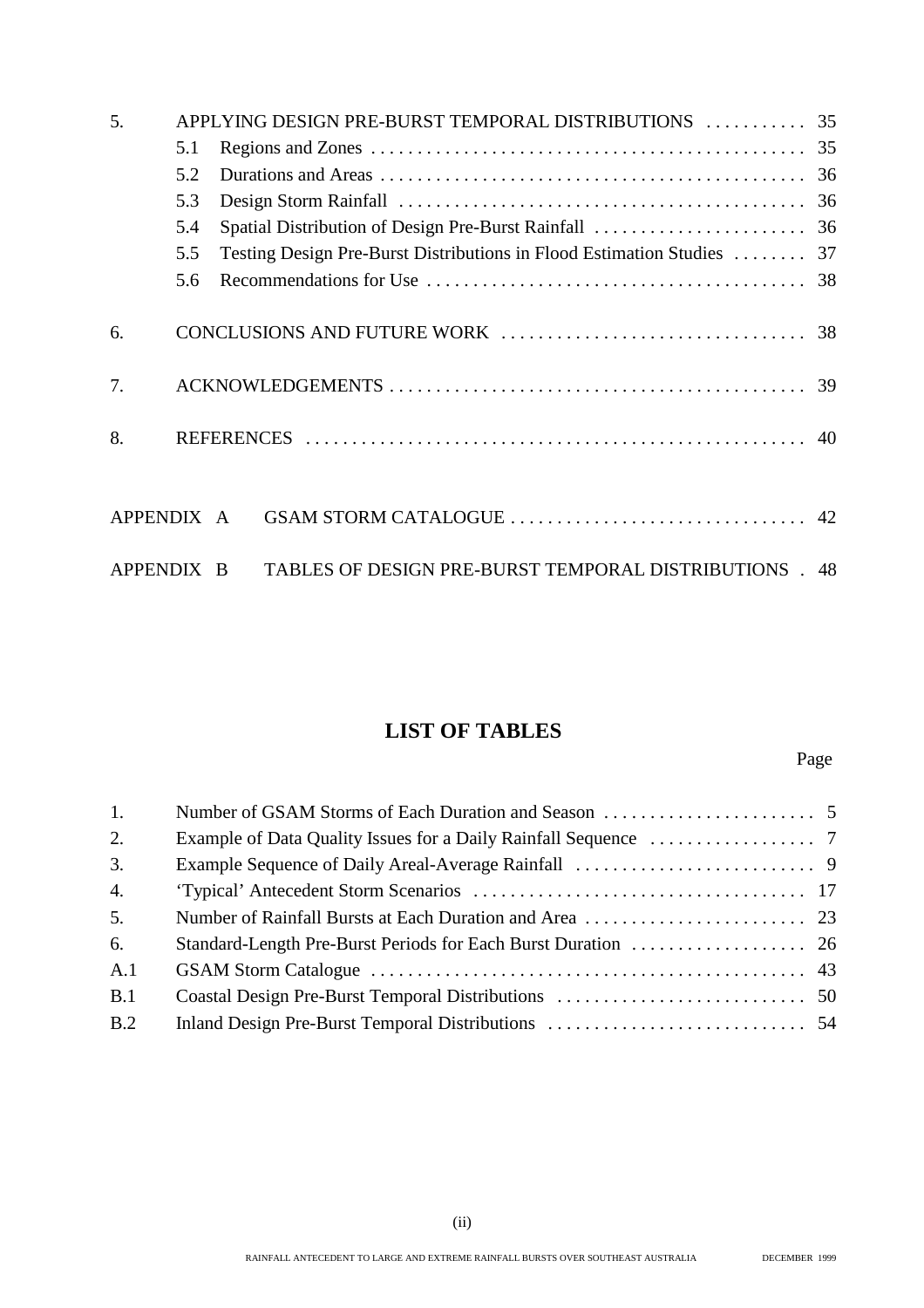| | | |
|---|---|---|
| 5. | APPLYING DESIGN PRE-BURST TEMPORAL DISTRIBUTIONS | 35 |
| | 5.1 Regions and Zones | 35 |
| | 5.2 Durations and Areas | 36 |
| | 5.3 Design Storm Rainfall | 36 |
| | 5.4 Spatial Distribution of Design Pre-Burst Rainfall | 36 |
| | 5.5 Testing Design Pre-Burst Distributions in Flood Estimation Studies | 37 |
| | 5.6 Recommendations for Use | 38 |
| 6. | CONCLUSIONS AND FUTURE WORK | 38 |
| 7. | ACKNOWLEDGEMENTS | 39 |
| 8. | REFERENCES | 40 |
| APPENDIX A | GSAM STORM CATALOGUE | 42 |
| APPENDIX B | TABLES OF DESIGN PRE-BURST TEMPORAL DISTRIBUTIONS | 48 |

## LIST OF TABLES

| | | Page |
|---|---|---|
| 1. | Number of GSAM Storms of Each Duration and Season | 5 |
| 2. | Example of Data Quality Issues for a Daily Rainfall Sequence | 7 |
| 3. | Example Sequence of Daily Areal-Average Rainfall | 9 |
| 4. | 'Typical' Antecedent Storm Scenarios | 17 |
| 5. | Number of Rainfall Bursts at Each Duration and Area | 23 |
| 6. | Standard-Length Pre-Burst Periods for Each Burst Duration | 26 |
| A.1 | GSAM Storm Catalogue | 43 |
| B.1 | Coastal Design Pre-Burst Temporal Distributions | 50 |
| B.2 | Inland Design Pre-Burst Temporal Distributions | 54 |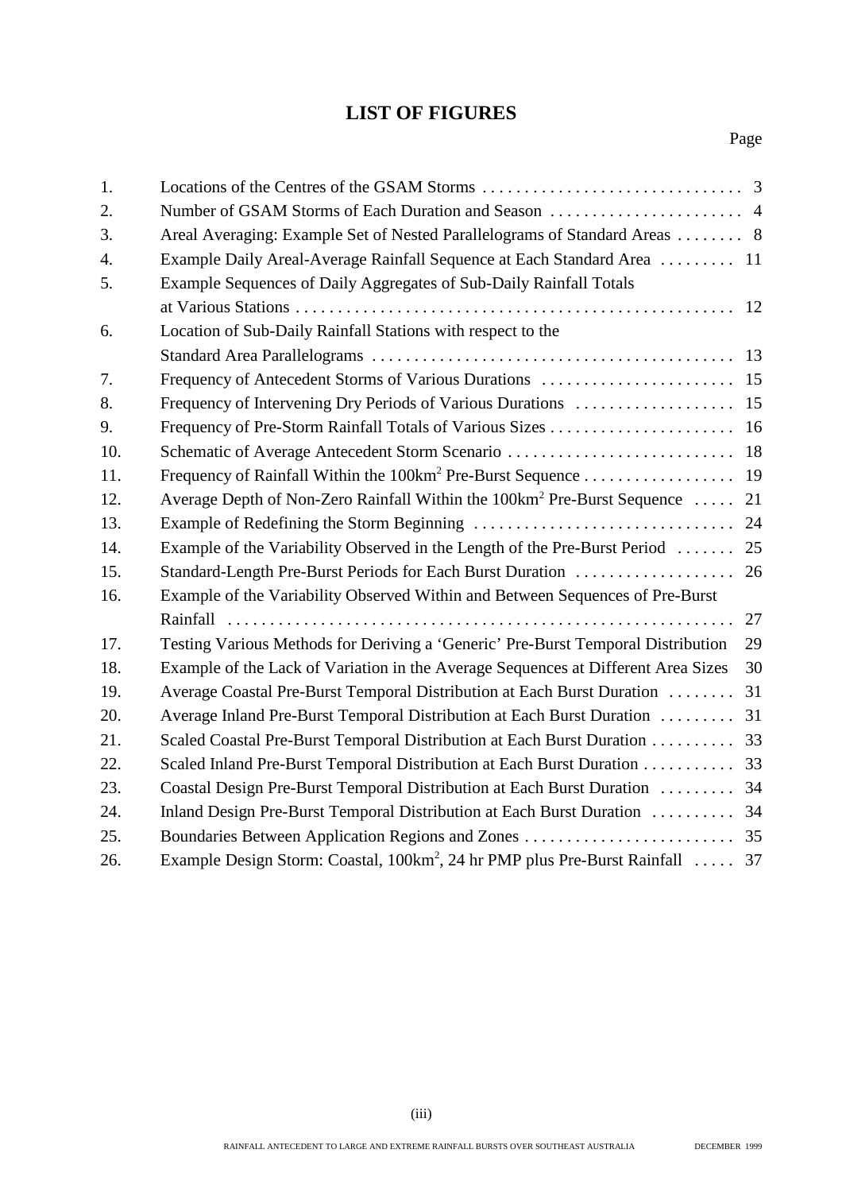# LIST OF FIGURES

| No. | Figure | Page |
|---|---|---|
| 1. | Locations of the Centres of the GSAM Storms | 3 |
| 2. | Number of GSAM Storms of Each Duration and Season | 4 |
| 3. | Areal Averaging: Example Set of Nested Parallelograms of Standard Areas | 8 |
| 4. | Example Daily Areal-Average Rainfall Sequence at Each Standard Area | 11 |
| 5. | Example Sequences of Daily Aggregates of Sub-Daily Rainfall Totals at Various Stations | 12 |
| 6. | Location of Sub-Daily Rainfall Stations with respect to the Standard Area Parallelograms | 13 |
| 7. | Frequency of Antecedent Storms of Various Durations | 15 |
| 8. | Frequency of Intervening Dry Periods of Various Durations | 15 |
| 9. | Frequency of Pre-Storm Rainfall Totals of Various Sizes | 16 |
| 10. | Schematic of Average Antecedent Storm Scenario | 18 |
| 11. | Frequency of Rainfall Within the 100km$^2$ Pre-Burst Sequence | 19 |
| 12. | Average Depth of Non-Zero Rainfall Within the 100km$^2$ Pre-Burst Sequence | 21 |
| 13. | Example of Redefining the Storm Beginning | 24 |
| 14. | Example of the Variability Observed in the Length of the Pre-Burst Period | 25 |
| 15. | Standard-Length Pre-Burst Periods for Each Burst Duration | 26 |
| 16. | Example of the Variability Observed Within and Between Sequences of Pre-Burst Rainfall | 27 |
| 17. | Testing Various Methods for Deriving a 'Generic' Pre-Burst Temporal Distribution | 29 |
| 18. | Example of the Lack of Variation in the Average Sequences at Different Area Sizes | 30 |
| 19. | Average Coastal Pre-Burst Temporal Distribution at Each Burst Duration | 31 |
| 20. | Average Inland Pre-Burst Temporal Distribution at Each Burst Duration | 31 |
| 21. | Scaled Coastal Pre-Burst Temporal Distribution at Each Burst Duration | 33 |
| 22. | Scaled Inland Pre-Burst Temporal Distribution at Each Burst Duration | 33 |
| 23. | Coastal Design Pre-Burst Temporal Distribution at Each Burst Duration | 34 |
| 24. | Inland Design Pre-Burst Temporal Distribution at Each Burst Duration | 34 |
| 25. | Boundaries Between Application Regions and Zones | 35 |
| 26. | Example Design Storm: Coastal, 100km$^2$, 24 hr PMP plus Pre-Burst Rainfall | 37 |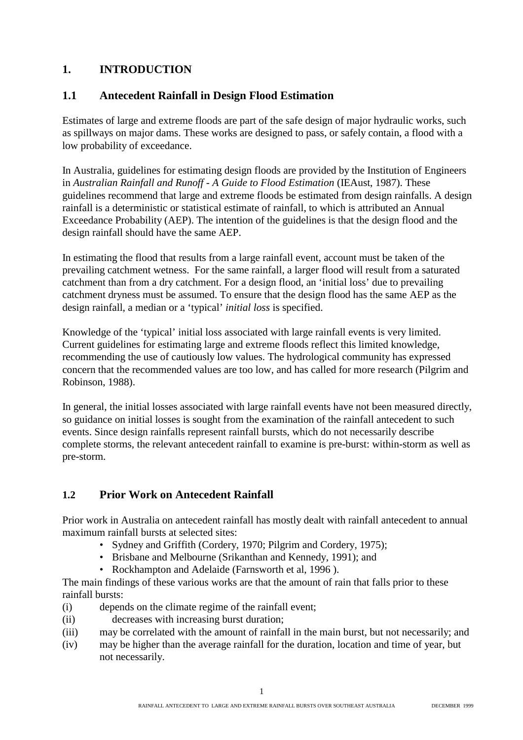# 1. INTRODUCTION

## 1.1 Antecedent Rainfall in Design Flood Estimation

Estimates of large and extreme floods are part of the safe design of major hydraulic works, such as spillways on major dams. These works are designed to pass, or safely contain, a flood with a low probability of exceedance.

In Australia, guidelines for estimating design floods are provided by the Institution of Engineers in *Australian Rainfall and Runoff - A Guide to Flood Estimation* (IEAust, 1987). These guidelines recommend that large and extreme floods be estimated from design rainfalls. A design rainfall is a deterministic or statistical estimate of rainfall, to which is attributed an Annual Exceedance Probability (AEP). The intention of the guidelines is that the design flood and the design rainfall should have the same AEP.

In estimating the flood that results from a large rainfall event, account must be taken of the prevailing catchment wetness. For the same rainfall, a larger flood will result from a saturated catchment than from a dry catchment. For a design flood, an 'initial loss' due to prevailing catchment dryness must be assumed. To ensure that the design flood has the same AEP as the design rainfall, a median or a 'typical' *initial loss* is specified.

Knowledge of the 'typical' initial loss associated with large rainfall events is very limited. Current guidelines for estimating large and extreme floods reflect this limited knowledge, recommending the use of cautiously low values. The hydrological community has expressed concern that the recommended values are too low, and has called for more research (Pilgrim and Robinson, 1988).

In general, the initial losses associated with large rainfall events have not been measured directly, so guidance on initial losses is sought from the examination of the rainfall antecedent to such events. Since design rainfalls represent rainfall bursts, which do not necessarily describe complete storms, the relevant antecedent rainfall to examine is pre-burst: within-storm as well as pre-storm.

## 1.2 Prior Work on Antecedent Rainfall

Prior work in Australia on antecedent rainfall has mostly dealt with rainfall antecedent to annual maximum rainfall bursts at selected sites:

- Sydney and Griffith (Cordery, 1970; Pilgrim and Cordery, 1975);
- Brisbane and Melbourne (Srikanthan and Kennedy, 1991); and
- Rockhampton and Adelaide (Farnsworth et al, 1996 ).

The main findings of these various works are that the amount of rain that falls prior to these rainfall bursts:

(i) depends on the climate regime of the rainfall event;
(ii) decreases with increasing burst duration;
(iii) may be correlated with the amount of rainfall in the main burst, but not necessarily; and
(iv) may be higher than the average rainfall for the duration, location and time of year, but not necessarily.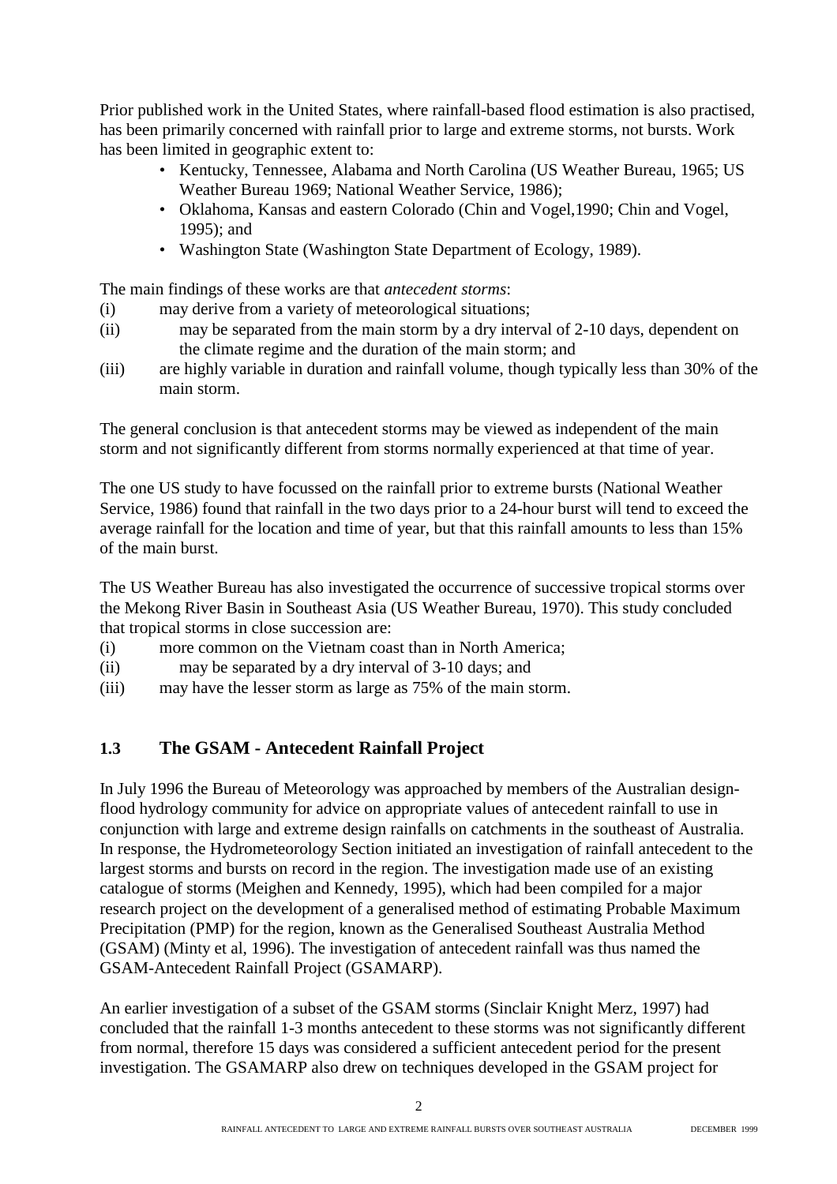Prior published work in the United States, where rainfall-based flood estimation is also practised, has been primarily concerned with rainfall prior to large and extreme storms, not bursts. Work has been limited in geographic extent to:

- Kentucky, Tennessee, Alabama and North Carolina (US Weather Bureau, 1965; US Weather Bureau 1969; National Weather Service, 1986);
- Oklahoma, Kansas and eastern Colorado (Chin and Vogel,1990; Chin and Vogel, 1995); and
- Washington State (Washington State Department of Ecology, 1989).

The main findings of these works are that *antecedent storms*:

(i) may derive from a variety of meteorological situations;
(ii) may be separated from the main storm by a dry interval of 2-10 days, dependent on the climate regime and the duration of the main storm; and
(iii) are highly variable in duration and rainfall volume, though typically less than 30% of the main storm.

The general conclusion is that antecedent storms may be viewed as independent of the main storm and not significantly different from storms normally experienced at that time of year.

The one US study to have focussed on the rainfall prior to extreme bursts (National Weather Service, 1986) found that rainfall in the two days prior to a 24-hour burst will tend to exceed the average rainfall for the location and time of year, but that this rainfall amounts to less than 15% of the main burst.

The US Weather Bureau has also investigated the occurrence of successive tropical storms over the Mekong River Basin in Southeast Asia (US Weather Bureau, 1970). This study concluded that tropical storms in close succession are:

(i) more common on the Vietnam coast than in North America;
(ii) may be separated by a dry interval of 3-10 days; and
(iii) may have the lesser storm as large as 75% of the main storm.

### 1.3 The GSAM - Antecedent Rainfall Project

In July 1996 the Bureau of Meteorology was approached by members of the Australian design-flood hydrology community for advice on appropriate values of antecedent rainfall to use in conjunction with large and extreme design rainfalls on catchments in the southeast of Australia. In response, the Hydrometeorology Section initiated an investigation of rainfall antecedent to the largest storms and bursts on record in the region. The investigation made use of an existing catalogue of storms (Meighen and Kennedy, 1995), which had been compiled for a major research project on the development of a generalised method of estimating Probable Maximum Precipitation (PMP) for the region, known as the Generalised Southeast Australia Method (GSAM) (Minty et al, 1996). The investigation of antecedent rainfall was thus named the GSAM-Antecedent Rainfall Project (GSAMARP).

An earlier investigation of a subset of the GSAM storms (Sinclair Knight Merz, 1997) had concluded that the rainfall 1-3 months antecedent to these storms was not significantly different from normal, therefore 15 days was considered a sufficient antecedent period for the present investigation. The GSAMARP also drew on techniques developed in the GSAM project for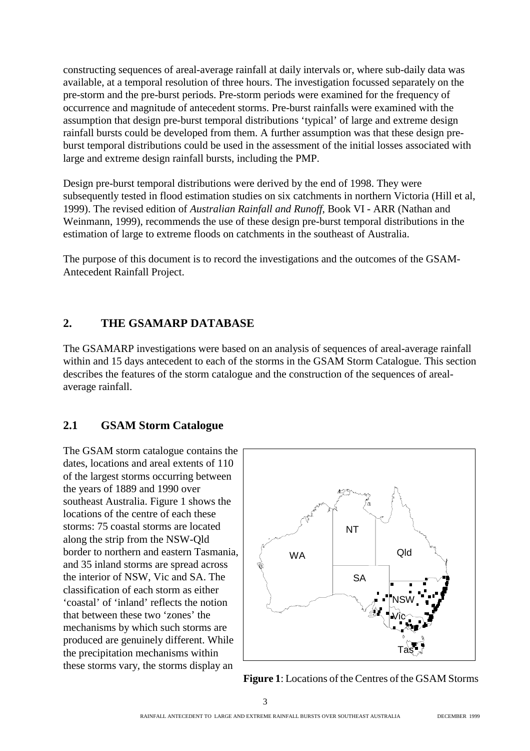constructing sequences of areal-average rainfall at daily intervals or, where sub-daily data was available, at a temporal resolution of three hours. The investigation focussed separately on the pre-storm and the pre-burst periods. Pre-storm periods were examined for the frequency of occurrence and magnitude of antecedent storms. Pre-burst rainfalls were examined with the assumption that design pre-burst temporal distributions 'typical' of large and extreme design rainfall bursts could be developed from them. A further assumption was that these design pre-burst temporal distributions could be used in the assessment of the initial losses associated with large and extreme design rainfall bursts, including the PMP.

Design pre-burst temporal distributions were derived by the end of 1998. They were subsequently tested in flood estimation studies on six catchments in northern Victoria (Hill et al, 1999). The revised edition of *Australian Rainfall and Runoff*, Book VI - ARR (Nathan and Weinmann, 1999), recommends the use of these design pre-burst temporal distributions in the estimation of large to extreme floods on catchments in the southeast of Australia.

The purpose of this document is to record the investigations and the outcomes of the GSAM-Antecedent Rainfall Project.

## 2. THE GSAMARP DATABASE

The GSAMARP investigations were based on an analysis of sequences of areal-average rainfall within and 15 days antecedent to each of the storms in the GSAM Storm Catalogue. This section describes the features of the storm catalogue and the construction of the sequences of areal-average rainfall.

### 2.1 GSAM Storm Catalogue

The GSAM storm catalogue contains the dates, locations and areal extents of 110 of the largest storms occurring between the years of 1889 and 1990 over southeast Australia. Figure 1 shows the locations of the centre of each these storms: 75 coastal storms are located along the strip from the NSW-Qld border to northern and eastern Tasmania, and 35 inland storms are spread across the interior of NSW, Vic and SA. The classification of each storm as either 'coastal' of 'inland' reflects the notion that between these two 'zones' the mechanisms by which such storms are produced are genuinely different. While the precipitation mechanisms within these storms vary, the storms display an

**Figure 1**: Locations of the Centres of the GSAM Storms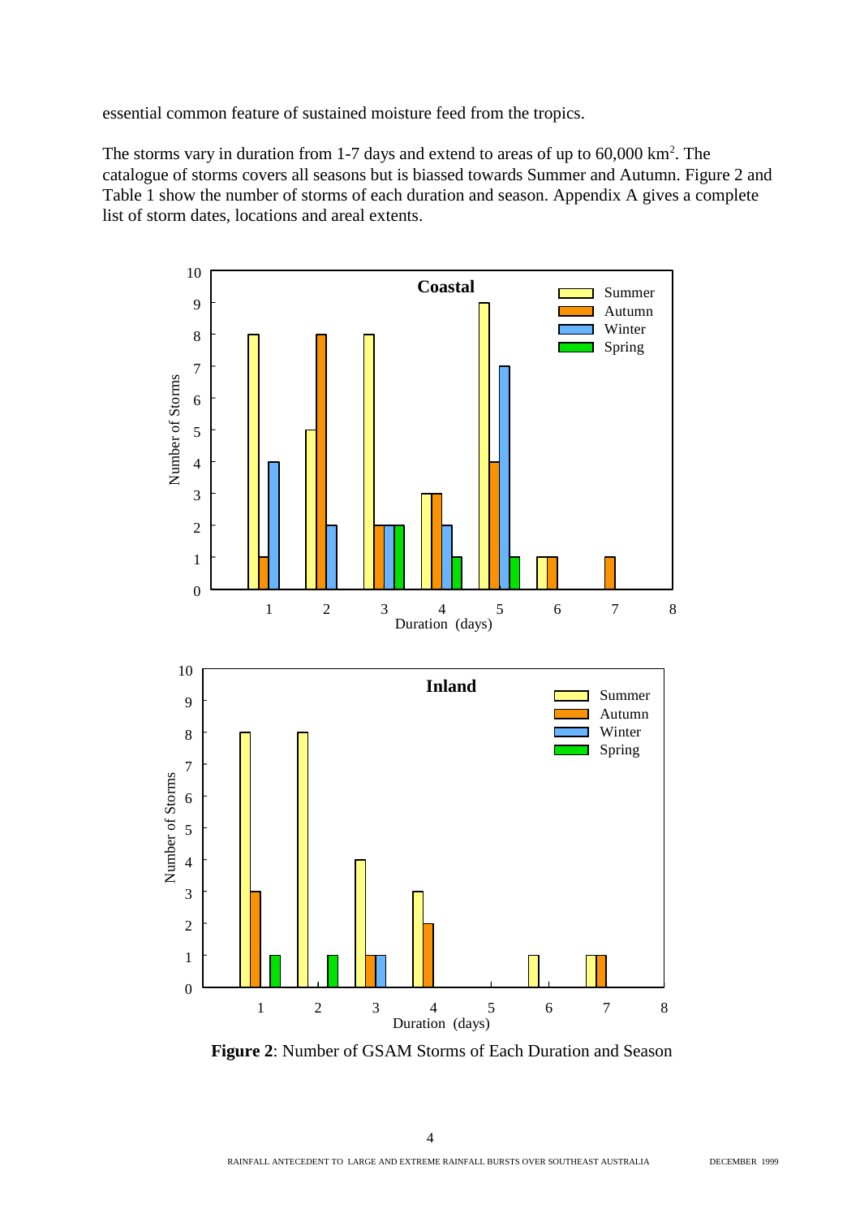essential common feature of sustained moisture feed from the tropics.

The storms vary in duration from 1-7 days and extend to areas of up to 60,000 km$^2$. The catalogue of storms covers all seasons but is biassed towards Summer and Autumn. Figure 2 and Table 1 show the number of storms of each duration and season. Appendix A gives a complete list of storm dates, locations and areal extents.

**Figure 2**: Number of GSAM Storms of Each Duration and Season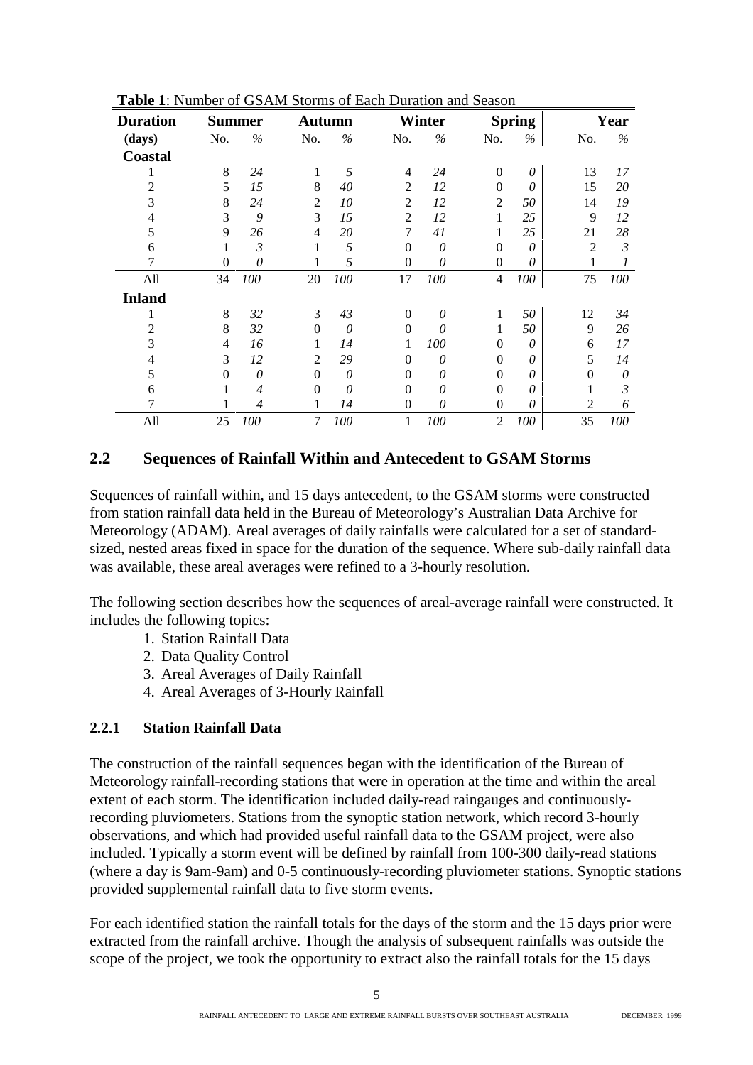**Table 1**: Number of GSAM Storms of Each Duration and Season

| Duration | Summer | | Autumn | | Winter | | Spring | | Year | |
|---|---|---|---|---|---|---|---|---|---|---|
| (days) | No. | *%* | No. | *%* | No. | *%* | No. | *%* | No. | *%* |
| **Coastal** | | | | | | | | | | |
| 1 | 8 | *24* | 1 | *5* | 4 | *24* | 0 | *0* | 13 | *17* |
| 2 | 5 | *15* | 8 | *40* | 2 | *12* | 0 | *0* | 15 | *20* |
| 3 | 8 | *24* | 2 | *10* | 2 | *12* | 2 | *50* | 14 | *19* |
| 4 | 3 | *9* | 3 | *15* | 2 | *12* | 1 | *25* | 9 | *12* |
| 5 | 9 | *26* | 4 | *20* | 7 | *41* | 1 | *25* | 21 | *28* |
| 6 | 1 | *3* | 1 | *5* | 0 | *0* | 0 | *0* | 2 | *3* |
| 7 | 0 | *0* | 1 | *5* | 0 | *0* | 0 | *0* | 1 | *1* |
| All | 34 | *100* | 20 | *100* | 17 | *100* | 4 | *100* | 75 | *100* |
| **Inland** | | | | | | | | | | |
| 1 | 8 | *32* | 3 | *43* | 0 | *0* | 1 | *50* | 12 | *34* |
| 2 | 8 | *32* | 0 | *0* | 0 | *0* | 1 | *50* | 9 | *26* |
| 3 | 4 | *16* | 1 | *14* | 1 | *100* | 0 | *0* | 6 | *17* |
| 4 | 3 | *12* | 2 | *29* | 0 | *0* | 0 | *0* | 5 | *14* |
| 5 | 0 | *0* | 0 | *0* | 0 | *0* | 0 | *0* | 0 | *0* |
| 6 | 1 | *4* | 0 | *0* | 0 | *0* | 0 | *0* | 1 | *3* |
| 7 | 1 | *4* | 1 | *14* | 0 | *0* | 0 | *0* | 2 | *6* |
| All | 25 | *100* | 7 | *100* | 1 | *100* | 2 | *100* | 35 | *100* |

## 2.2 Sequences of Rainfall Within and Antecedent to GSAM Storms

Sequences of rainfall within, and 15 days antecedent, to the GSAM storms were constructed from station rainfall data held in the Bureau of Meteorology's Australian Data Archive for Meteorology (ADAM). Areal averages of daily rainfalls were calculated for a set of standard-sized, nested areas fixed in space for the duration of the sequence. Where sub-daily rainfall data was available, these areal averages were refined to a 3-hourly resolution.

The following section describes how the sequences of areal-average rainfall were constructed. It includes the following topics:

1. Station Rainfall Data
2. Data Quality Control
3. Areal Averages of Daily Rainfall
4. Areal Averages of 3-Hourly Rainfall

### 2.2.1 Station Rainfall Data

The construction of the rainfall sequences began with the identification of the Bureau of Meteorology rainfall-recording stations that were in operation at the time and within the areal extent of each storm. The identification included daily-read raingauges and continuously-recording pluviometers. Stations from the synoptic station network, which record 3-hourly observations, and which had provided useful rainfall data to the GSAM project, were also included. Typically a storm event will be defined by rainfall from 100-300 daily-read stations (where a day is 9am-9am) and 0-5 continuously-recording pluviometer stations. Synoptic stations provided supplemental rainfall data to five storm events.

For each identified station the rainfall totals for the days of the storm and the 15 days prior were extracted from the rainfall archive. Though the analysis of subsequent rainfalls was outside the scope of the project, we took the opportunity to extract also the rainfall totals for the 15 days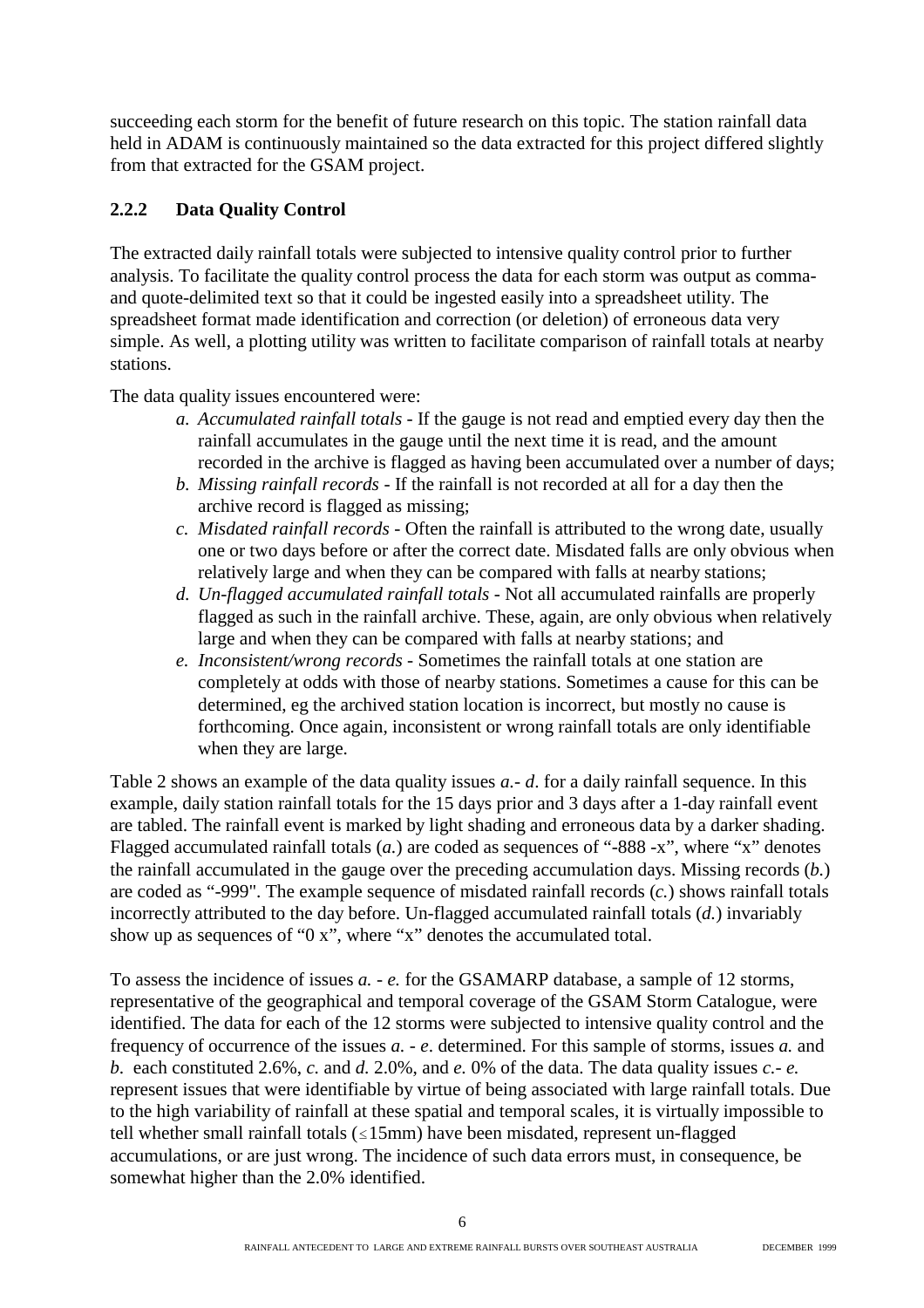succeeding each storm for the benefit of future research on this topic. The station rainfall data held in ADAM is continuously maintained so the data extracted for this project differed slightly from that extracted for the GSAM project.

### 2.2.2 Data Quality Control

The extracted daily rainfall totals were subjected to intensive quality control prior to further analysis. To facilitate the quality control process the data for each storm was output as comma- and quote-delimited text so that it could be ingested easily into a spreadsheet utility. The spreadsheet format made identification and correction (or deletion) of erroneous data very simple. As well, a plotting utility was written to facilitate comparison of rainfall totals at nearby stations.

The data quality issues encountered were:

*a. Accumulated rainfall totals* - If the gauge is not read and emptied every day then the rainfall accumulates in the gauge until the next time it is read, and the amount recorded in the archive is flagged as having been accumulated over a number of days;

*b. Missing rainfall records* - If the rainfall is not recorded at all for a day then the archive record is flagged as missing;

*c. Misdated rainfall records* - Often the rainfall is attributed to the wrong date, usually one or two days before or after the correct date. Misdated falls are only obvious when relatively large and when they can be compared with falls at nearby stations;

*d. Un-flagged accumulated rainfall totals* - Not all accumulated rainfalls are properly flagged as such in the rainfall archive. These, again, are only obvious when relatively large and when they can be compared with falls at nearby stations; and

*e. Inconsistent/wrong records* - Sometimes the rainfall totals at one station are completely at odds with those of nearby stations. Sometimes a cause for this can be determined, eg the archived station location is incorrect, but mostly no cause is forthcoming. Once again, inconsistent or wrong rainfall totals are only identifiable when they are large.

Table 2 shows an example of the data quality issues *a.- d.* for a daily rainfall sequence. In this example, daily station rainfall totals for the 15 days prior and 3 days after a 1-day rainfall event are tabled. The rainfall event is marked by light shading and erroneous data by a darker shading. Flagged accumulated rainfall totals (*a.*) are coded as sequences of "-888 -x", where "x" denotes the rainfall accumulated in the gauge over the preceding accumulation days. Missing records (*b.*) are coded as "-999". The example sequence of misdated rainfall records (*c.*) shows rainfall totals incorrectly attributed to the day before. Un-flagged accumulated rainfall totals (*d.*) invariably show up as sequences of "0 x", where "x" denotes the accumulated total.

To assess the incidence of issues *a. - e.* for the GSAMARP database, a sample of 12 storms, representative of the geographical and temporal coverage of the GSAM Storm Catalogue, were identified. The data for each of the 12 storms were subjected to intensive quality control and the frequency of occurrence of the issues *a. - e.* determined. For this sample of storms, issues *a.* and *b.* each constituted 2.6%, *c.* and *d.* 2.0%, and *e.* 0% of the data. The data quality issues *c.- e.* represent issues that were identifiable by virtue of being associated with large rainfall totals. Due to the high variability of rainfall at these spatial and temporal scales, it is virtually impossible to tell whether small rainfall totals ($\leq$15mm) have been misdated, represent un-flagged accumulations, or are just wrong. The incidence of such data errors must, in consequence, be somewhat higher than the 2.0% identified.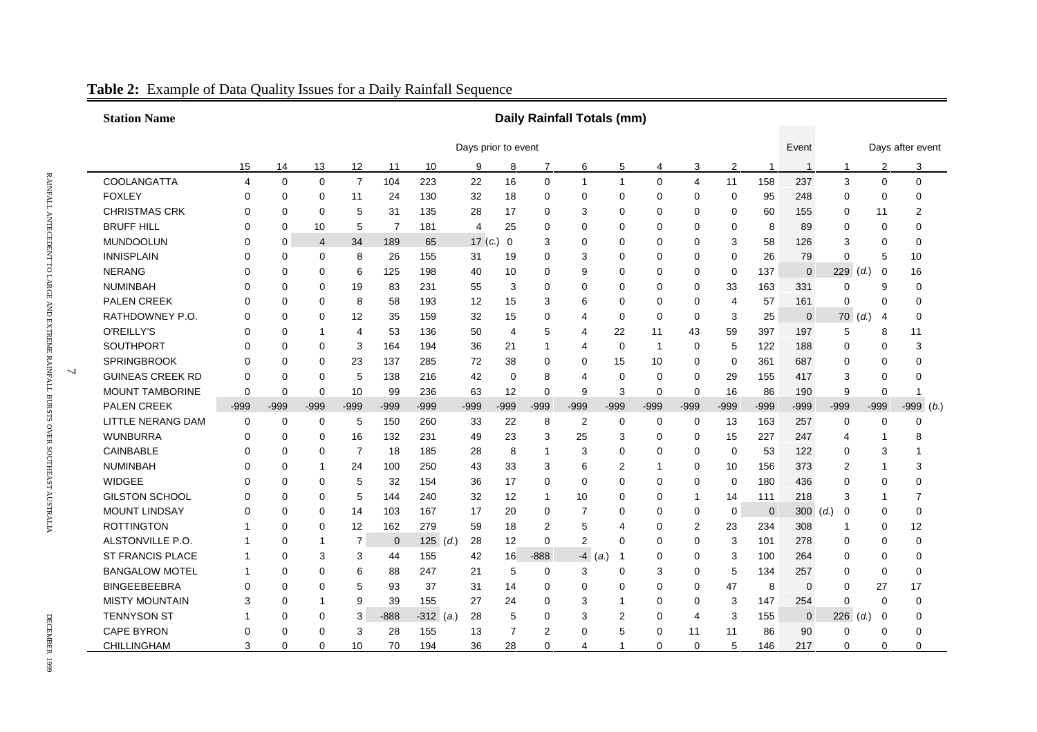**Table 2:** Example of Data Quality Issues for a Daily Rainfall Sequence

| Station Name | Daily Rainfall Totals (mm) | | | | | | | | | | | | | | | | | | |
|---|---|---|---|---|---|---|---|---|---|---|---|---|---|---|---|---|---|---|---|
| | Days prior to event | | | | | | | | | | | | | | | Event | Days after event | | |
| | 15 | 14 | 13 | 12 | 11 | 10 | 9 | 8 | 7 | 6 | 5 | 4 | 3 | 2 | 1 | 1 | 1 | 2 | 3 |
| COOLANGATTA | 4 | 0 | 0 | 7 | 104 | 223 | 22 | 16 | 0 | 1 | 1 | 0 | 4 | 11 | 158 | 237 | 3 | 0 | 0 |
| FOXLEY | 0 | 0 | 0 | 11 | 24 | 130 | 32 | 18 | 0 | 0 | 0 | 0 | 0 | 0 | 95 | 248 | 0 | 0 | 0 |
| CHRISTMAS CRK | 0 | 0 | 0 | 5 | 31 | 135 | 28 | 17 | 0 | 3 | 0 | 0 | 0 | 0 | 60 | 155 | 0 | 11 | 2 |
| BRUFF HILL | 0 | 0 | 10 | 5 | 7 | 181 | 4 | 25 | 0 | 0 | 0 | 0 | 0 | 0 | 8 | 89 | 0 | 0 | 0 |
| MUNDOOLUN | 0 | 0 | 4 | 34 | 189 | 65 | 17 (*c.*) | 0 | 3 | 0 | 0 | 0 | 0 | 3 | 58 | 126 | 3 | 0 | 0 |
| INNISPLAIN | 0 | 0 | 0 | 8 | 26 | 155 | 31 | 19 | 0 | 3 | 0 | 0 | 0 | 0 | 26 | 79 | 0 | 5 | 10 |
| NERANG | 0 | 0 | 0 | 6 | 125 | 198 | 40 | 10 | 0 | 9 | 0 | 0 | 0 | 0 | 137 | 0 | 229 (*d.*) | 0 | 16 |
| NUMINBAH | 0 | 0 | 0 | 19 | 83 | 231 | 55 | 3 | 0 | 0 | 0 | 0 | 0 | 33 | 163 | 331 | 0 | 9 | 0 |
| PALEN CREEK | 0 | 0 | 0 | 8 | 58 | 193 | 12 | 15 | 3 | 6 | 0 | 0 | 0 | 4 | 57 | 161 | 0 | 0 | 0 |
| RATHDOWNEY P.O. | 0 | 0 | 0 | 12 | 35 | 159 | 32 | 15 | 0 | 4 | 0 | 0 | 0 | 3 | 25 | 0 | 70 (*d.*) | 4 | 0 |
| O'REILLY'S | 0 | 0 | 1 | 4 | 53 | 136 | 50 | 4 | 5 | 4 | 22 | 11 | 43 | 59 | 397 | 197 | 5 | 8 | 11 |
| SOUTHPORT | 0 | 0 | 0 | 3 | 164 | 194 | 36 | 21 | 1 | 4 | 0 | 1 | 0 | 5 | 122 | 188 | 0 | 0 | 3 |
| SPRINGBROOK | 0 | 0 | 0 | 23 | 137 | 285 | 72 | 38 | 0 | 0 | 15 | 10 | 0 | 0 | 361 | 687 | 0 | 0 | 0 |
| GUINEAS CREEK RD | 0 | 0 | 0 | 5 | 138 | 216 | 42 | 0 | 8 | 4 | 0 | 0 | 0 | 29 | 155 | 417 | 3 | 0 | 0 |
| MOUNT TAMBORINE | 0 | 0 | 0 | 10 | 99 | 236 | 63 | 12 | 0 | 9 | 3 | 0 | 0 | 16 | 86 | 190 | 9 | 0 | 1 |
| PALEN CREEK | -999 | -999 | -999 | -999 | -999 | -999 | -999 | -999 | -999 | -999 | -999 | -999 | -999 | -999 | -999 | -999 | -999 | -999 | -999 (*b.*) |
| LITTLE NERANG DAM | 0 | 0 | 0 | 5 | 150 | 260 | 33 | 22 | 8 | 2 | 0 | 0 | 0 | 13 | 163 | 257 | 0 | 0 | 0 |
| WUNBURRA | 0 | 0 | 0 | 16 | 132 | 231 | 49 | 23 | 3 | 25 | 3 | 0 | 0 | 15 | 227 | 247 | 4 | 1 | 8 |
| CAINBABLE | 0 | 0 | 0 | 7 | 18 | 185 | 28 | 8 | 1 | 3 | 0 | 0 | 0 | 0 | 53 | 122 | 0 | 3 | 1 |
| NUMINBAH | 0 | 0 | 1 | 24 | 100 | 250 | 43 | 33 | 3 | 6 | 2 | 1 | 0 | 10 | 156 | 373 | 2 | 1 | 3 |
| WIDGEE | 0 | 0 | 0 | 5 | 32 | 154 | 36 | 17 | 0 | 0 | 0 | 0 | 0 | 0 | 180 | 436 | 0 | 0 | 0 |
| GILSTON SCHOOL | 0 | 0 | 0 | 5 | 144 | 240 | 32 | 12 | 1 | 10 | 0 | 0 | 1 | 14 | 111 | 218 | 3 | 1 | 7 |
| MOUNT LINDSAY | 0 | 0 | 0 | 14 | 103 | 167 | 17 | 20 | 0 | 7 | 0 | 0 | 0 | 0 | 0 | 300 (*d.*) | 0 | 0 | 0 |
| ROTTINGTON | 1 | 0 | 0 | 12 | 162 | 279 | 59 | 18 | 2 | 5 | 4 | 0 | 2 | 23 | 234 | 308 | 1 | 0 | 12 |
| ALSTONVILLE P.O. | 1 | 0 | 1 | 7 | 0 | 125 (*d.*) | 28 | 12 | 0 | 2 | 0 | 0 | 0 | 3 | 101 | 278 | 0 | 0 | 0 |
| ST FRANCIS PLACE | 1 | 0 | 3 | 3 | 44 | 155 | 42 | 16 | -888 | -4 (*a.*) | 1 | 0 | 0 | 3 | 100 | 264 | 0 | 0 | 0 |
| BANGALOW MOTEL | 1 | 0 | 0 | 6 | 88 | 247 | 21 | 5 | 0 | 3 | 0 | 3 | 0 | 5 | 134 | 257 | 0 | 0 | 0 |
| BINGEEBEEBRA | 0 | 0 | 0 | 5 | 93 | 37 | 31 | 14 | 0 | 0 | 0 | 0 | 0 | 47 | 8 | 0 | 0 | 27 | 17 |
| MISTY MOUNTAIN | 3 | 0 | 1 | 9 | 39 | 155 | 27 | 24 | 0 | 3 | 1 | 0 | 0 | 3 | 147 | 254 | 0 | 0 | 0 |
| TENNYSON ST | 1 | 0 | 0 | 3 | -888 | -312 (*a.*) | 28 | 5 | 0 | 3 | 2 | 0 | 4 | 3 | 155 | 0 | 226 (*d.*) | 0 | 0 |
| CAPE BYRON | 0 | 0 | 0 | 3 | 28 | 155 | 13 | 7 | 2 | 0 | 5 | 0 | 11 | 11 | 86 | 90 | 0 | 0 | 0 |
| CHILLINGHAM | 3 | 0 | 0 | 10 | 70 | 194 | 36 | 28 | 0 | 4 | 1 | 0 | 0 | 5 | 146 | 217 | 0 | 0 | 0 |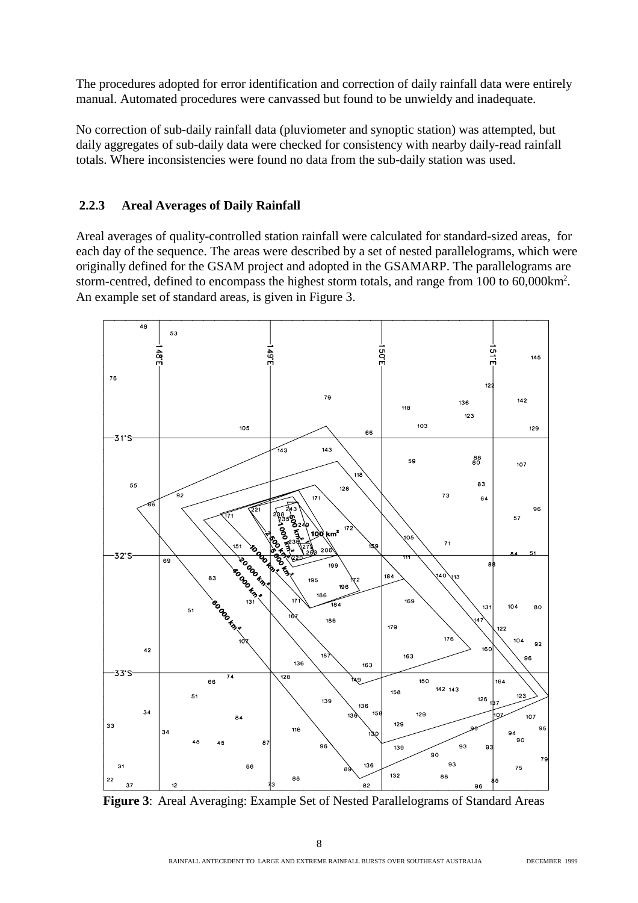The procedures adopted for error identification and correction of daily rainfall data were entirely manual. Automated procedures were canvassed but found to be unwieldy and inadequate.

No correction of sub-daily rainfall data (pluviometer and synoptic station) was attempted, but daily aggregates of sub-daily data were checked for consistency with nearby daily-read rainfall totals. Where inconsistencies were found no data from the sub-daily station was used.

### 2.2.3 Areal Averages of Daily Rainfall

Areal averages of quality-controlled station rainfall were calculated for standard-sized areas, for each day of the sequence. The areas were described by a set of nested parallelograms, which were originally defined for the GSAM project and adopted in the GSAMARP. The parallelograms are storm-centred, defined to encompass the highest storm totals, and range from 100 to 60,000km$^2$. An example set of standard areas, is given in Figure 3.

**Figure 3**: Areal Averaging: Example Set of Nested Parallelograms of Standard Areas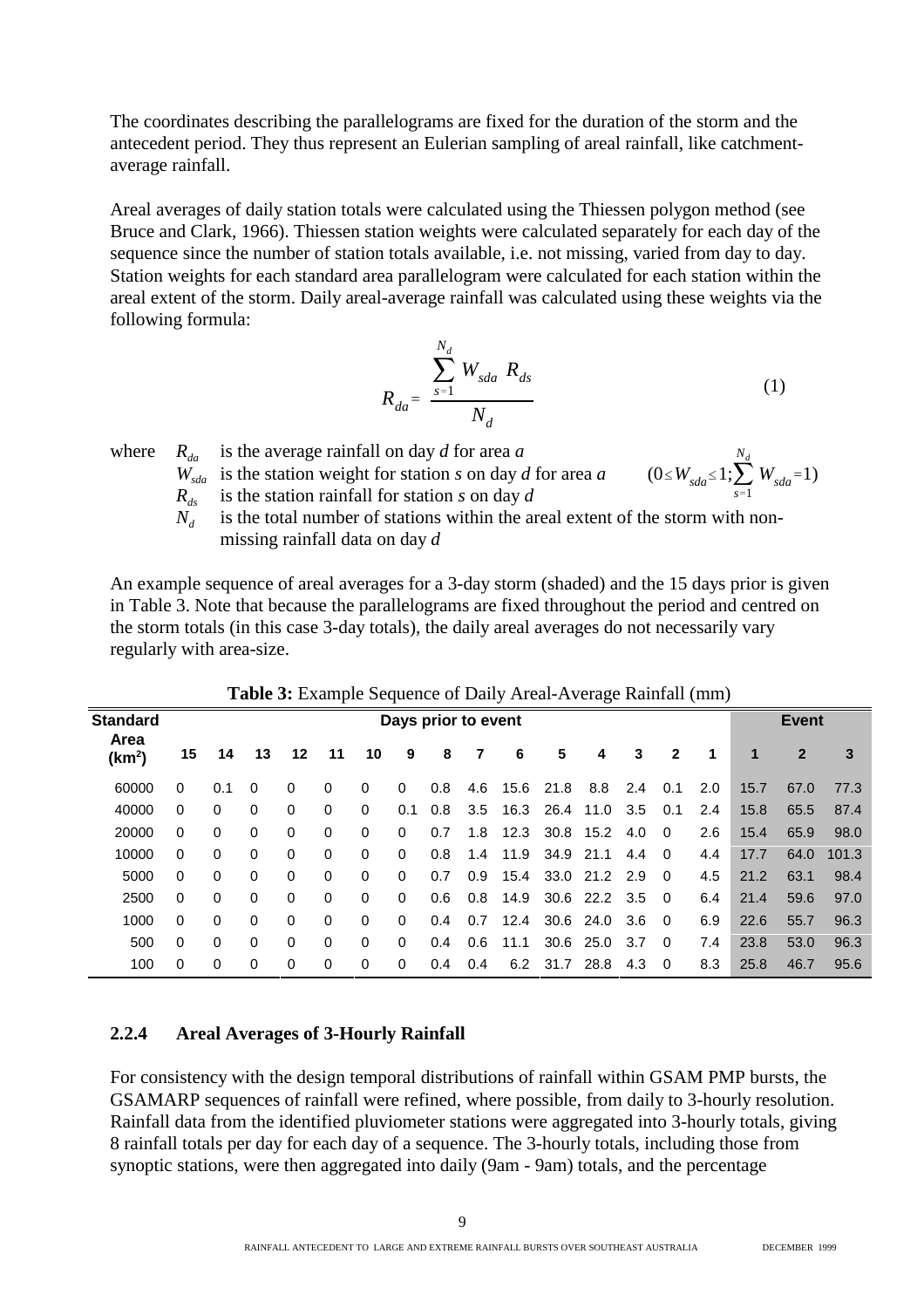The coordinates describing the parallelograms are fixed for the duration of the storm and the antecedent period. They thus represent an Eulerian sampling of areal rainfall, like catchment-average rainfall.

Areal averages of daily station totals were calculated using the Thiessen polygon method (see Bruce and Clark, 1966). Thiessen station weights were calculated separately for each day of the sequence since the number of station totals available, i.e. not missing, varied from day to day. Station weights for each standard area parallelogram were calculated for each station within the areal extent of the storm. Daily areal-average rainfall was calculated using these weights via the following formula:

$$R_{da} = \frac{\sum_{s=1}^{N_d} W_{sda} \; R_{ds}}{N_d} \tag{1}$$

where
- $R_{da}$ is the average rainfall on day *d* for area *a*
- $W_{sda}$ is the station weight for station *s* on day *d* for area *a* $\quad (0 \le W_{sda} \le 1; \sum_{s=1}^{N_d} W_{sda} = 1)$
- $R_{ds}$ is the station rainfall for station *s* on day *d*
- $N_d$ is the total number of stations within the areal extent of the storm with non-missing rainfall data on day *d*

An example sequence of areal averages for a 3-day storm (shaded) and the 15 days prior is given in Table 3. Note that because the parallelograms are fixed throughout the period and centred on the storm totals (in this case 3-day totals), the daily areal averages do not necessarily vary regularly with area-size.

**Table 3:** Example Sequence of Daily Areal-Average Rainfall (mm)

| Standard Area (km$^2$) | Days prior to event | | | | | | | | | | | | | | | Event | | |
|---|---|---|---|---|---|---|---|---|---|---|---|---|---|---|---|---|---|---|
| | 15 | 14 | 13 | 12 | 11 | 10 | 9 | 8 | 7 | 6 | 5 | 4 | 3 | 2 | 1 | 1 | 2 | 3 |
| 60000 | 0 | 0.1 | 0 | 0 | 0 | 0 | 0 | 0.8 | 4.6 | 15.6 | 21.8 | 8.8 | 2.4 | 0.1 | 2.0 | 15.7 | 67.0 | 77.3 |
| 40000 | 0 | 0 | 0 | 0 | 0 | 0 | 0.1 | 0.8 | 3.5 | 16.3 | 26.4 | 11.0 | 3.5 | 0.1 | 2.4 | 15.8 | 65.5 | 87.4 |
| 20000 | 0 | 0 | 0 | 0 | 0 | 0 | 0 | 0.7 | 1.8 | 12.3 | 30.8 | 15.2 | 4.0 | 0 | 2.6 | 15.4 | 65.9 | 98.0 |
| 10000 | 0 | 0 | 0 | 0 | 0 | 0 | 0 | 0.8 | 1.4 | 11.9 | 34.9 | 21.1 | 4.4 | 0 | 4.4 | 17.7 | 64.0 | 101.3 |
| 5000 | 0 | 0 | 0 | 0 | 0 | 0 | 0 | 0.7 | 0.9 | 15.4 | 33.0 | 21.2 | 2.9 | 0 | 4.5 | 21.2 | 63.1 | 98.4 |
| 2500 | 0 | 0 | 0 | 0 | 0 | 0 | 0 | 0.6 | 0.8 | 14.9 | 30.6 | 22.2 | 3.5 | 0 | 6.4 | 21.4 | 59.6 | 97.0 |
| 1000 | 0 | 0 | 0 | 0 | 0 | 0 | 0 | 0.4 | 0.7 | 12.4 | 30.6 | 24.0 | 3.6 | 0 | 6.9 | 22.6 | 55.7 | 96.3 |
| 500 | 0 | 0 | 0 | 0 | 0 | 0 | 0 | 0.4 | 0.6 | 11.1 | 30.6 | 25.0 | 3.7 | 0 | 7.4 | 23.8 | 53.0 | 96.3 |
| 100 | 0 | 0 | 0 | 0 | 0 | 0 | 0 | 0.4 | 0.4 | 6.2 | 31.7 | 28.8 | 4.3 | 0 | 8.3 | 25.8 | 46.7 | 95.6 |

### 2.2.4 Areal Averages of 3-Hourly Rainfall

For consistency with the design temporal distributions of rainfall within GSAM PMP bursts, the GSAMARP sequences of rainfall were refined, where possible, from daily to 3-hourly resolution. Rainfall data from the identified pluviometer stations were aggregated into 3-hourly totals, giving 8 rainfall totals per day for each day of a sequence. The 3-hourly totals, including those from synoptic stations, were then aggregated into daily (9am - 9am) totals, and the percentage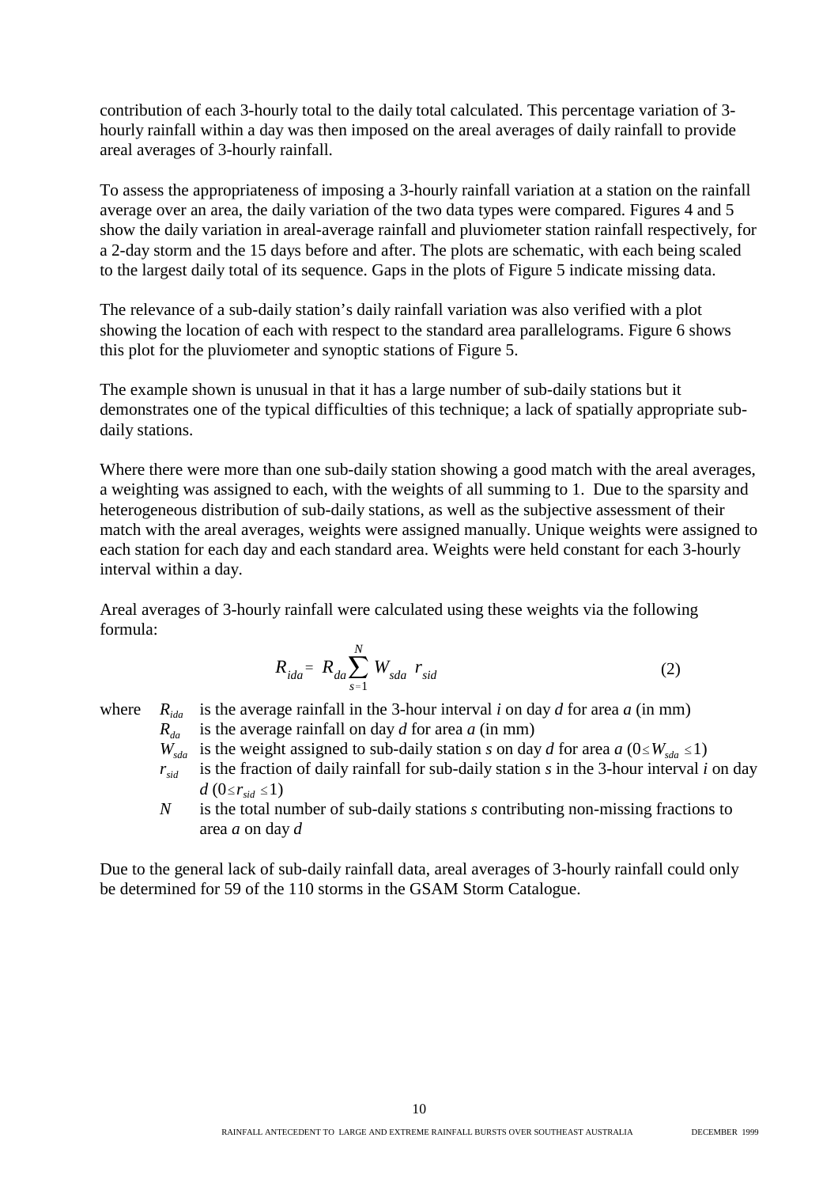contribution of each 3-hourly total to the daily total calculated. This percentage variation of 3-hourly rainfall within a day was then imposed on the areal averages of daily rainfall to provide areal averages of 3-hourly rainfall.

To assess the appropriateness of imposing a 3-hourly rainfall variation at a station on the rainfall average over an area, the daily variation of the two data types were compared. Figures 4 and 5 show the daily variation in areal-average rainfall and pluviometer station rainfall respectively, for a 2-day storm and the 15 days before and after. The plots are schematic, with each being scaled to the largest daily total of its sequence. Gaps in the plots of Figure 5 indicate missing data.

The relevance of a sub-daily station's daily rainfall variation was also verified with a plot showing the location of each with respect to the standard area parallelograms. Figure 6 shows this plot for the pluviometer and synoptic stations of Figure 5.

The example shown is unusual in that it has a large number of sub-daily stations but it demonstrates one of the typical difficulties of this technique; a lack of spatially appropriate sub-daily stations.

Where there were more than one sub-daily station showing a good match with the areal averages, a weighting was assigned to each, with the weights of all summing to 1. Due to the sparsity and heterogeneous distribution of sub-daily stations, as well as the subjective assessment of their match with the areal averages, weights were assigned manually. Unique weights were assigned to each station for each day and each standard area. Weights were held constant for each 3-hourly interval within a day.

Areal averages of 3-hourly rainfall were calculated using these weights via the following formula:

$$R_{ida} = R_{da} \sum_{s=1}^{N} W_{sda} \; r_{sid} \tag{2}$$

where
- $R_{ida}$ is the average rainfall in the 3-hour interval *i* on day *d* for area *a* (in mm)
- $R_{da}$ is the average rainfall on day *d* for area *a* (in mm)
- $W_{sda}$ is the weight assigned to sub-daily station *s* on day *d* for area *a* ($0 \leq W_{sda} \leq 1$)
- $r_{sid}$ is the fraction of daily rainfall for sub-daily station *s* in the 3-hour interval *i* on day *d* ($0 \leq r_{sid} \leq 1$)
- $N$ is the total number of sub-daily stations *s* contributing non-missing fractions to area *a* on day *d*

Due to the general lack of sub-daily rainfall data, areal averages of 3-hourly rainfall could only be determined for 59 of the 110 storms in the GSAM Storm Catalogue.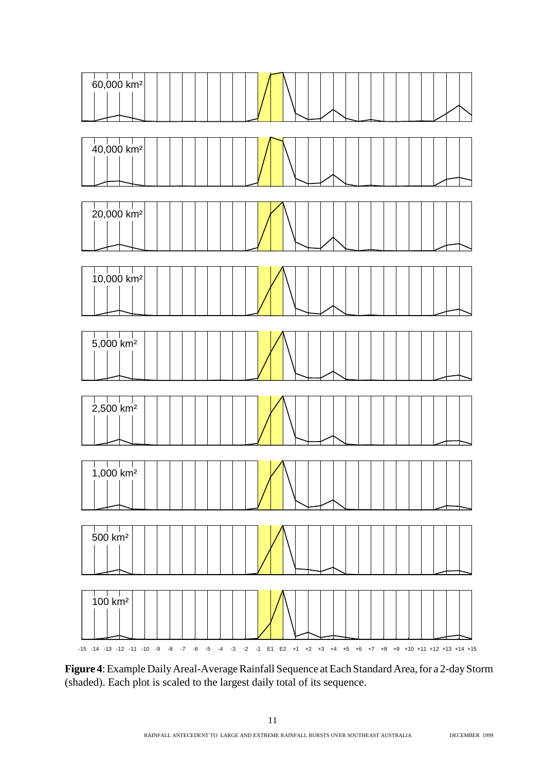60,000 km²

40,000 km²

20,000 km²

10,000 km²

5,000 km²

2,500 km²

1,000 km²

500 km²

100 km²

-15 -14 -13 -12 -11 -10 -9 -8 -7 -6 -5 -4 -3 -2 -1 E1 E2 +1 +2 +3 +4 +5 +6 +7 +8 +9 +10 +11 +12 +13 +14 +15

**Figure 4**: Example Daily Areal-Average Rainfall Sequence at Each Standard Area, for a 2-day Storm (shaded). Each plot is scaled to the largest daily total of its sequence.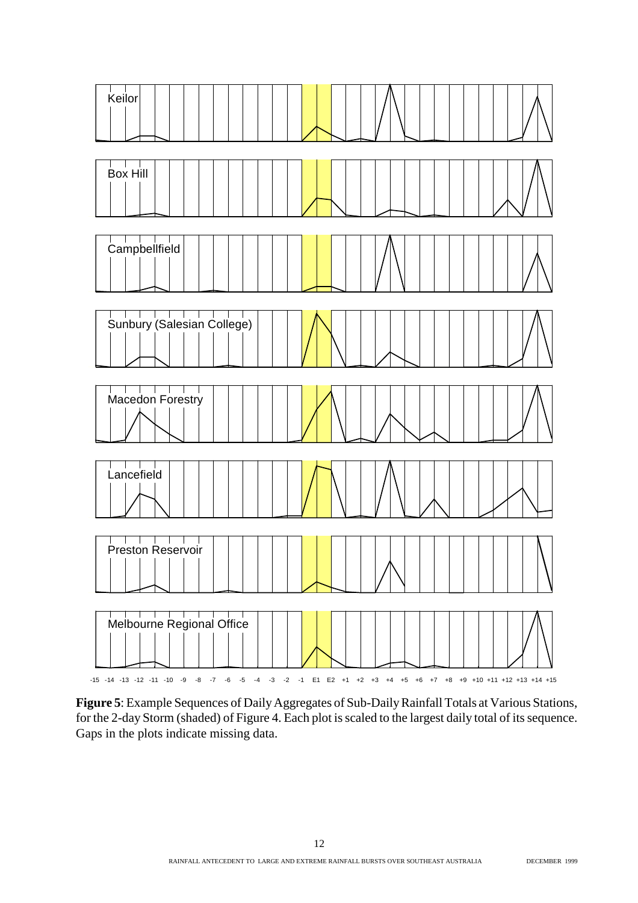Keilor

Box Hill

Campbellfield

Sunbury (Salesian College)

Macedon Forestry

Lancefield

Preston Reservoir

Melbourne Regional Office

-15 -14 -13 -12 -11 -10 -9 -8 -7 -6 -5 -4 -3 -2 -1 E1 E2 +1 +2 +3 +4 +5 +6 +7 +8 +9 +10 +11 +12 +13 +14 +15

**Figure 5**: Example Sequences of Daily Aggregates of Sub-Daily Rainfall Totals at Various Stations, for the 2-day Storm (shaded) of Figure 4. Each plot is scaled to the largest daily total of its sequence. Gaps in the plots indicate missing data.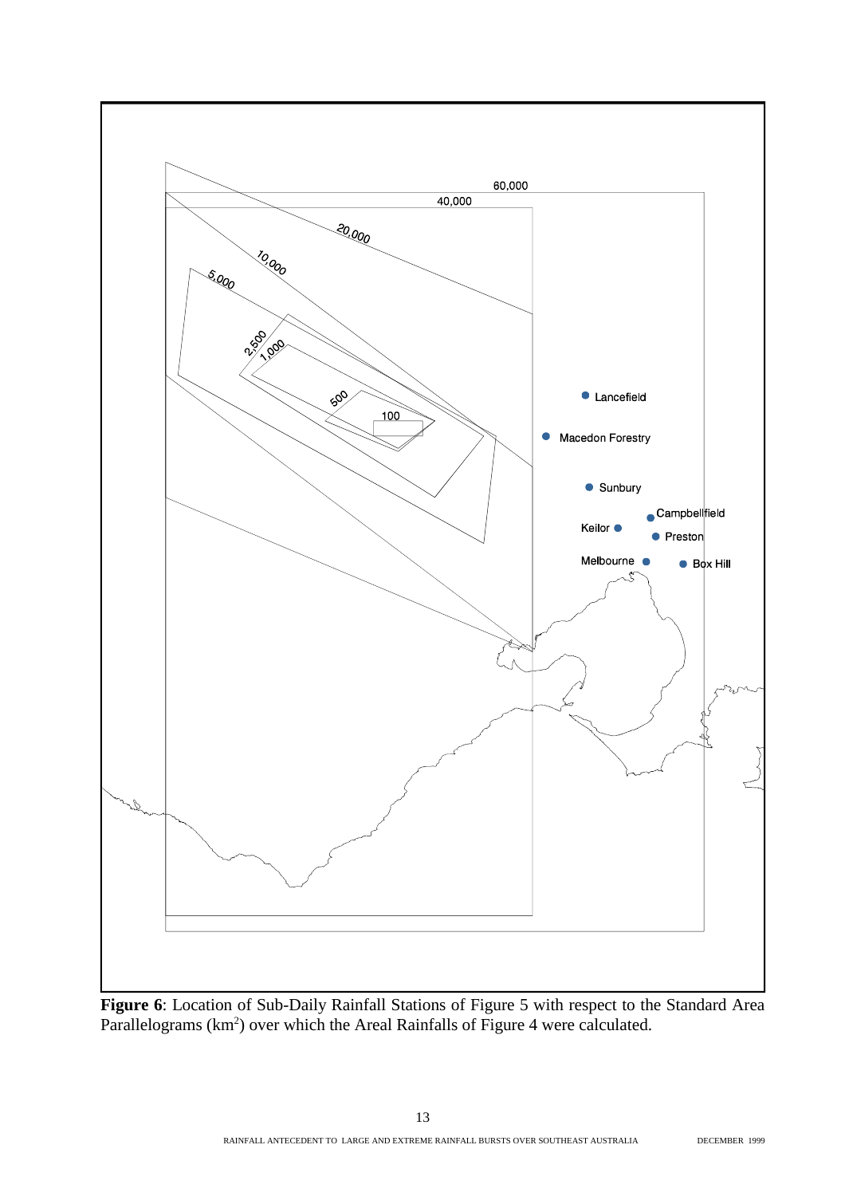60,000

40,000

20,000

10,000

5,000

2,500

1,000

500

100

Lancefield

Macedon Forestry

Sunbury

Campbellfield

Keilor

Preston

Melbourne

Box Hill

**Figure 6**: Location of Sub-Daily Rainfall Stations of Figure 5 with respect to the Standard Area Parallelograms ($km^2$) over which the Areal Rainfalls of Figure 4 were calculated.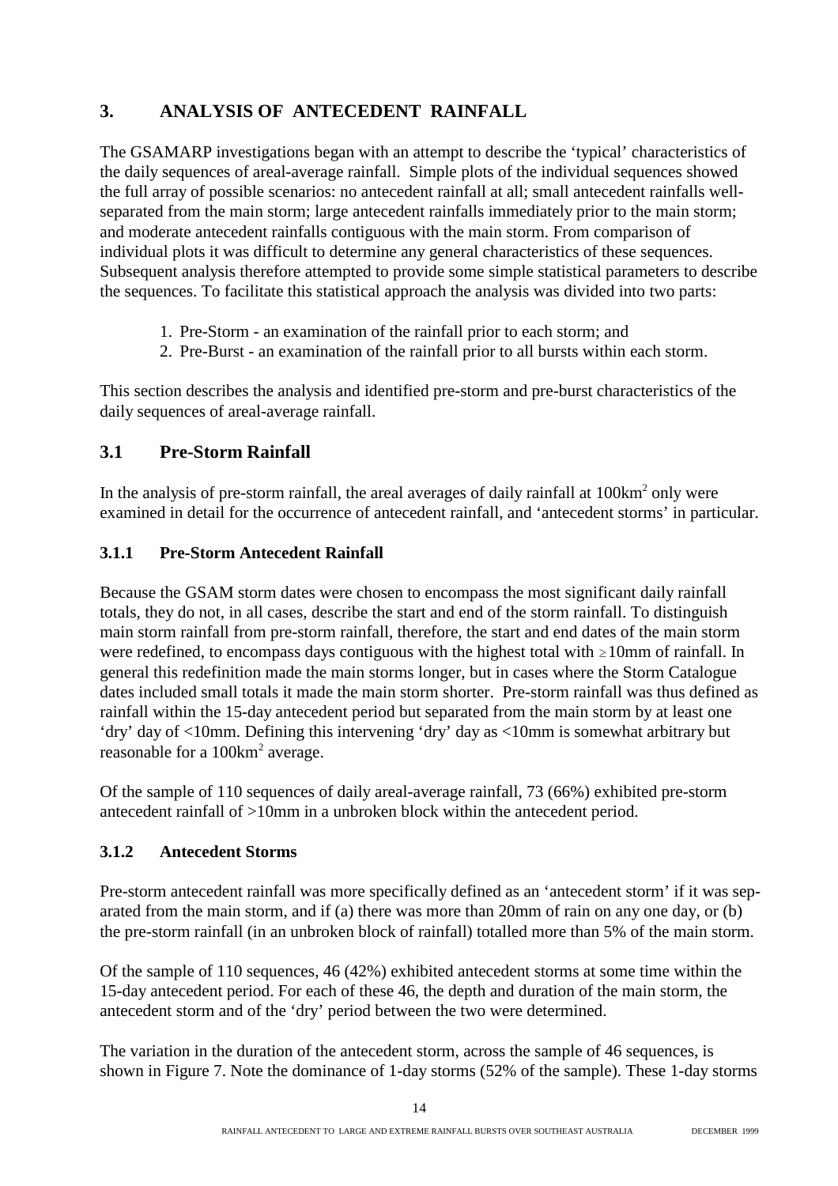## 3. ANALYSIS OF ANTECEDENT RAINFALL

The GSAMARP investigations began with an attempt to describe the 'typical' characteristics of the daily sequences of areal-average rainfall. Simple plots of the individual sequences showed the full array of possible scenarios: no antecedent rainfall at all; small antecedent rainfalls well-separated from the main storm; large antecedent rainfalls immediately prior to the main storm; and moderate antecedent rainfalls contiguous with the main storm. From comparison of individual plots it was difficult to determine any general characteristics of these sequences. Subsequent analysis therefore attempted to provide some simple statistical parameters to describe the sequences. To facilitate this statistical approach the analysis was divided into two parts:

1. Pre-Storm - an examination of the rainfall prior to each storm; and
2. Pre-Burst - an examination of the rainfall prior to all bursts within each storm.

This section describes the analysis and identified pre-storm and pre-burst characteristics of the daily sequences of areal-average rainfall.

### 3.1 Pre-Storm Rainfall

In the analysis of pre-storm rainfall, the areal averages of daily rainfall at 100km$^2$ only were examined in detail for the occurrence of antecedent rainfall, and 'antecedent storms' in particular.

#### 3.1.1 Pre-Storm Antecedent Rainfall

Because the GSAM storm dates were chosen to encompass the most significant daily rainfall totals, they do not, in all cases, describe the start and end of the storm rainfall. To distinguish main storm rainfall from pre-storm rainfall, therefore, the start and end dates of the main storm were redefined, to encompass days contiguous with the highest total with $\geq$10mm of rainfall. In general this redefinition made the main storms longer, but in cases where the Storm Catalogue dates included small totals it made the main storm shorter. Pre-storm rainfall was thus defined as rainfall within the 15-day antecedent period but separated from the main storm by at least one 'dry' day of <10mm. Defining this intervening 'dry' day as <10mm is somewhat arbitrary but reasonable for a 100km$^2$ average.

Of the sample of 110 sequences of daily areal-average rainfall, 73 (66%) exhibited pre-storm antecedent rainfall of >10mm in a unbroken block within the antecedent period.

#### 3.1.2 Antecedent Storms

Pre-storm antecedent rainfall was more specifically defined as an 'antecedent storm' if it was separated from the main storm, and if (a) there was more than 20mm of rain on any one day, or (b) the pre-storm rainfall (in an unbroken block of rainfall) totalled more than 5% of the main storm.

Of the sample of 110 sequences, 46 (42%) exhibited antecedent storms at some time within the 15-day antecedent period. For each of these 46, the depth and duration of the main storm, the antecedent storm and of the 'dry' period between the two were determined.

The variation in the duration of the antecedent storm, across the sample of 46 sequences, is shown in Figure 7. Note the dominance of 1-day storms (52% of the sample). These 1-day storms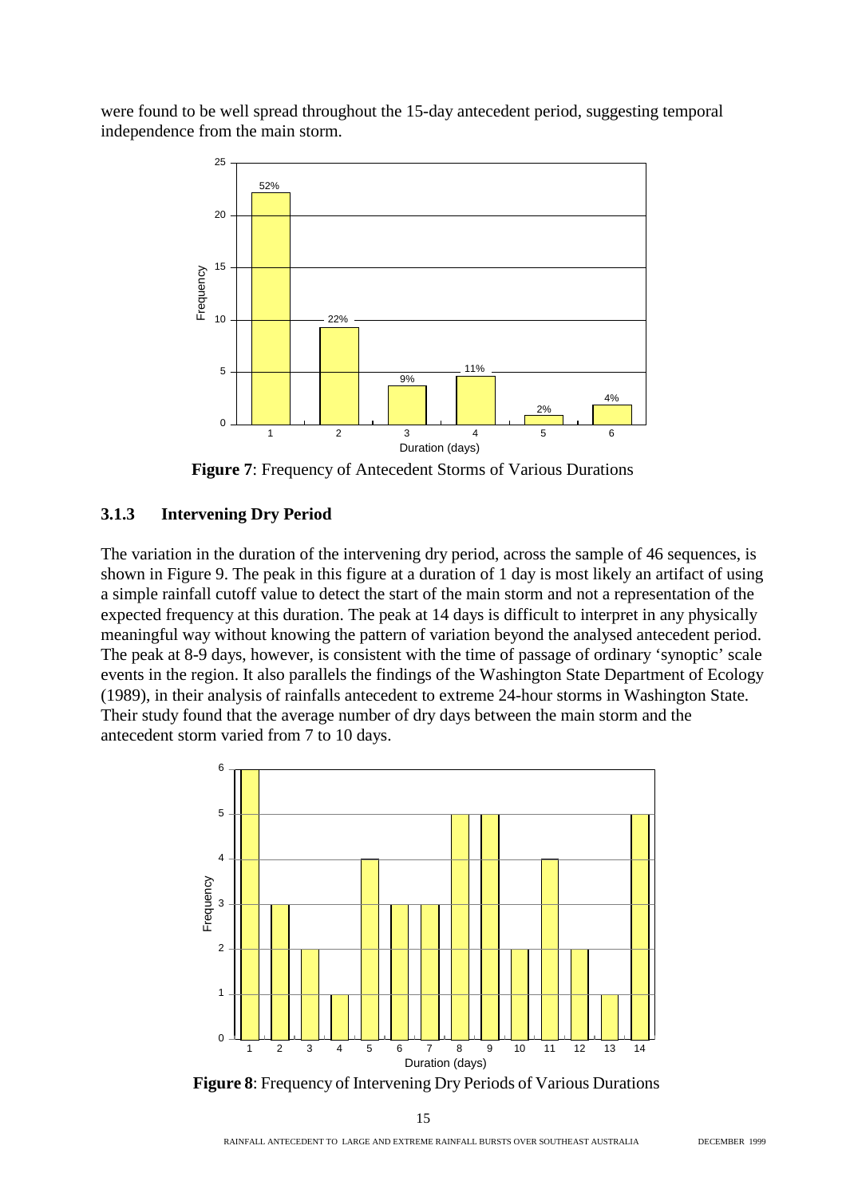were found to be well spread throughout the 15-day antecedent period, suggesting temporal independence from the main storm.

**Figure 7**: Frequency of Antecedent Storms of Various Durations

### 3.1.3 Intervening Dry Period

The variation in the duration of the intervening dry period, across the sample of 46 sequences, is shown in Figure 9. The peak in this figure at a duration of 1 day is most likely an artifact of using a simple rainfall cutoff value to detect the start of the main storm and not a representation of the expected frequency at this duration. The peak at 14 days is difficult to interpret in any physically meaningful way without knowing the pattern of variation beyond the analysed antecedent period. The peak at 8-9 days, however, is consistent with the time of passage of ordinary 'synoptic' scale events in the region. It also parallels the findings of the Washington State Department of Ecology (1989), in their analysis of rainfalls antecedent to extreme 24-hour storms in Washington State. Their study found that the average number of dry days between the main storm and the antecedent storm varied from 7 to 10 days.

**Figure 8**: Frequency of Intervening Dry Periods of Various Durations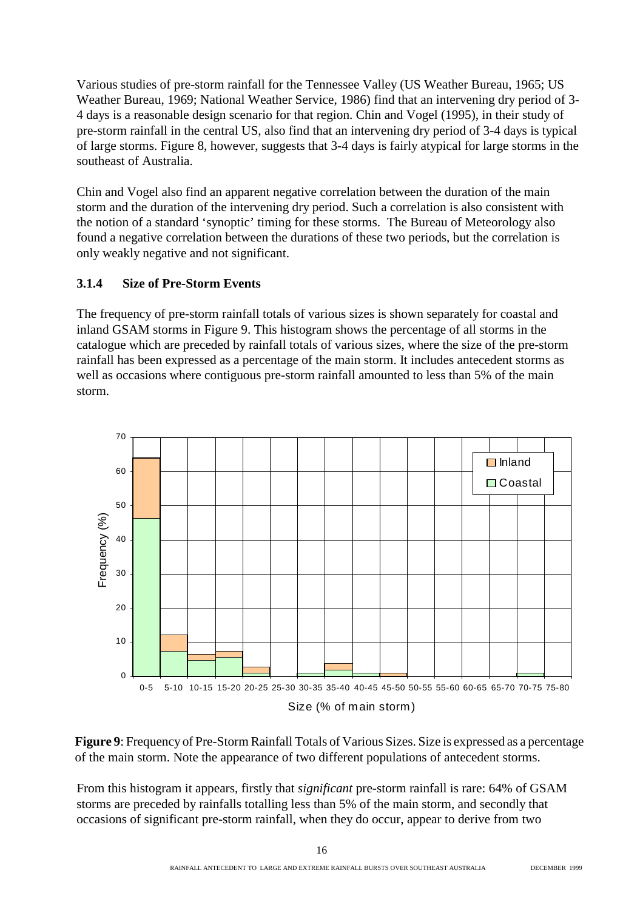Various studies of pre-storm rainfall for the Tennessee Valley (US Weather Bureau, 1965; US Weather Bureau, 1969; National Weather Service, 1986) find that an intervening dry period of 3-4 days is a reasonable design scenario for that region. Chin and Vogel (1995), in their study of pre-storm rainfall in the central US, also find that an intervening dry period of 3-4 days is typical of large storms. Figure 8, however, suggests that 3-4 days is fairly atypical for large storms in the southeast of Australia.

Chin and Vogel also find an apparent negative correlation between the duration of the main storm and the duration of the intervening dry period. Such a correlation is also consistent with the notion of a standard 'synoptic' timing for these storms. The Bureau of Meteorology also found a negative correlation between the durations of these two periods, but the correlation is only weakly negative and not significant.

### 3.1.4 Size of Pre-Storm Events

The frequency of pre-storm rainfall totals of various sizes is shown separately for coastal and inland GSAM storms in Figure 9. This histogram shows the percentage of all storms in the catalogue which are preceded by rainfall totals of various sizes, where the size of the pre-storm rainfall has been expressed as a percentage of the main storm. It includes antecedent storms as well as occasions where contiguous pre-storm rainfall amounted to less than 5% of the main storm.

**Figure 9**: Frequency of Pre-Storm Rainfall Totals of Various Sizes. Size is expressed as a percentage of the main storm. Note the appearance of two different populations of antecedent storms.

From this histogram it appears, firstly that *significant* pre-storm rainfall is rare: 64% of GSAM storms are preceded by rainfalls totalling less than 5% of the main storm, and secondly that occasions of significant pre-storm rainfall, when they do occur, appear to derive from two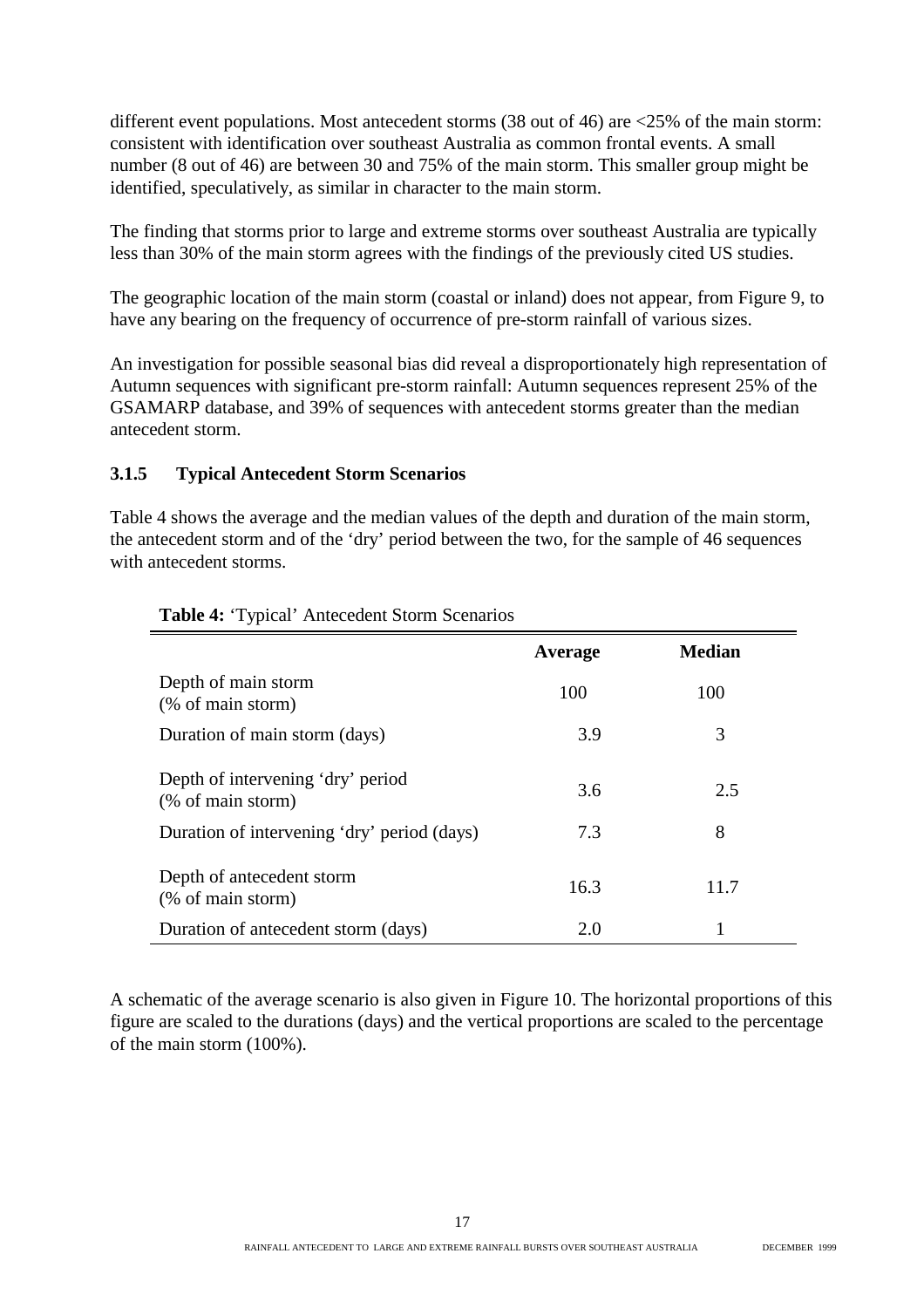different event populations. Most antecedent storms (38 out of 46) are <25% of the main storm: consistent with identification over southeast Australia as common frontal events. A small number (8 out of 46) are between 30 and 75% of the main storm. This smaller group might be identified, speculatively, as similar in character to the main storm.

The finding that storms prior to large and extreme storms over southeast Australia are typically less than 30% of the main storm agrees with the findings of the previously cited US studies.

The geographic location of the main storm (coastal or inland) does not appear, from Figure 9, to have any bearing on the frequency of occurrence of pre-storm rainfall of various sizes.

An investigation for possible seasonal bias did reveal a disproportionately high representation of Autumn sequences with significant pre-storm rainfall: Autumn sequences represent 25% of the GSAMARP database, and 39% of sequences with antecedent storms greater than the median antecedent storm.

### 3.1.5 Typical Antecedent Storm Scenarios

Table 4 shows the average and the median values of the depth and duration of the main storm, the antecedent storm and of the 'dry' period between the two, for the sample of 46 sequences with antecedent storms.

**Table 4:** 'Typical' Antecedent Storm Scenarios

| | Average | Median |
|---|---|---|
| Depth of main storm (% of main storm) | 100 | 100 |
| Duration of main storm (days) | 3.9 | 3 |
| Depth of intervening 'dry' period (% of main storm) | 3.6 | 2.5 |
| Duration of intervening 'dry' period (days) | 7.3 | 8 |
| Depth of antecedent storm (% of main storm) | 16.3 | 11.7 |
| Duration of antecedent storm (days) | 2.0 | 1 |

A schematic of the average scenario is also given in Figure 10. The horizontal proportions of this figure are scaled to the durations (days) and the vertical proportions are scaled to the percentage of the main storm (100%).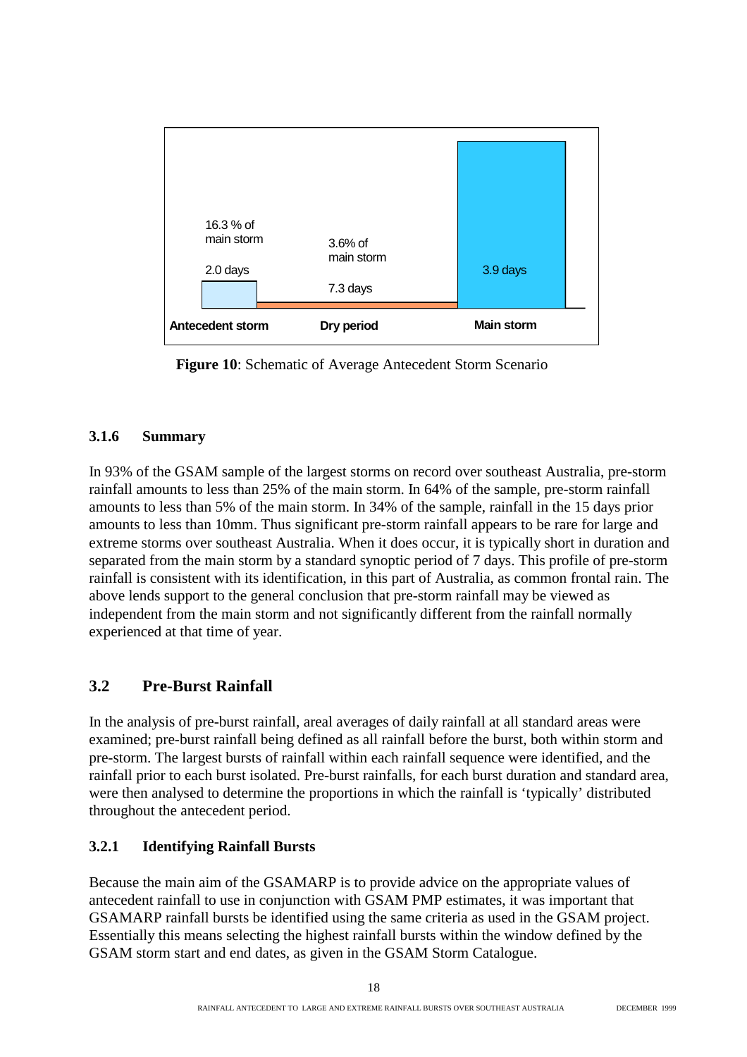| Antecedent storm | Dry period | Main storm |
|---|---|---|
| 16.3 % of main storm | 3.6% of main storm | |
| 2.0 days | 7.3 days | 3.9 days |

**Figure 10**: Schematic of Average Antecedent Storm Scenario

### 3.1.6 Summary

In 93% of the GSAM sample of the largest storms on record over southeast Australia, pre-storm rainfall amounts to less than 25% of the main storm. In 64% of the sample, pre-storm rainfall amounts to less than 5% of the main storm. In 34% of the sample, rainfall in the 15 days prior amounts to less than 10mm. Thus significant pre-storm rainfall appears to be rare for large and extreme storms over southeast Australia. When it does occur, it is typically short in duration and separated from the main storm by a standard synoptic period of 7 days. This profile of pre-storm rainfall is consistent with its identification, in this part of Australia, as common frontal rain. The above lends support to the general conclusion that pre-storm rainfall may be viewed as independent from the main storm and not significantly different from the rainfall normally experienced at that time of year.

## 3.2 Pre-Burst Rainfall

In the analysis of pre-burst rainfall, areal averages of daily rainfall at all standard areas were examined; pre-burst rainfall being defined as all rainfall before the burst, both within storm and pre-storm. The largest bursts of rainfall within each rainfall sequence were identified, and the rainfall prior to each burst isolated. Pre-burst rainfalls, for each burst duration and standard area, were then analysed to determine the proportions in which the rainfall is 'typically' distributed throughout the antecedent period.

### 3.2.1 Identifying Rainfall Bursts

Because the main aim of the GSAMARP is to provide advice on the appropriate values of antecedent rainfall to use in conjunction with GSAM PMP estimates, it was important that GSAMARP rainfall bursts be identified using the same criteria as used in the GSAM project. Essentially this means selecting the highest rainfall bursts within the window defined by the GSAM storm start and end dates, as given in the GSAM Storm Catalogue.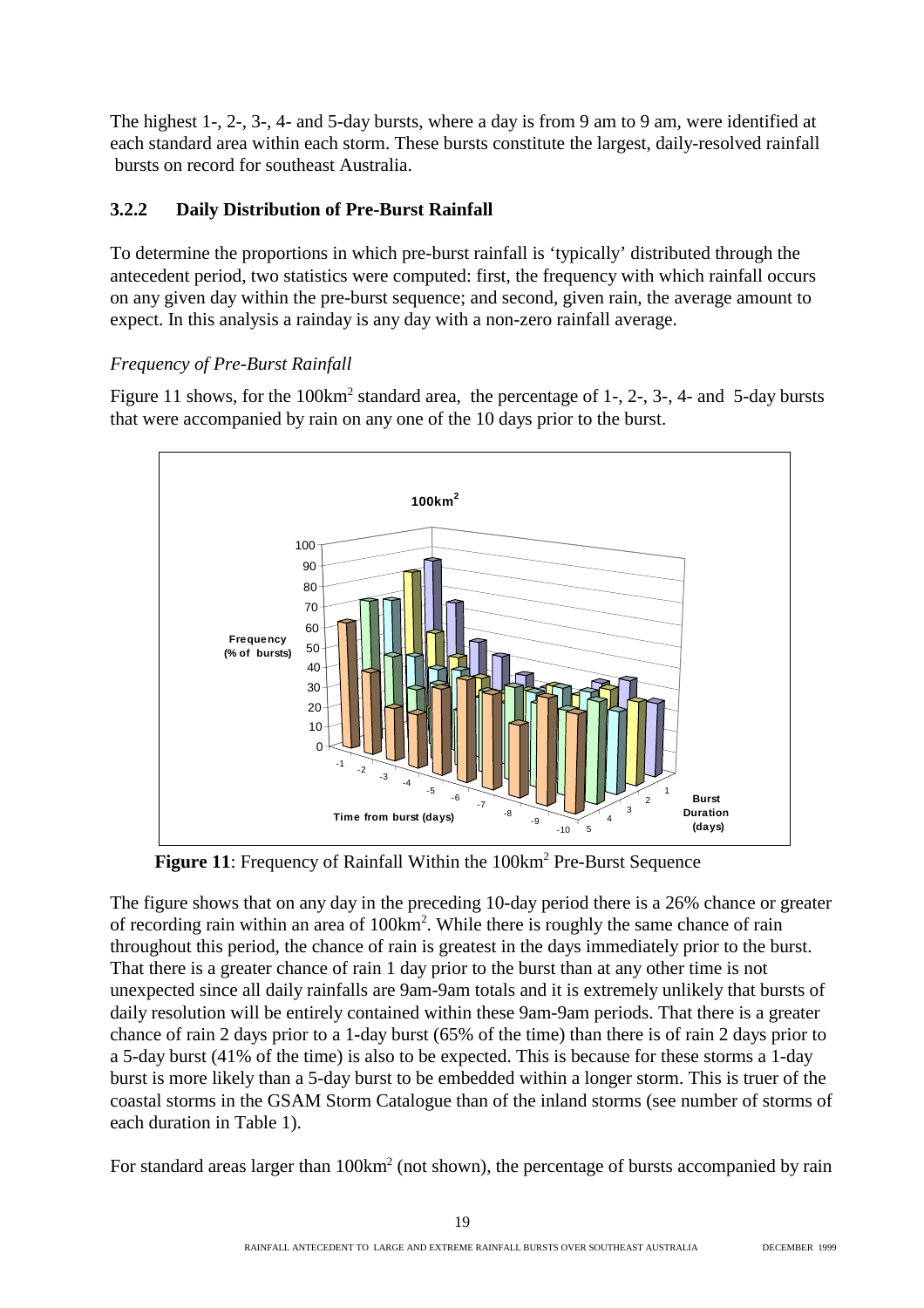The highest 1-, 2-, 3-, 4- and 5-day bursts, where a day is from 9 am to 9 am, were identified at each standard area within each storm. These bursts constitute the largest, daily-resolved rainfall bursts on record for southeast Australia.

### 3.2.2 Daily Distribution of Pre-Burst Rainfall

To determine the proportions in which pre-burst rainfall is 'typically' distributed through the antecedent period, two statistics were computed: first, the frequency with which rainfall occurs on any given day within the pre-burst sequence; and second, given rain, the average amount to expect. In this analysis a rainday is any day with a non-zero rainfall average.

*Frequency of Pre-Burst Rainfall*

Figure 11 shows, for the 100km$^2$ standard area, the percentage of 1-, 2-, 3-, 4- and 5-day bursts that were accompanied by rain on any one of the 10 days prior to the burst.

**Figure 11**: Frequency of Rainfall Within the 100km$^2$ Pre-Burst Sequence

The figure shows that on any day in the preceding 10-day period there is a 26% chance or greater of recording rain within an area of 100km$^2$. While there is roughly the same chance of rain throughout this period, the chance of rain is greatest in the days immediately prior to the burst. That there is a greater chance of rain 1 day prior to the burst than at any other time is not unexpected since all daily rainfalls are 9am-9am totals and it is extremely unlikely that bursts of daily resolution will be entirely contained within these 9am-9am periods. That there is a greater chance of rain 2 days prior to a 1-day burst (65% of the time) than there is of rain 2 days prior to a 5-day burst (41% of the time) is also to be expected. This is because for these storms a 1-day burst is more likely than a 5-day burst to be embedded within a longer storm. This is truer of the coastal storms in the GSAM Storm Catalogue than of the inland storms (see number of storms of each duration in Table 1).

For standard areas larger than 100km$^2$ (not shown), the percentage of bursts accompanied by rain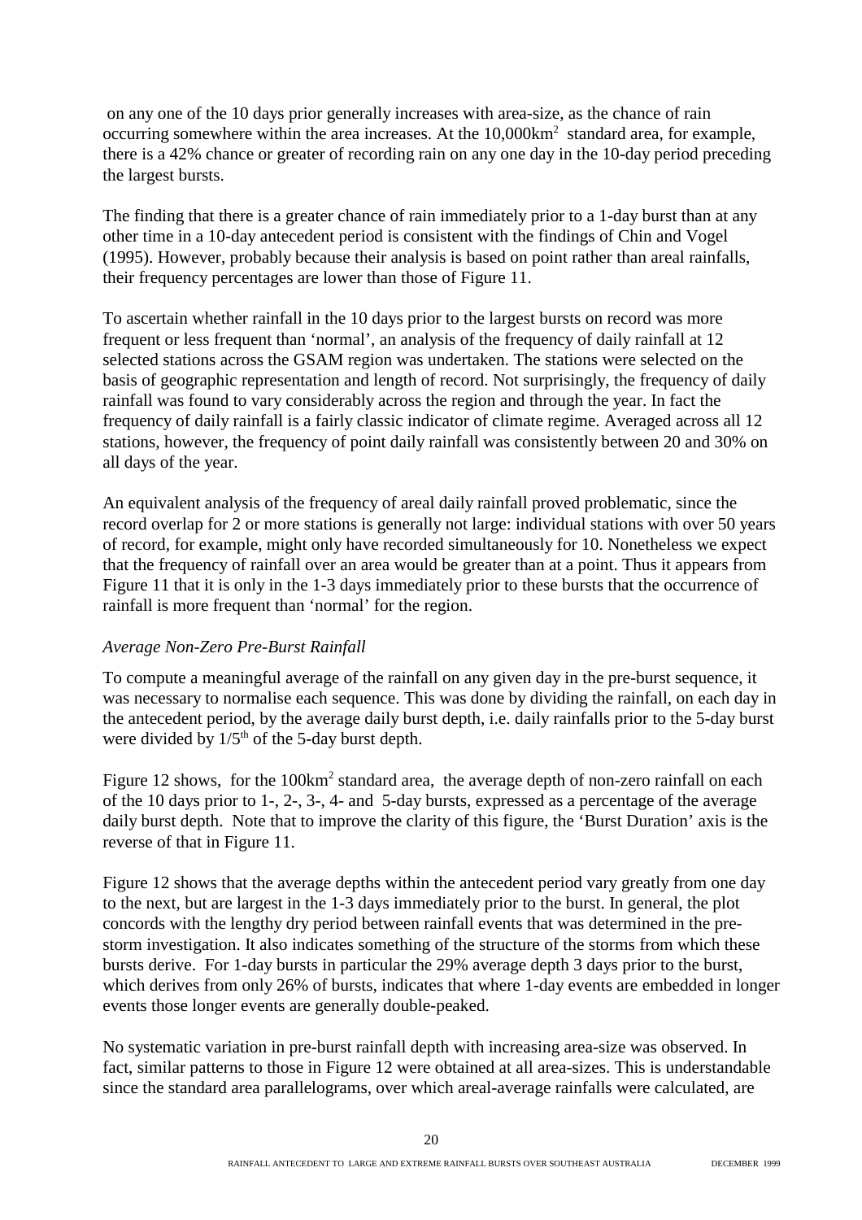on any one of the 10 days prior generally increases with area-size, as the chance of rain occurring somewhere within the area increases. At the 10,000km$^2$ standard area, for example, there is a 42% chance or greater of recording rain on any one day in the 10-day period preceding the largest bursts.

The finding that there is a greater chance of rain immediately prior to a 1-day burst than at any other time in a 10-day antecedent period is consistent with the findings of Chin and Vogel (1995). However, probably because their analysis is based on point rather than areal rainfalls, their frequency percentages are lower than those of Figure 11.

To ascertain whether rainfall in the 10 days prior to the largest bursts on record was more frequent or less frequent than 'normal', an analysis of the frequency of daily rainfall at 12 selected stations across the GSAM region was undertaken. The stations were selected on the basis of geographic representation and length of record. Not surprisingly, the frequency of daily rainfall was found to vary considerably across the region and through the year. In fact the frequency of daily rainfall is a fairly classic indicator of climate regime. Averaged across all 12 stations, however, the frequency of point daily rainfall was consistently between 20 and 30% on all days of the year.

An equivalent analysis of the frequency of areal daily rainfall proved problematic, since the record overlap for 2 or more stations is generally not large: individual stations with over 50 years of record, for example, might only have recorded simultaneously for 10. Nonetheless we expect that the frequency of rainfall over an area would be greater than at a point. Thus it appears from Figure 11 that it is only in the 1-3 days immediately prior to these bursts that the occurrence of rainfall is more frequent than 'normal' for the region.

*Average Non-Zero Pre-Burst Rainfall*

To compute a meaningful average of the rainfall on any given day in the pre-burst sequence, it was necessary to normalise each sequence. This was done by dividing the rainfall, on each day in the antecedent period, by the average daily burst depth, i.e. daily rainfalls prior to the 5-day burst were divided by 1/5$^{th}$ of the 5-day burst depth.

Figure 12 shows, for the 100km$^2$ standard area, the average depth of non-zero rainfall on each of the 10 days prior to 1-, 2-, 3-, 4- and 5-day bursts, expressed as a percentage of the average daily burst depth. Note that to improve the clarity of this figure, the 'Burst Duration' axis is the reverse of that in Figure 11.

Figure 12 shows that the average depths within the antecedent period vary greatly from one day to the next, but are largest in the 1-3 days immediately prior to the burst. In general, the plot concords with the lengthy dry period between rainfall events that was determined in the pre-storm investigation. It also indicates something of the structure of the storms from which these bursts derive. For 1-day bursts in particular the 29% average depth 3 days prior to the burst, which derives from only 26% of bursts, indicates that where 1-day events are embedded in longer events those longer events are generally double-peaked.

No systematic variation in pre-burst rainfall depth with increasing area-size was observed. In fact, similar patterns to those in Figure 12 were obtained at all area-sizes. This is understandable since the standard area parallelograms, over which areal-average rainfalls were calculated, are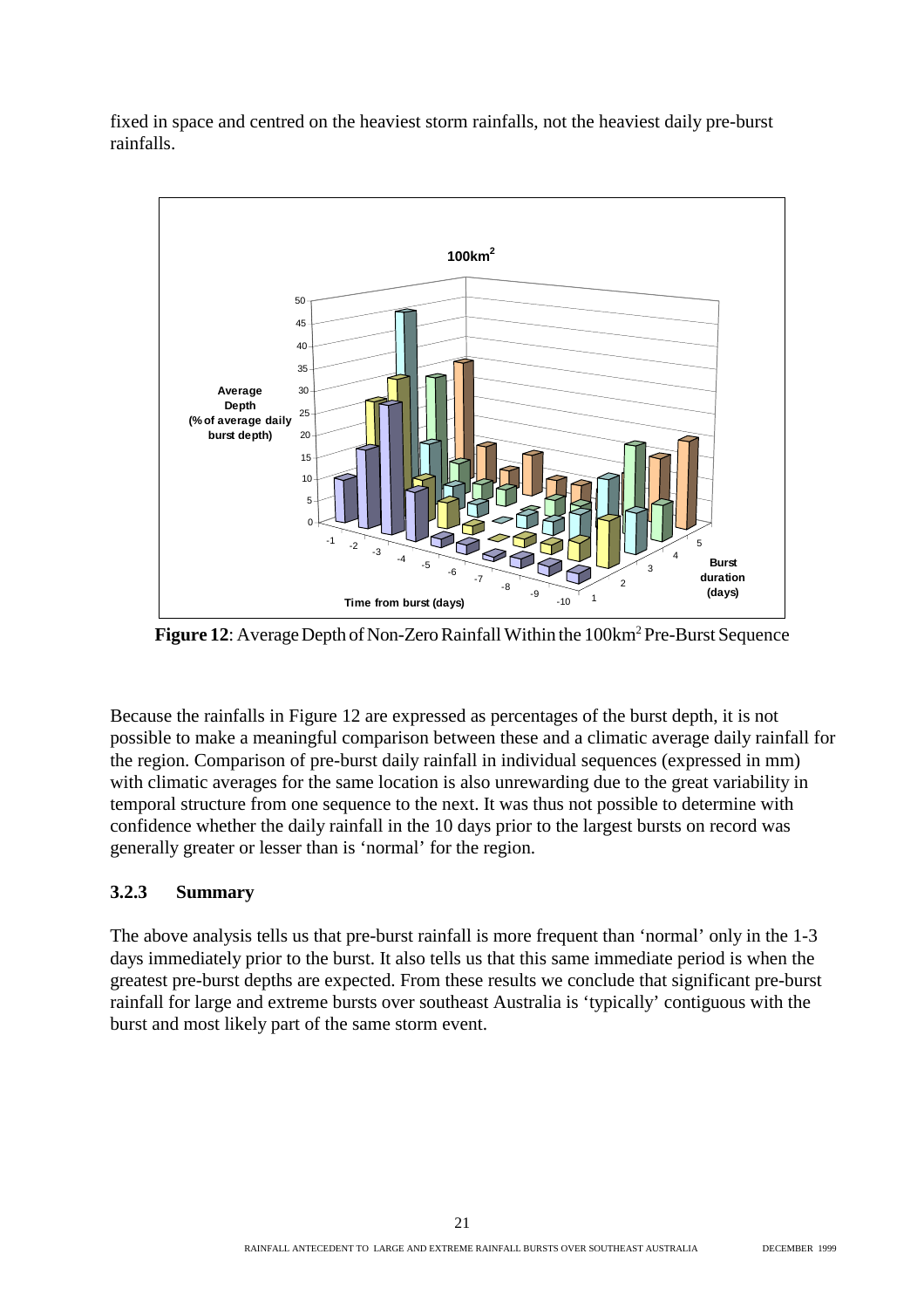fixed in space and centred on the heaviest storm rainfalls, not the heaviest daily pre-burst rainfalls.

**Figure 12**: Average Depth of Non-Zero Rainfall Within the 100km$^2$ Pre-Burst Sequence

Because the rainfalls in Figure 12 are expressed as percentages of the burst depth, it is not possible to make a meaningful comparison between these and a climatic average daily rainfall for the region. Comparison of pre-burst daily rainfall in individual sequences (expressed in mm) with climatic averages for the same location is also unrewarding due to the great variability in temporal structure from one sequence to the next. It was thus not possible to determine with confidence whether the daily rainfall in the 10 days prior to the largest bursts on record was generally greater or lesser than is 'normal' for the region.

### 3.2.3 Summary

The above analysis tells us that pre-burst rainfall is more frequent than 'normal' only in the 1-3 days immediately prior to the burst. It also tells us that this same immediate period is when the greatest pre-burst depths are expected. From these results we conclude that significant pre-burst rainfall for large and extreme bursts over southeast Australia is 'typically' contiguous with the burst and most likely part of the same storm event.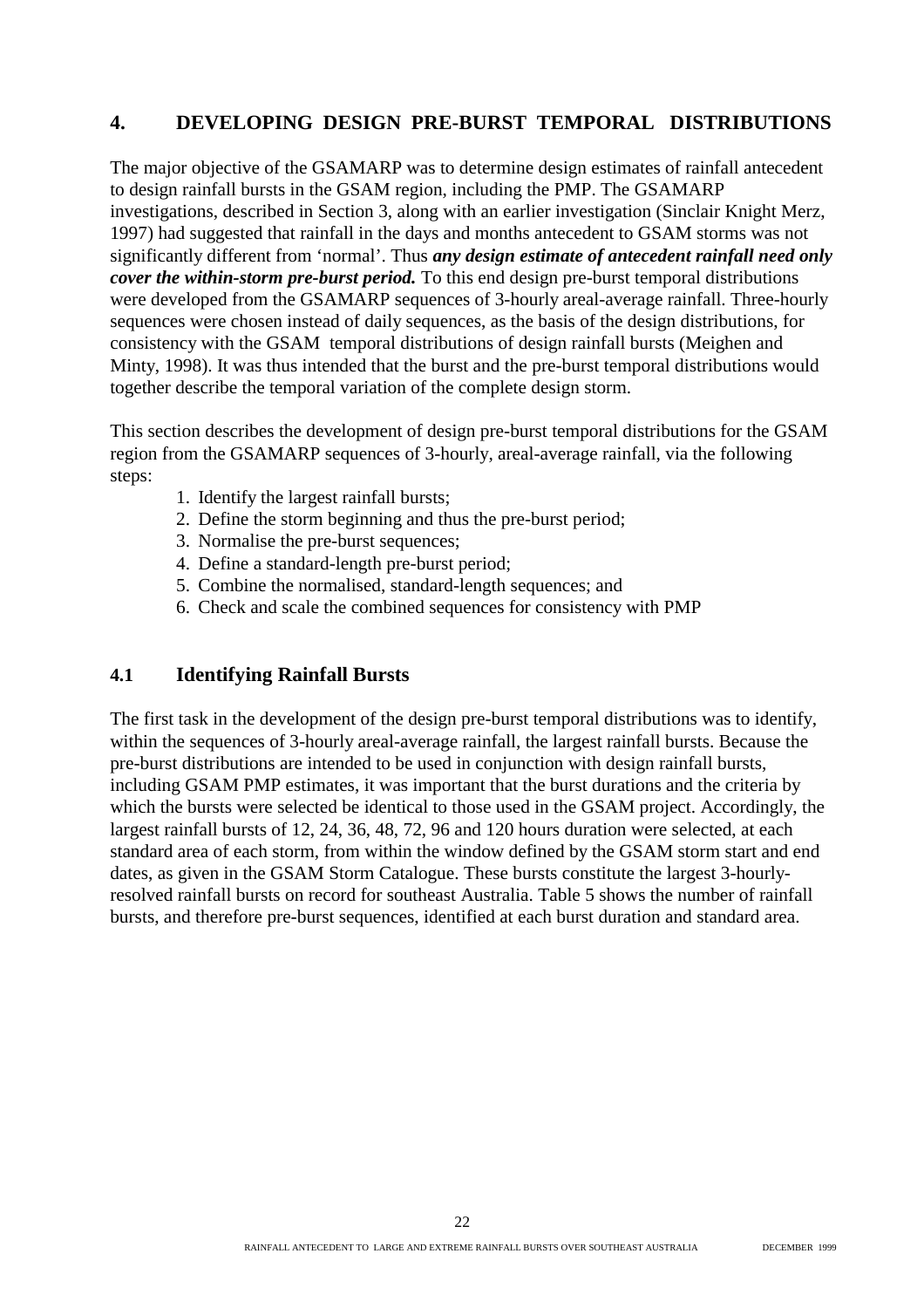# 4. DEVELOPING DESIGN PRE-BURST TEMPORAL DISTRIBUTIONS

The major objective of the GSAMARP was to determine design estimates of rainfall antecedent to design rainfall bursts in the GSAM region, including the PMP. The GSAMARP investigations, described in Section 3, along with an earlier investigation (Sinclair Knight Merz, 1997) had suggested that rainfall in the days and months antecedent to GSAM storms was not significantly different from 'normal'. Thus ***any design estimate of antecedent rainfall need only cover the within-storm pre-burst period.*** To this end design pre-burst temporal distributions were developed from the GSAMARP sequences of 3-hourly areal-average rainfall. Three-hourly sequences were chosen instead of daily sequences, as the basis of the design distributions, for consistency with the GSAM temporal distributions of design rainfall bursts (Meighen and Minty, 1998). It was thus intended that the burst and the pre-burst temporal distributions would together describe the temporal variation of the complete design storm.

This section describes the development of design pre-burst temporal distributions for the GSAM region from the GSAMARP sequences of 3-hourly, areal-average rainfall, via the following steps:

1. Identify the largest rainfall bursts;
2. Define the storm beginning and thus the pre-burst period;
3. Normalise the pre-burst sequences;
4. Define a standard-length pre-burst period;
5. Combine the normalised, standard-length sequences; and
6. Check and scale the combined sequences for consistency with PMP

## 4.1 Identifying Rainfall Bursts

The first task in the development of the design pre-burst temporal distributions was to identify, within the sequences of 3-hourly areal-average rainfall, the largest rainfall bursts. Because the pre-burst distributions are intended to be used in conjunction with design rainfall bursts, including GSAM PMP estimates, it was important that the burst durations and the criteria by which the bursts were selected be identical to those used in the GSAM project. Accordingly, the largest rainfall bursts of 12, 24, 36, 48, 72, 96 and 120 hours duration were selected, at each standard area of each storm, from within the window defined by the GSAM storm start and end dates, as given in the GSAM Storm Catalogue. These bursts constitute the largest 3-hourly-resolved rainfall bursts on record for southeast Australia. Table 5 shows the number of rainfall bursts, and therefore pre-burst sequences, identified at each burst duration and standard area.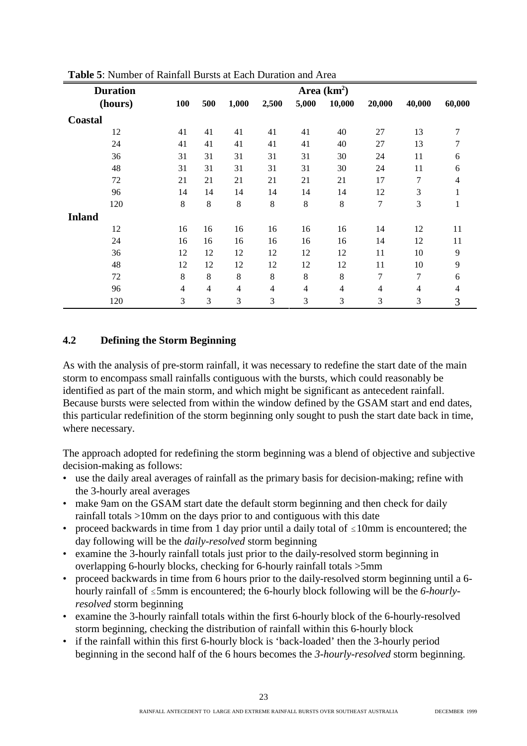**Table 5**: Number of Rainfall Bursts at Each Duration and Area

| Duration (hours) | Area (km$^2$) | | | | | | | | |
|---|---|---|---|---|---|---|---|---|---|
| | **100** | **500** | **1,000** | **2,500** | **5,000** | **10,000** | **20,000** | **40,000** | **60,000** |
| **Coastal** | | | | | | | | | |
| 12 | 41 | 41 | 41 | 41 | 41 | 40 | 27 | 13 | 7 |
| 24 | 41 | 41 | 41 | 41 | 41 | 40 | 27 | 13 | 7 |
| 36 | 31 | 31 | 31 | 31 | 31 | 30 | 24 | 11 | 6 |
| 48 | 31 | 31 | 31 | 31 | 31 | 30 | 24 | 11 | 6 |
| 72 | 21 | 21 | 21 | 21 | 21 | 21 | 17 | 7 | 4 |
| 96 | 14 | 14 | 14 | 14 | 14 | 14 | 12 | 3 | 1 |
| 120 | 8 | 8 | 8 | 8 | 8 | 8 | 7 | 3 | 1 |
| **Inland** | | | | | | | | | |
| 12 | 16 | 16 | 16 | 16 | 16 | 16 | 14 | 12 | 11 |
| 24 | 16 | 16 | 16 | 16 | 16 | 16 | 14 | 12 | 11 |
| 36 | 12 | 12 | 12 | 12 | 12 | 12 | 11 | 10 | 9 |
| 48 | 12 | 12 | 12 | 12 | 12 | 12 | 11 | 10 | 9 |
| 72 | 8 | 8 | 8 | 8 | 8 | 8 | 7 | 7 | 6 |
| 96 | 4 | 4 | 4 | 4 | 4 | 4 | 4 | 4 | 4 |
| 120 | 3 | 3 | 3 | 3 | 3 | 3 | 3 | 3 | 3 |

### 4.2 Defining the Storm Beginning

As with the analysis of pre-storm rainfall, it was necessary to redefine the start date of the main storm to encompass small rainfalls contiguous with the bursts, which could reasonably be identified as part of the main storm, and which might be significant as antecedent rainfall. Because bursts were selected from within the window defined by the GSAM start and end dates, this particular redefinition of the storm beginning only sought to push the start date back in time, where necessary.

The approach adopted for redefining the storm beginning was a blend of objective and subjective decision-making as follows:

- use the daily areal averages of rainfall as the primary basis for decision-making; refine with the 3-hourly areal averages
- make 9am on the GSAM start date the default storm beginning and then check for daily rainfall totals >10mm on the days prior to and contiguous with this date
- proceed backwards in time from 1 day prior until a daily total of ≤10mm is encountered; the day following will be the *daily-resolved* storm beginning
- examine the 3-hourly rainfall totals just prior to the daily-resolved storm beginning in overlapping 6-hourly blocks, checking for 6-hourly rainfall totals >5mm
- proceed backwards in time from 6 hours prior to the daily-resolved storm beginning until a 6-hourly rainfall of ≤5mm is encountered; the 6-hourly block following will be the *6-hourly-resolved* storm beginning
- examine the 3-hourly rainfall totals within the first 6-hourly block of the 6-hourly-resolved storm beginning, checking the distribution of rainfall within this 6-hourly block
- if the rainfall within this first 6-hourly block is 'back-loaded' then the 3-hourly period beginning in the second half of the 6 hours becomes the *3-hourly-resolved* storm beginning.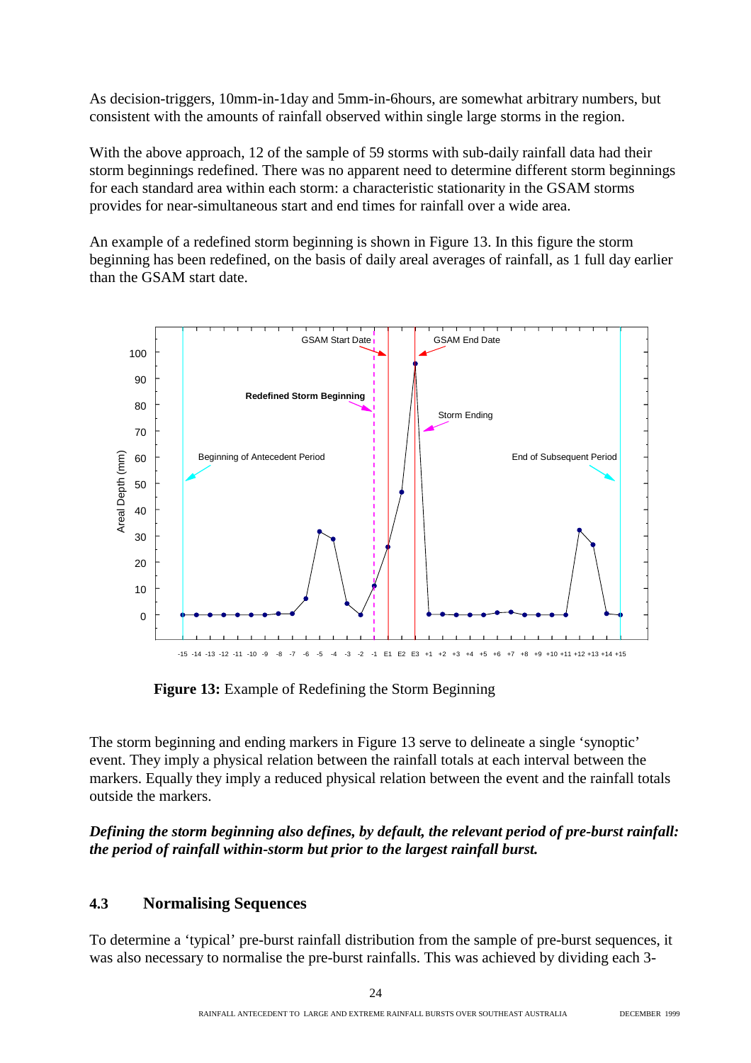As decision-triggers, 10mm-in-1day and 5mm-in-6hours, are somewhat arbitrary numbers, but consistent with the amounts of rainfall observed within single large storms in the region.

With the above approach, 12 of the sample of 59 storms with sub-daily rainfall data had their storm beginnings redefined. There was no apparent need to determine different storm beginnings for each standard area within each storm: a characteristic stationarity in the GSAM storms provides for near-simultaneous start and end times for rainfall over a wide area.

An example of a redefined storm beginning is shown in Figure 13. In this figure the storm beginning has been redefined, on the basis of daily areal averages of rainfall, as 1 full day earlier than the GSAM start date.

**Figure 13:** Example of Redefining the Storm Beginning

The storm beginning and ending markers in Figure 13 serve to delineate a single 'synoptic' event. They imply a physical relation between the rainfall totals at each interval between the markers. Equally they imply a reduced physical relation between the event and the rainfall totals outside the markers.

***Defining the storm beginning also defines, by default, the relevant period of pre-burst rainfall: the period of rainfall within-storm but prior to the largest rainfall burst.***

## 4.3 Normalising Sequences

To determine a 'typical' pre-burst rainfall distribution from the sample of pre-burst sequences, it was also necessary to normalise the pre-burst rainfalls. This was achieved by dividing each 3-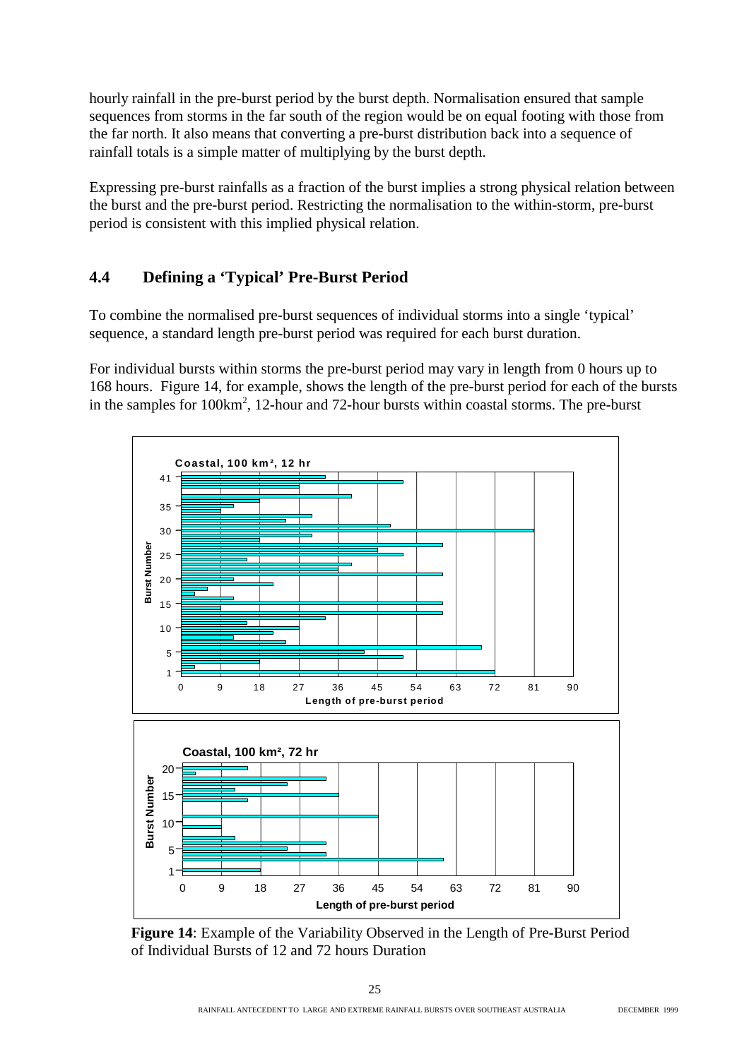hourly rainfall in the pre-burst period by the burst depth. Normalisation ensured that sample sequences from storms in the far south of the region would be on equal footing with those from the far north. It also means that converting a pre-burst distribution back into a sequence of rainfall totals is a simple matter of multiplying by the burst depth.

Expressing pre-burst rainfalls as a fraction of the burst implies a strong physical relation between the burst and the pre-burst period. Restricting the normalisation to the within-storm, pre-burst period is consistent with this implied physical relation.

## 4.4 Defining a 'Typical' Pre-Burst Period

To combine the normalised pre-burst sequences of individual storms into a single 'typical' sequence, a standard length pre-burst period was required for each burst duration.

For individual bursts within storms the pre-burst period may vary in length from 0 hours up to 168 hours. Figure 14, for example, shows the length of the pre-burst period for each of the bursts in the samples for 100km$^2$, 12-hour and 72-hour bursts within coastal storms. The pre-burst

**Figure 14**: Example of the Variability Observed in the Length of Pre-Burst Period of Individual Bursts of 12 and 72 hours Duration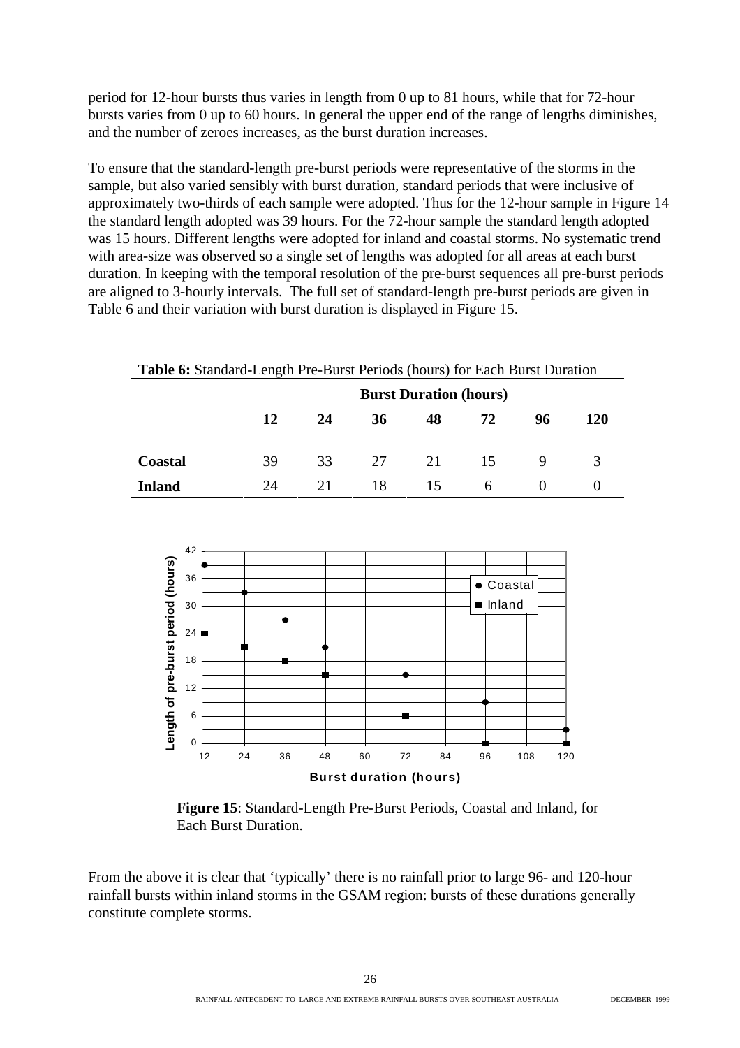period for 12-hour bursts thus varies in length from 0 up to 81 hours, while that for 72-hour bursts varies from 0 up to 60 hours. In general the upper end of the range of lengths diminishes, and the number of zeroes increases, as the burst duration increases.

To ensure that the standard-length pre-burst periods were representative of the storms in the sample, but also varied sensibly with burst duration, standard periods that were inclusive of approximately two-thirds of each sample were adopted. Thus for the 12-hour sample in Figure 14 the standard length adopted was 39 hours. For the 72-hour sample the standard length adopted was 15 hours. Different lengths were adopted for inland and coastal storms. No systematic trend with area-size was observed so a single set of lengths was adopted for all areas at each burst duration. In keeping with the temporal resolution of the pre-burst sequences all pre-burst periods are aligned to 3-hourly intervals. The full set of standard-length pre-burst periods are given in Table 6 and their variation with burst duration is displayed in Figure 15.

**Table 6:** Standard-Length Pre-Burst Periods (hours) for Each Burst Duration

| | **Burst Duration (hours)** | | | | | | |
|---|---|---|---|---|---|---|---|
| | **12** | **24** | **36** | **48** | **72** | **96** | **120** |
| **Coastal** | 39 | 33 | 27 | 21 | 15 | 9 | 3 |
| **Inland** | 24 | 21 | 18 | 15 | 6 | 0 | 0 |

**Figure 15**: Standard-Length Pre-Burst Periods, Coastal and Inland, for Each Burst Duration.

From the above it is clear that 'typically' there is no rainfall prior to large 96- and 120-hour rainfall bursts within inland storms in the GSAM region: bursts of these durations generally constitute complete storms.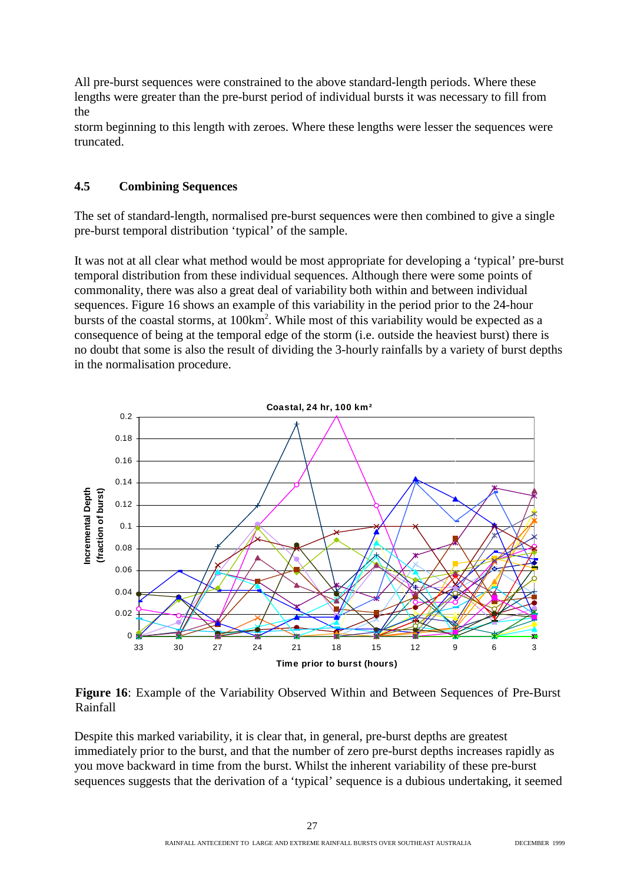All pre-burst sequences were constrained to the above standard-length periods. Where these lengths were greater than the pre-burst period of individual bursts it was necessary to fill from the
storm beginning to this length with zeroes. Where these lengths were lesser the sequences were truncated.

### 4.5 Combining Sequences

The set of standard-length, normalised pre-burst sequences were then combined to give a single pre-burst temporal distribution 'typical' of the sample.

It was not at all clear what method would be most appropriate for developing a 'typical' pre-burst temporal distribution from these individual sequences. Although there were some points of commonality, there was also a great deal of variability both within and between individual sequences. Figure 16 shows an example of this variability in the period prior to the 24-hour bursts of the coastal storms, at 100km$^2$. While most of this variability would be expected as a consequence of being at the temporal edge of the storm (i.e. outside the heaviest burst) there is no doubt that some is also the result of dividing the 3-hourly rainfalls by a variety of burst depths in the normalisation procedure.

**Figure 16**: Example of the Variability Observed Within and Between Sequences of Pre-Burst Rainfall

Despite this marked variability, it is clear that, in general, pre-burst depths are greatest immediately prior to the burst, and that the number of zero pre-burst depths increases rapidly as you move backward in time from the burst. Whilst the inherent variability of these pre-burst sequences suggests that the derivation of a 'typical' sequence is a dubious undertaking, it seemed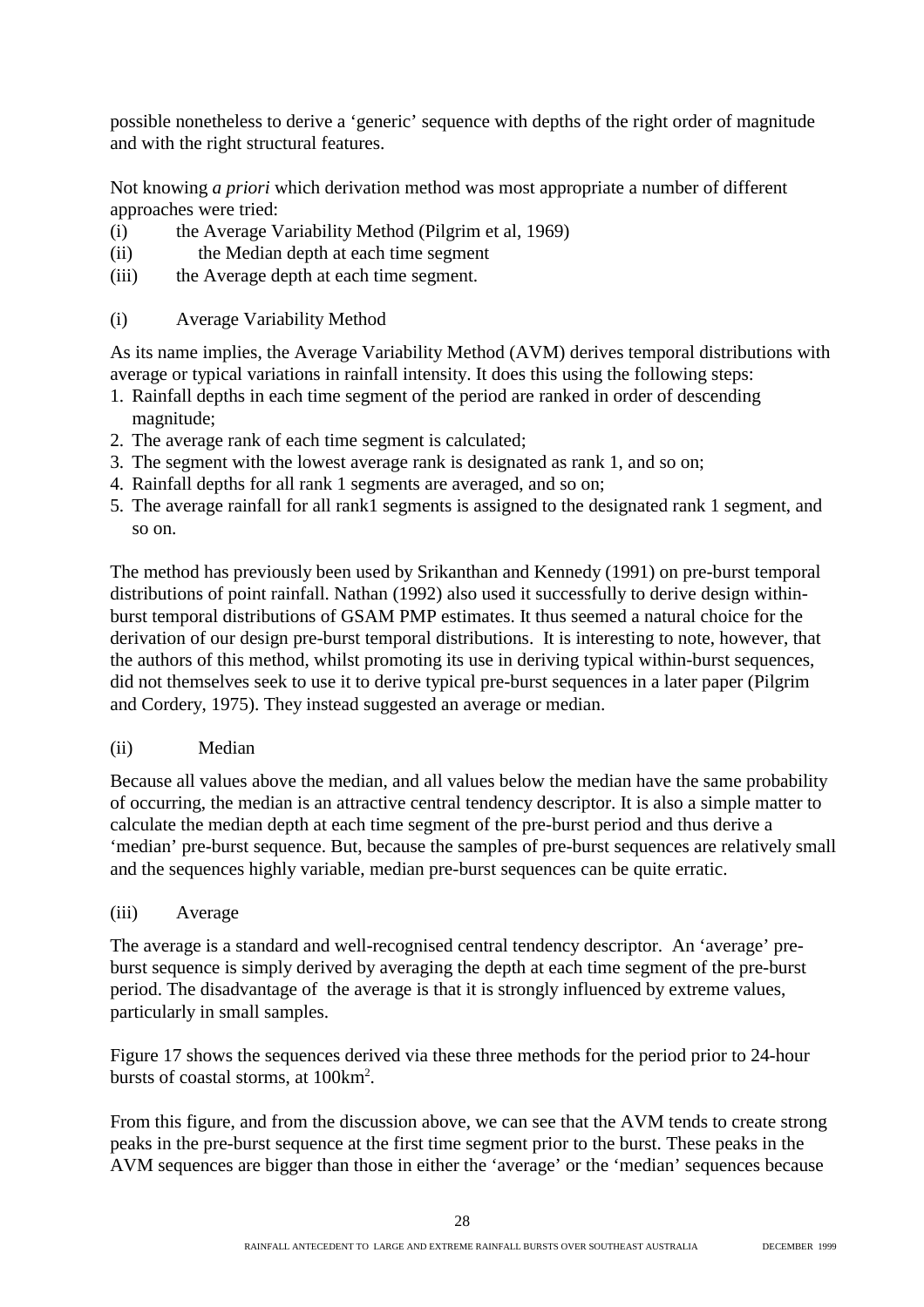possible nonetheless to derive a 'generic' sequence with depths of the right order of magnitude and with the right structural features.

Not knowing *a priori* which derivation method was most appropriate a number of different approaches were tried:

(i) the Average Variability Method (Pilgrim et al, 1969)

(ii) the Median depth at each time segment

(iii) the Average depth at each time segment.

(i) Average Variability Method

As its name implies, the Average Variability Method (AVM) derives temporal distributions with average or typical variations in rainfall intensity. It does this using the following steps:

1. Rainfall depths in each time segment of the period are ranked in order of descending magnitude;
2. The average rank of each time segment is calculated;
3. The segment with the lowest average rank is designated as rank 1, and so on;
4. Rainfall depths for all rank 1 segments are averaged, and so on;
5. The average rainfall for all rank1 segments is assigned to the designated rank 1 segment, and so on.

The method has previously been used by Srikanthan and Kennedy (1991) on pre-burst temporal distributions of point rainfall. Nathan (1992) also used it successfully to derive design within-burst temporal distributions of GSAM PMP estimates. It thus seemed a natural choice for the derivation of our design pre-burst temporal distributions. It is interesting to note, however, that the authors of this method, whilst promoting its use in deriving typical within-burst sequences, did not themselves seek to use it to derive typical pre-burst sequences in a later paper (Pilgrim and Cordery, 1975). They instead suggested an average or median.

(ii) Median

Because all values above the median, and all values below the median have the same probability of occurring, the median is an attractive central tendency descriptor. It is also a simple matter to calculate the median depth at each time segment of the pre-burst period and thus derive a 'median' pre-burst sequence. But, because the samples of pre-burst sequences are relatively small and the sequences highly variable, median pre-burst sequences can be quite erratic.

(iii) Average

The average is a standard and well-recognised central tendency descriptor. An 'average' pre-burst sequence is simply derived by averaging the depth at each time segment of the pre-burst period. The disadvantage of the average is that it is strongly influenced by extreme values, particularly in small samples.

Figure 17 shows the sequences derived via these three methods for the period prior to 24-hour bursts of coastal storms, at 100km$^2$.

From this figure, and from the discussion above, we can see that the AVM tends to create strong peaks in the pre-burst sequence at the first time segment prior to the burst. These peaks in the AVM sequences are bigger than those in either the 'average' or the 'median' sequences because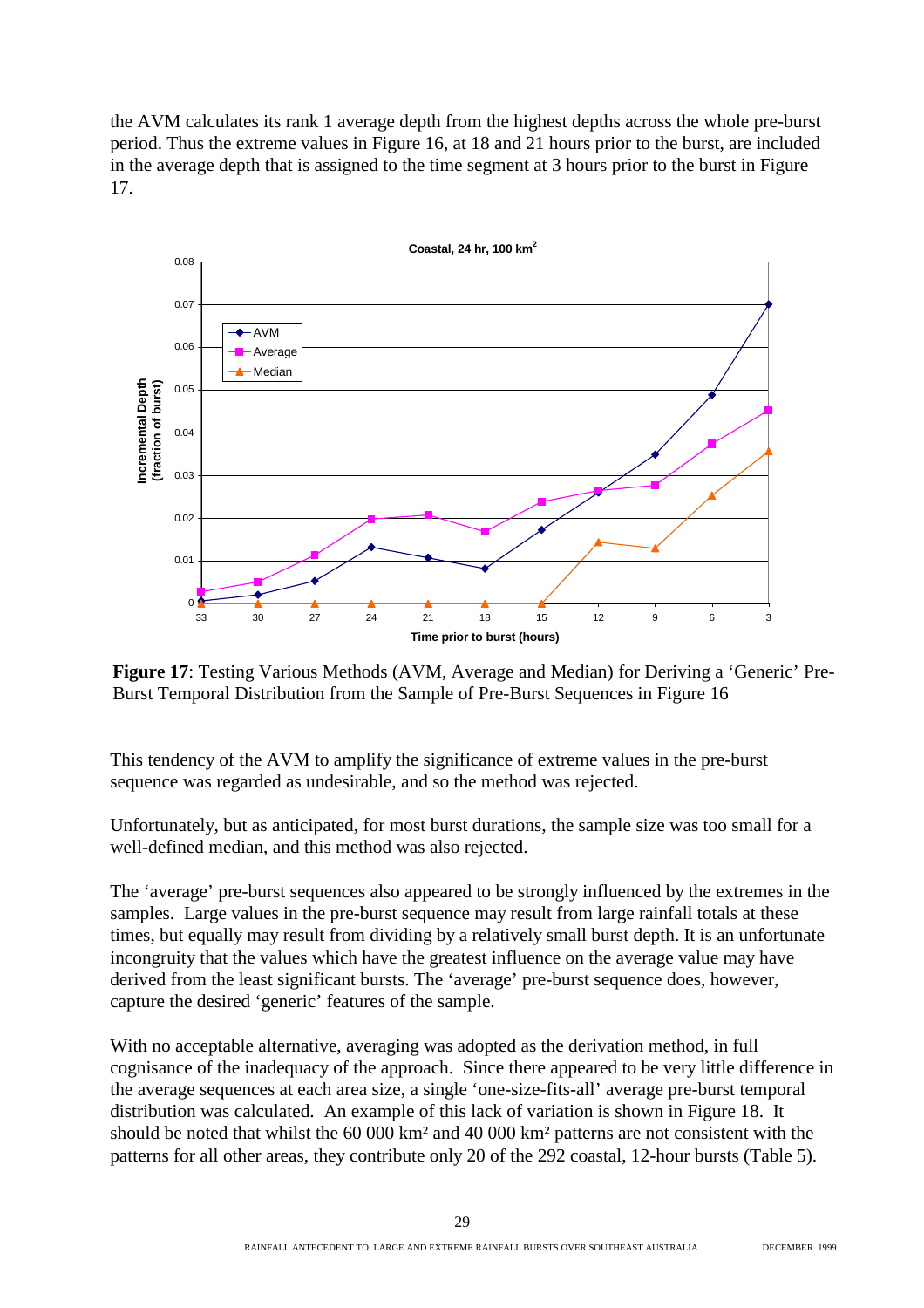the AVM calculates its rank 1 average depth from the highest depths across the whole pre-burst period. Thus the extreme values in Figure 16, at 18 and 21 hours prior to the burst, are included in the average depth that is assigned to the time segment at 3 hours prior to the burst in Figure 17.

**Figure 17**: Testing Various Methods (AVM, Average and Median) for Deriving a 'Generic' Pre-Burst Temporal Distribution from the Sample of Pre-Burst Sequences in Figure 16

This tendency of the AVM to amplify the significance of extreme values in the pre-burst sequence was regarded as undesirable, and so the method was rejected.

Unfortunately, but as anticipated, for most burst durations, the sample size was too small for a well-defined median, and this method was also rejected.

The 'average' pre-burst sequences also appeared to be strongly influenced by the extremes in the samples. Large values in the pre-burst sequence may result from large rainfall totals at these times, but equally may result from dividing by a relatively small burst depth. It is an unfortunate incongruity that the values which have the greatest influence on the average value may have derived from the least significant bursts. The 'average' pre-burst sequence does, however, capture the desired 'generic' features of the sample.

With no acceptable alternative, averaging was adopted as the derivation method, in full cognisance of the inadequacy of the approach. Since there appeared to be very little difference in the average sequences at each area size, a single 'one-size-fits-all' average pre-burst temporal distribution was calculated. An example of this lack of variation is shown in Figure 18. It should be noted that whilst the 60 000 km² and 40 000 km² patterns are not consistent with the patterns for all other areas, they contribute only 20 of the 292 coastal, 12-hour bursts (Table 5).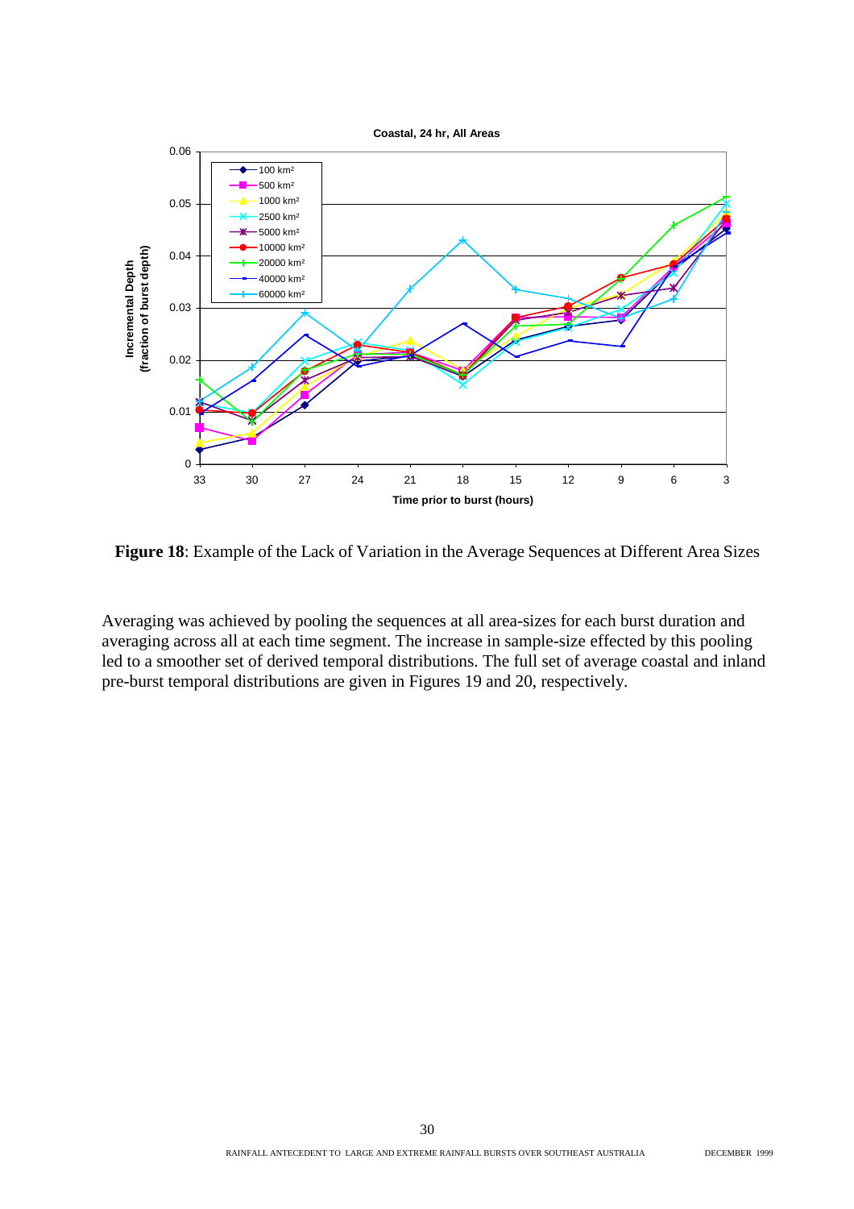**Figure 18**: Example of the Lack of Variation in the Average Sequences at Different Area Sizes

Averaging was achieved by pooling the sequences at all area-sizes for each burst duration and averaging across all at each time segment. The increase in sample-size effected by this pooling led to a smoother set of derived temporal distributions. The full set of average coastal and inland pre-burst temporal distributions are given in Figures 19 and 20, respectively.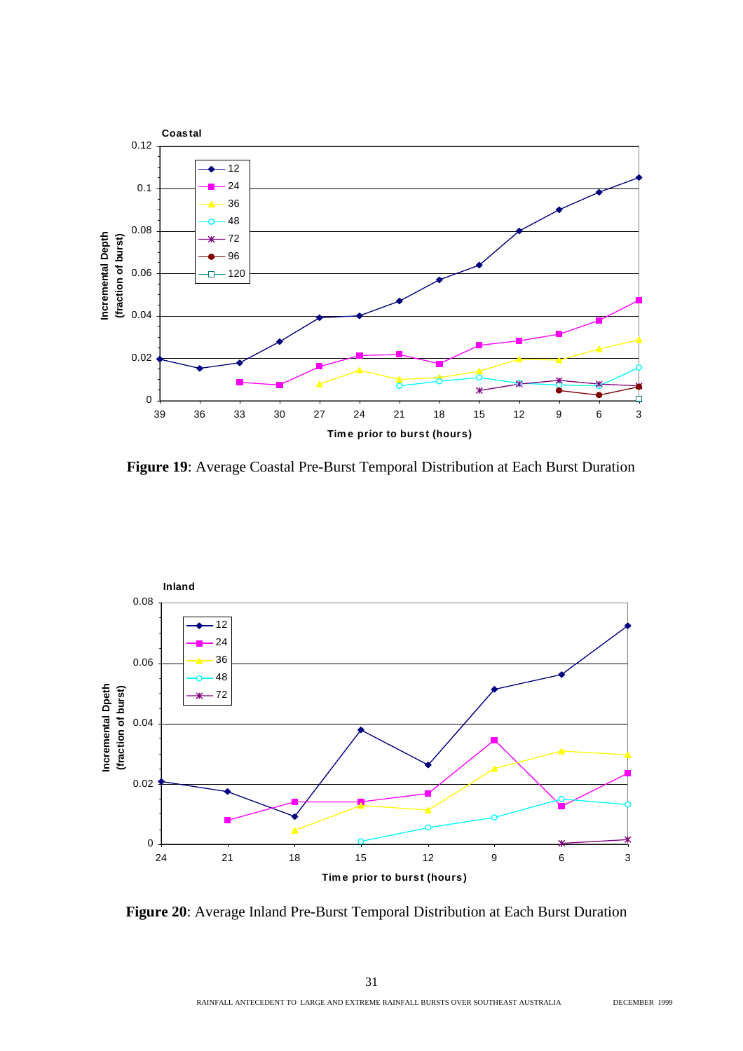**Figure 19**: Average Coastal Pre-Burst Temporal Distribution at Each Burst Duration

**Figure 20**: Average Inland Pre-Burst Temporal Distribution at Each Burst Duration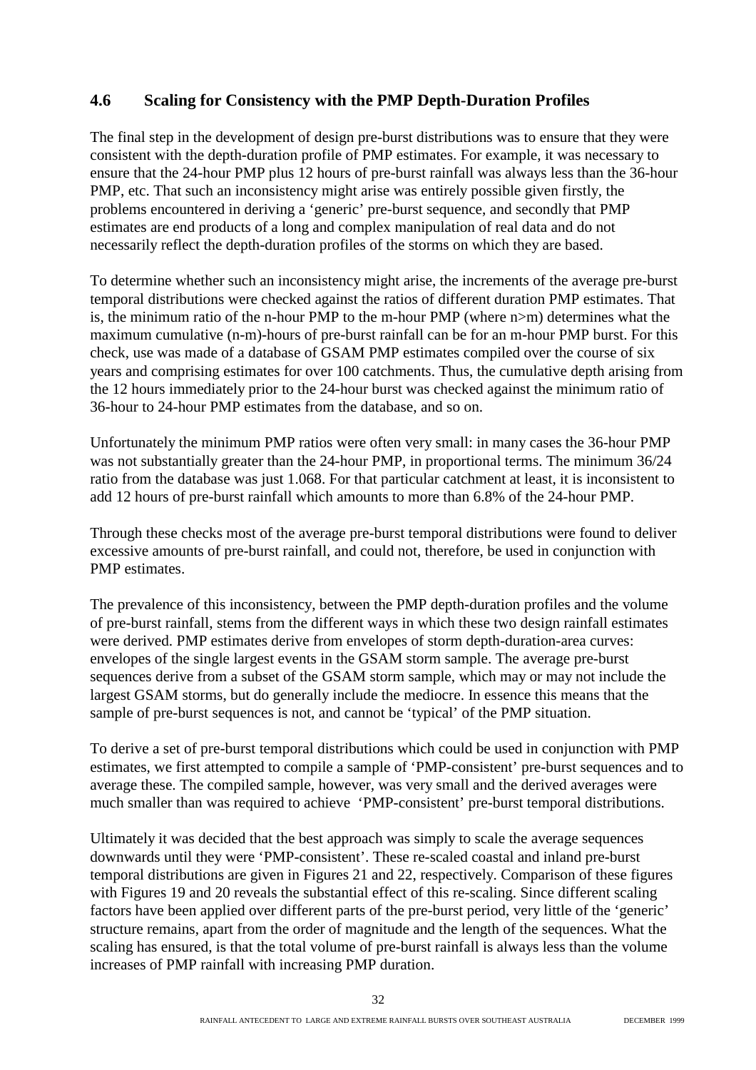## 4.6 Scaling for Consistency with the PMP Depth-Duration Profiles

The final step in the development of design pre-burst distributions was to ensure that they were consistent with the depth-duration profile of PMP estimates. For example, it was necessary to ensure that the 24-hour PMP plus 12 hours of pre-burst rainfall was always less than the 36-hour PMP, etc. That such an inconsistency might arise was entirely possible given firstly, the problems encountered in deriving a 'generic' pre-burst sequence, and secondly that PMP estimates are end products of a long and complex manipulation of real data and do not necessarily reflect the depth-duration profiles of the storms on which they are based.

To determine whether such an inconsistency might arise, the increments of the average pre-burst temporal distributions were checked against the ratios of different duration PMP estimates. That is, the minimum ratio of the n-hour PMP to the m-hour PMP (where $n>m$) determines what the maximum cumulative (n-m)-hours of pre-burst rainfall can be for an m-hour PMP burst. For this check, use was made of a database of GSAM PMP estimates compiled over the course of six years and comprising estimates for over 100 catchments. Thus, the cumulative depth arising from the 12 hours immediately prior to the 24-hour burst was checked against the minimum ratio of 36-hour to 24-hour PMP estimates from the database, and so on.

Unfortunately the minimum PMP ratios were often very small: in many cases the 36-hour PMP was not substantially greater than the 24-hour PMP, in proportional terms. The minimum 36/24 ratio from the database was just 1.068. For that particular catchment at least, it is inconsistent to add 12 hours of pre-burst rainfall which amounts to more than 6.8% of the 24-hour PMP.

Through these checks most of the average pre-burst temporal distributions were found to deliver excessive amounts of pre-burst rainfall, and could not, therefore, be used in conjunction with PMP estimates.

The prevalence of this inconsistency, between the PMP depth-duration profiles and the volume of pre-burst rainfall, stems from the different ways in which these two design rainfall estimates were derived. PMP estimates derive from envelopes of storm depth-duration-area curves: envelopes of the single largest events in the GSAM storm sample. The average pre-burst sequences derive from a subset of the GSAM storm sample, which may or may not include the largest GSAM storms, but do generally include the mediocre. In essence this means that the sample of pre-burst sequences is not, and cannot be 'typical' of the PMP situation.

To derive a set of pre-burst temporal distributions which could be used in conjunction with PMP estimates, we first attempted to compile a sample of 'PMP-consistent' pre-burst sequences and to average these. The compiled sample, however, was very small and the derived averages were much smaller than was required to achieve 'PMP-consistent' pre-burst temporal distributions.

Ultimately it was decided that the best approach was simply to scale the average sequences downwards until they were 'PMP-consistent'. These re-scaled coastal and inland pre-burst temporal distributions are given in Figures 21 and 22, respectively. Comparison of these figures with Figures 19 and 20 reveals the substantial effect of this re-scaling. Since different scaling factors have been applied over different parts of the pre-burst period, very little of the 'generic' structure remains, apart from the order of magnitude and the length of the sequences. What the scaling has ensured, is that the total volume of pre-burst rainfall is always less than the volume increases of PMP rainfall with increasing PMP duration.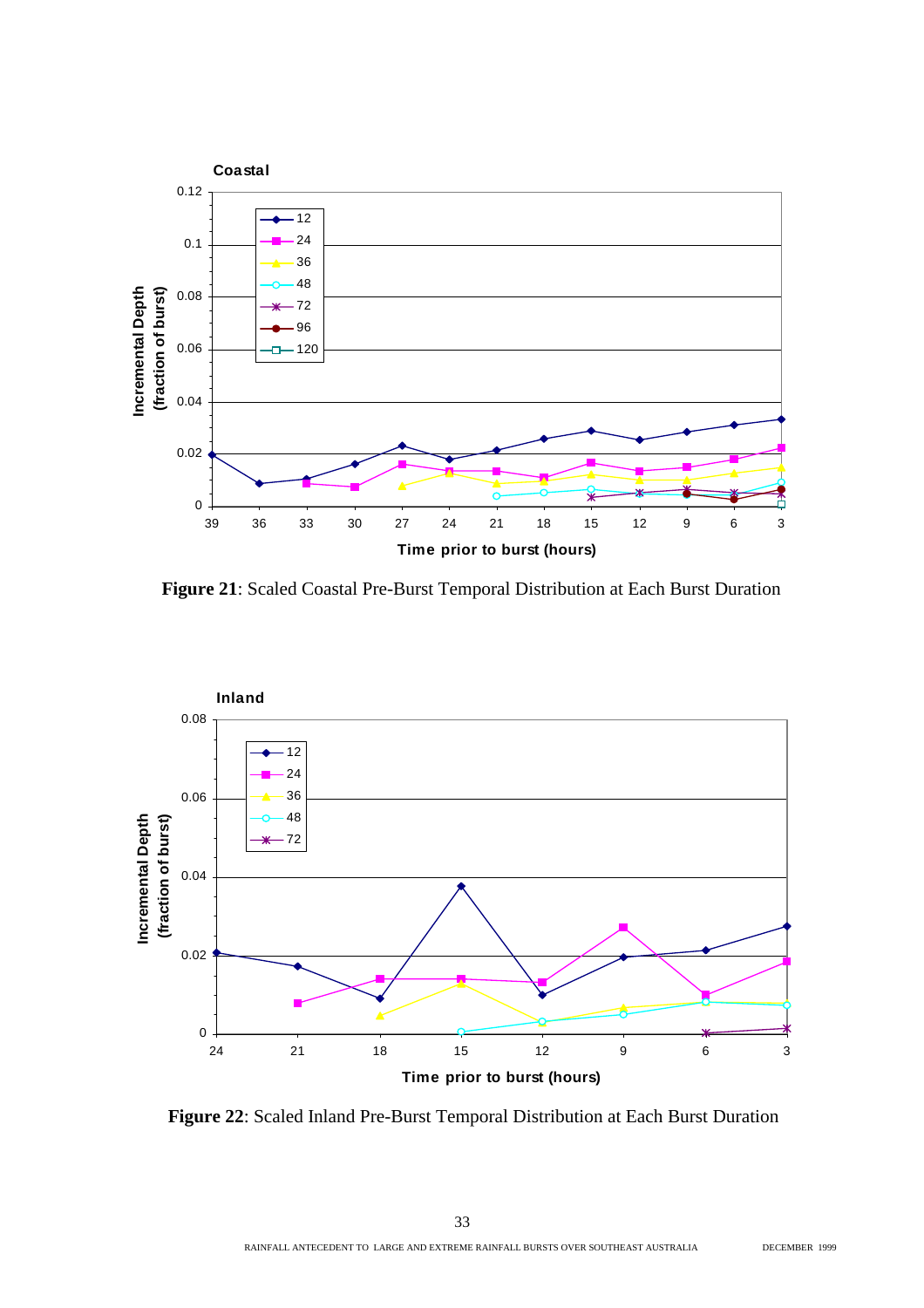**Figure 21**: Scaled Coastal Pre-Burst Temporal Distribution at Each Burst Duration

**Figure 22**: Scaled Inland Pre-Burst Temporal Distribution at Each Burst Duration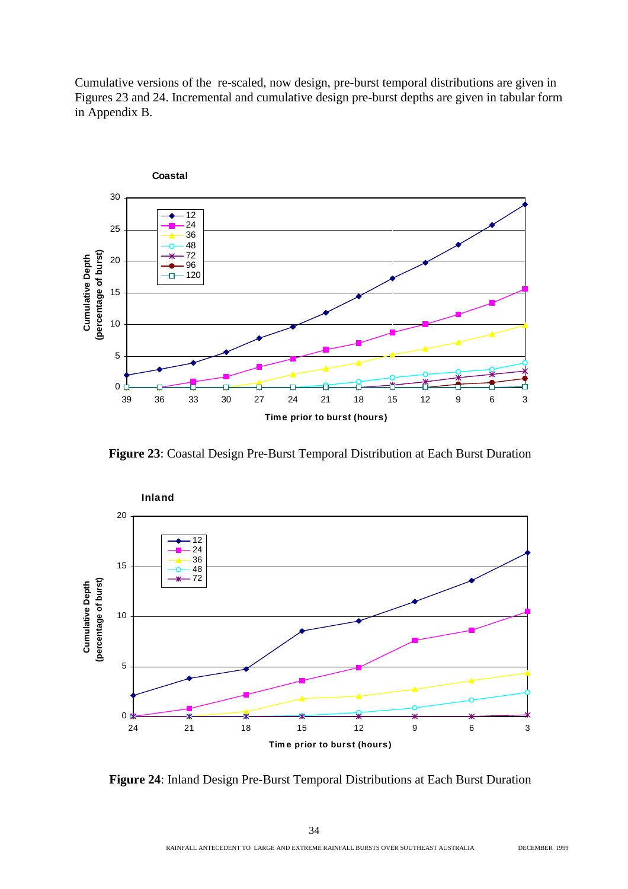Cumulative versions of the re-scaled, now design, pre-burst temporal distributions are given in Figures 23 and 24. Incremental and cumulative design pre-burst depths are given in tabular form in Appendix B.

**Figure 23**: Coastal Design Pre-Burst Temporal Distribution at Each Burst Duration

**Figure 24**: Inland Design Pre-Burst Temporal Distributions at Each Burst Duration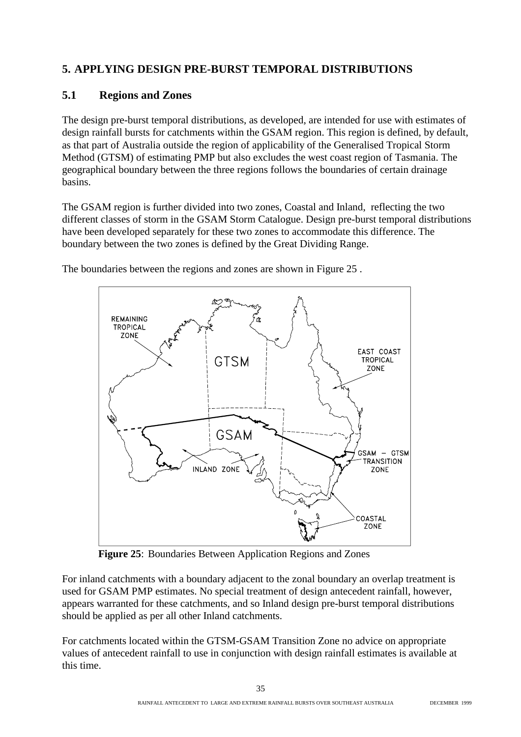## 5. APPLYING DESIGN PRE-BURST TEMPORAL DISTRIBUTIONS

### 5.1 Regions and Zones

The design pre-burst temporal distributions, as developed, are intended for use with estimates of design rainfall bursts for catchments within the GSAM region. This region is defined, by default, as that part of Australia outside the region of applicability of the Generalised Tropical Storm Method (GTSM) of estimating PMP but also excludes the west coast region of Tasmania. The geographical boundary between the three regions follows the boundaries of certain drainage basins.

The GSAM region is further divided into two zones, Coastal and Inland, reflecting the two different classes of storm in the GSAM Storm Catalogue. Design pre-burst temporal distributions have been developed separately for these two zones to accommodate this difference. The boundary between the two zones is defined by the Great Dividing Range.

The boundaries between the regions and zones are shown in Figure 25 .

**Figure 25**: Boundaries Between Application Regions and Zones

For inland catchments with a boundary adjacent to the zonal boundary an overlap treatment is used for GSAM PMP estimates. No special treatment of design antecedent rainfall, however, appears warranted for these catchments, and so Inland design pre-burst temporal distributions should be applied as per all other Inland catchments.

For catchments located within the GTSM-GSAM Transition Zone no advice on appropriate values of antecedent rainfall to use in conjunction with design rainfall estimates is available at this time.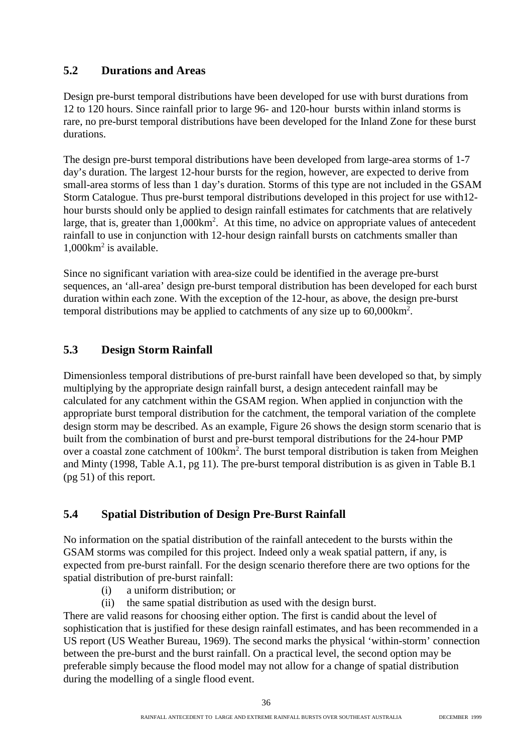## 5.2 Durations and Areas

Design pre-burst temporal distributions have been developed for use with burst durations from 12 to 120 hours. Since rainfall prior to large 96- and 120-hour bursts within inland storms is rare, no pre-burst temporal distributions have been developed for the Inland Zone for these burst durations.

The design pre-burst temporal distributions have been developed from large-area storms of 1-7 day's duration. The largest 12-hour bursts for the region, however, are expected to derive from small-area storms of less than 1 day's duration. Storms of this type are not included in the GSAM Storm Catalogue. Thus pre-burst temporal distributions developed in this project for use with12-hour bursts should only be applied to design rainfall estimates for catchments that are relatively large, that is, greater than 1,000km$^2$. At this time, no advice on appropriate values of antecedent rainfall to use in conjunction with 12-hour design rainfall bursts on catchments smaller than 1,000km$^2$ is available.

Since no significant variation with area-size could be identified in the average pre-burst sequences, an 'all-area' design pre-burst temporal distribution has been developed for each burst duration within each zone. With the exception of the 12-hour, as above, the design pre-burst temporal distributions may be applied to catchments of any size up to 60,000km$^2$.

## 5.3 Design Storm Rainfall

Dimensionless temporal distributions of pre-burst rainfall have been developed so that, by simply multiplying by the appropriate design rainfall burst, a design antecedent rainfall may be calculated for any catchment within the GSAM region. When applied in conjunction with the appropriate burst temporal distribution for the catchment, the temporal variation of the complete design storm may be described. As an example, Figure 26 shows the design storm scenario that is built from the combination of burst and pre-burst temporal distributions for the 24-hour PMP over a coastal zone catchment of 100km$^2$. The burst temporal distribution is taken from Meighen and Minty (1998, Table A.1, pg 11). The pre-burst temporal distribution is as given in Table B.1 (pg 51) of this report.

## 5.4 Spatial Distribution of Design Pre-Burst Rainfall

No information on the spatial distribution of the rainfall antecedent to the bursts within the GSAM storms was compiled for this project. Indeed only a weak spatial pattern, if any, is expected from pre-burst rainfall. For the design scenario therefore there are two options for the spatial distribution of pre-burst rainfall:

(i) a uniform distribution; or
(ii) the same spatial distribution as used with the design burst.

There are valid reasons for choosing either option. The first is candid about the level of sophistication that is justified for these design rainfall estimates, and has been recommended in a US report (US Weather Bureau, 1969). The second marks the physical 'within-storm' connection between the pre-burst and the burst rainfall. On a practical level, the second option may be preferable simply because the flood model may not allow for a change of spatial distribution during the modelling of a single flood event.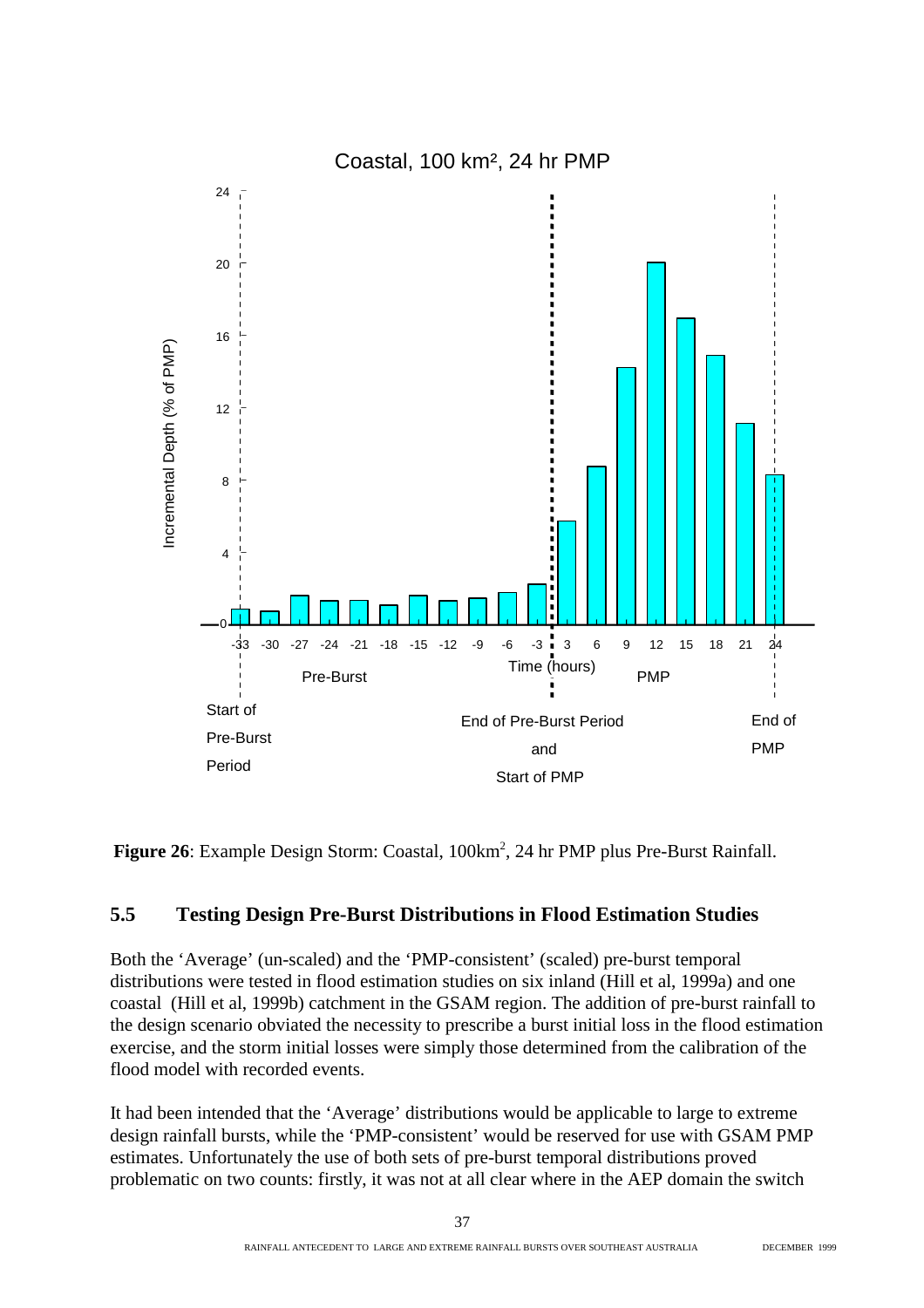**Figure 26**: Example Design Storm: Coastal, $100km^2$, 24 hr PMP plus Pre-Burst Rainfall.

## 5.5 Testing Design Pre-Burst Distributions in Flood Estimation Studies

Both the 'Average' (un-scaled) and the 'PMP-consistent' (scaled) pre-burst temporal distributions were tested in flood estimation studies on six inland (Hill et al, 1999a) and one coastal (Hill et al, 1999b) catchment in the GSAM region. The addition of pre-burst rainfall to the design scenario obviated the necessity to prescribe a burst initial loss in the flood estimation exercise, and the storm initial losses were simply those determined from the calibration of the flood model with recorded events.

It had been intended that the 'Average' distributions would be applicable to large to extreme design rainfall bursts, while the 'PMP-consistent' would be reserved for use with GSAM PMP estimates. Unfortunately the use of both sets of pre-burst temporal distributions proved problematic on two counts: firstly, it was not at all clear where in the AEP domain the switch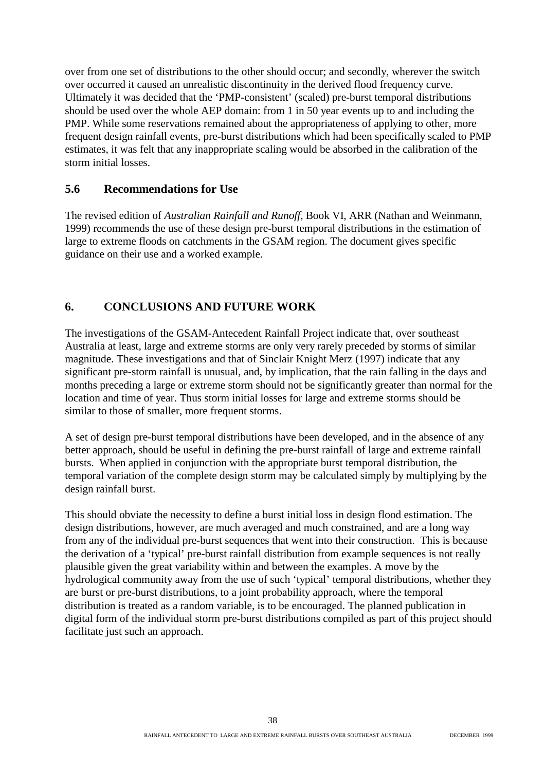over from one set of distributions to the other should occur; and secondly, wherever the switch over occurred it caused an unrealistic discontinuity in the derived flood frequency curve. Ultimately it was decided that the 'PMP-consistent' (scaled) pre-burst temporal distributions should be used over the whole AEP domain: from 1 in 50 year events up to and including the PMP. While some reservations remained about the appropriateness of applying to other, more frequent design rainfall events, pre-burst distributions which had been specifically scaled to PMP estimates, it was felt that any inappropriate scaling would be absorbed in the calibration of the storm initial losses.

### 5.6 Recommendations for Use

The revised edition of *Australian Rainfall and Runoff*, Book VI, ARR (Nathan and Weinmann, 1999) recommends the use of these design pre-burst temporal distributions in the estimation of large to extreme floods on catchments in the GSAM region. The document gives specific guidance on their use and a worked example.

## 6. CONCLUSIONS AND FUTURE WORK

The investigations of the GSAM-Antecedent Rainfall Project indicate that, over southeast Australia at least, large and extreme storms are only very rarely preceded by storms of similar magnitude. These investigations and that of Sinclair Knight Merz (1997) indicate that any significant pre-storm rainfall is unusual, and, by implication, that the rain falling in the days and months preceding a large or extreme storm should not be significantly greater than normal for the location and time of year. Thus storm initial losses for large and extreme storms should be similar to those of smaller, more frequent storms.

A set of design pre-burst temporal distributions have been developed, and in the absence of any better approach, should be useful in defining the pre-burst rainfall of large and extreme rainfall bursts. When applied in conjunction with the appropriate burst temporal distribution, the temporal variation of the complete design storm may be calculated simply by multiplying by the design rainfall burst.

This should obviate the necessity to define a burst initial loss in design flood estimation. The design distributions, however, are much averaged and much constrained, and are a long way from any of the individual pre-burst sequences that went into their construction. This is because the derivation of a 'typical' pre-burst rainfall distribution from example sequences is not really plausible given the great variability within and between the examples. A move by the hydrological community away from the use of such 'typical' temporal distributions, whether they are burst or pre-burst distributions, to a joint probability approach, where the temporal distribution is treated as a random variable, is to be encouraged. The planned publication in digital form of the individual storm pre-burst distributions compiled as part of this project should facilitate just such an approach.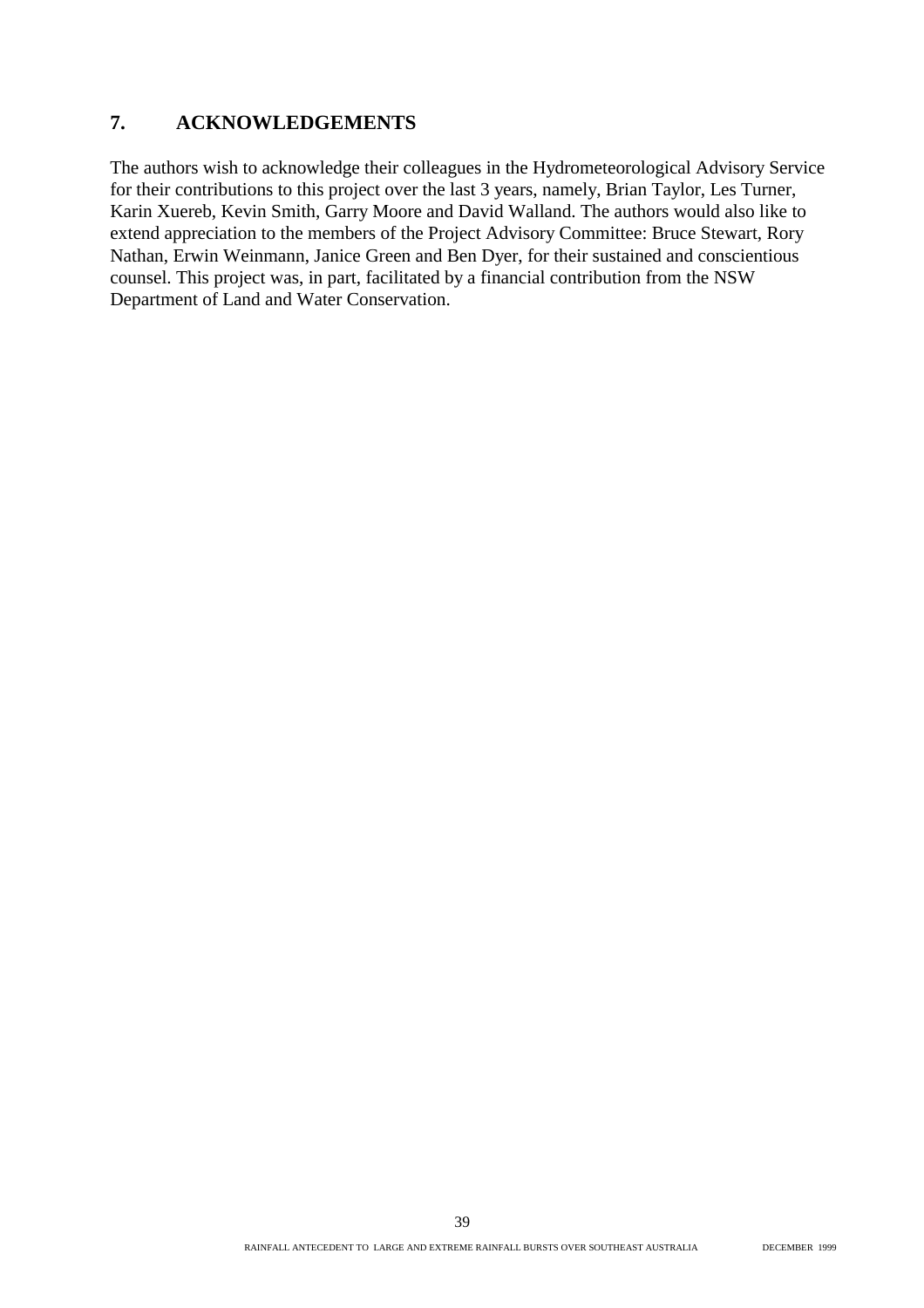## 7. ACKNOWLEDGEMENTS

The authors wish to acknowledge their colleagues in the Hydrometeorological Advisory Service for their contributions to this project over the last 3 years, namely, Brian Taylor, Les Turner, Karin Xuereb, Kevin Smith, Garry Moore and David Walland. The authors would also like to extend appreciation to the members of the Project Advisory Committee: Bruce Stewart, Rory Nathan, Erwin Weinmann, Janice Green and Ben Dyer, for their sustained and conscientious counsel. This project was, in part, facilitated by a financial contribution from the NSW Department of Land and Water Conservation.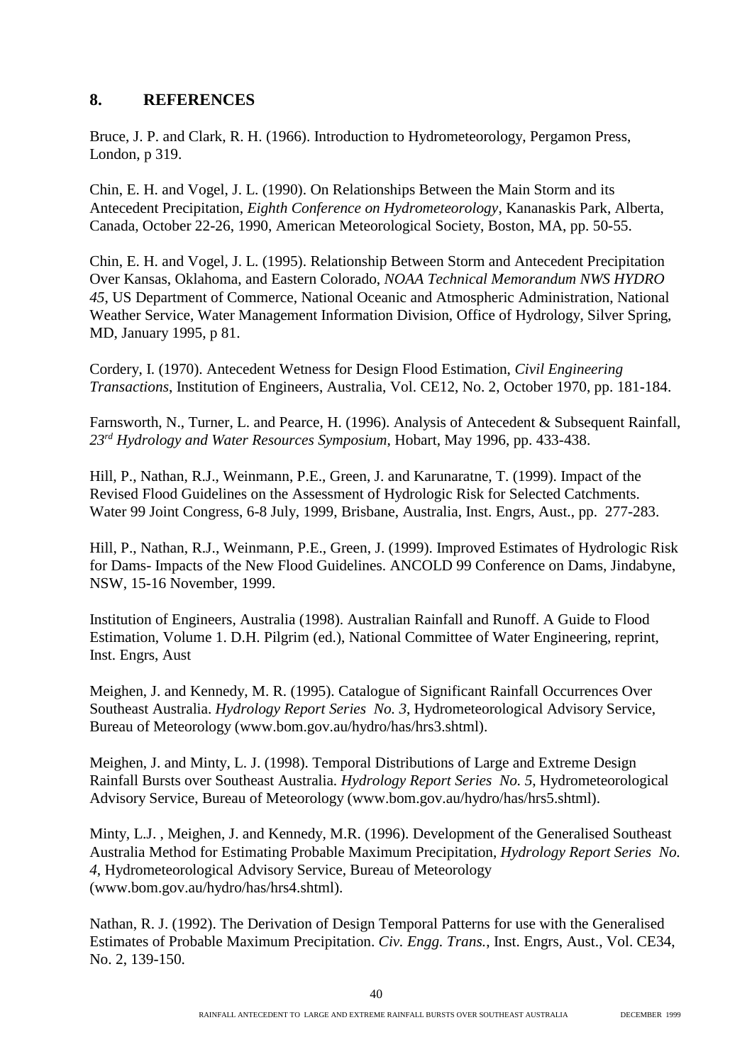## 8. REFERENCES

Bruce, J. P. and Clark, R. H. (1966). Introduction to Hydrometeorology, Pergamon Press, London, p 319.

Chin, E. H. and Vogel, J. L. (1990). On Relationships Between the Main Storm and its Antecedent Precipitation, *Eighth Conference on Hydrometeorology*, Kananaskis Park, Alberta, Canada, October 22-26, 1990, American Meteorological Society, Boston, MA, pp. 50-55.

Chin, E. H. and Vogel, J. L. (1995). Relationship Between Storm and Antecedent Precipitation Over Kansas, Oklahoma, and Eastern Colorado, *NOAA Technical Memorandum NWS HYDRO 45*, US Department of Commerce, National Oceanic and Atmospheric Administration, National Weather Service, Water Management Information Division, Office of Hydrology, Silver Spring, MD, January 1995, p 81.

Cordery, I. (1970). Antecedent Wetness for Design Flood Estimation, *Civil Engineering Transactions*, Institution of Engineers, Australia, Vol. CE12, No. 2, October 1970, pp. 181-184.

Farnsworth, N., Turner, L. and Pearce, H. (1996). Analysis of Antecedent & Subsequent Rainfall, *23rd Hydrology and Water Resources Symposium*, Hobart, May 1996, pp. 433-438.

Hill, P., Nathan, R.J., Weinmann, P.E., Green, J. and Karunaratne, T. (1999). Impact of the Revised Flood Guidelines on the Assessment of Hydrologic Risk for Selected Catchments. Water 99 Joint Congress, 6-8 July, 1999, Brisbane, Australia, Inst. Engrs, Aust., pp. 277-283.

Hill, P., Nathan, R.J., Weinmann, P.E., Green, J. (1999). Improved Estimates of Hydrologic Risk for Dams- Impacts of the New Flood Guidelines. ANCOLD 99 Conference on Dams, Jindabyne, NSW, 15-16 November, 1999.

Institution of Engineers, Australia (1998). Australian Rainfall and Runoff. A Guide to Flood Estimation, Volume 1. D.H. Pilgrim (ed.), National Committee of Water Engineering, reprint, Inst. Engrs, Aust

Meighen, J. and Kennedy, M. R. (1995). Catalogue of Significant Rainfall Occurrences Over Southeast Australia. *Hydrology Report Series No. 3*, Hydrometeorological Advisory Service, Bureau of Meteorology (www.bom.gov.au/hydro/has/hrs3.shtml).

Meighen, J. and Minty, L. J. (1998). Temporal Distributions of Large and Extreme Design Rainfall Bursts over Southeast Australia. *Hydrology Report Series No. 5*, Hydrometeorological Advisory Service, Bureau of Meteorology (www.bom.gov.au/hydro/has/hrs5.shtml).

Minty, L.J. , Meighen, J. and Kennedy, M.R. (1996). Development of the Generalised Southeast Australia Method for Estimating Probable Maximum Precipitation, *Hydrology Report Series No. 4*, Hydrometeorological Advisory Service, Bureau of Meteorology (www.bom.gov.au/hydro/has/hrs4.shtml).

Nathan, R. J. (1992). The Derivation of Design Temporal Patterns for use with the Generalised Estimates of Probable Maximum Precipitation. *Civ. Engg. Trans.*, Inst. Engrs, Aust., Vol. CE34, No. 2, 139-150.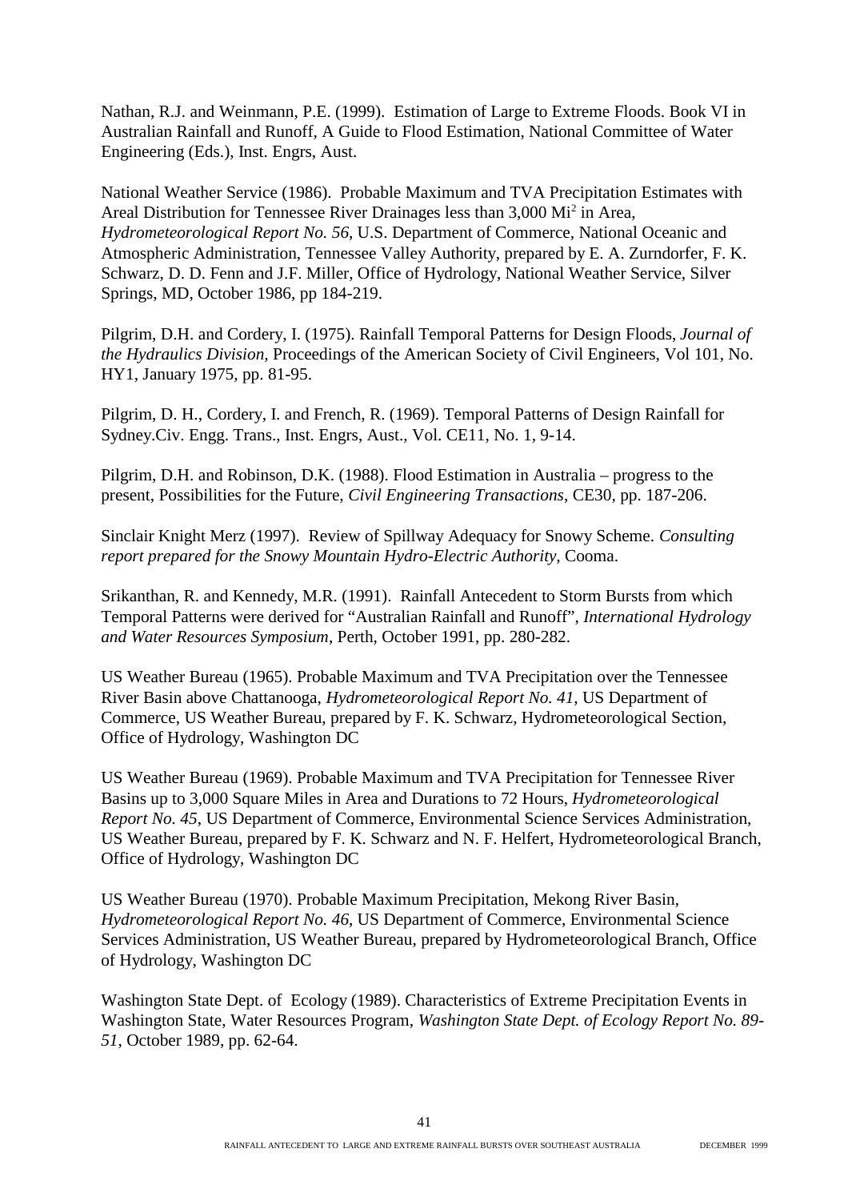Nathan, R.J. and Weinmann, P.E. (1999). Estimation of Large to Extreme Floods. Book VI in Australian Rainfall and Runoff, A Guide to Flood Estimation, National Committee of Water Engineering (Eds.), Inst. Engrs, Aust.

National Weather Service (1986). Probable Maximum and TVA Precipitation Estimates with Areal Distribution for Tennessee River Drainages less than 3,000 $Mi^2$ in Area, *Hydrometeorological Report No. 56*, U.S. Department of Commerce, National Oceanic and Atmospheric Administration, Tennessee Valley Authority, prepared by E. A. Zurndorfer, F. K. Schwarz, D. D. Fenn and J.F. Miller, Office of Hydrology, National Weather Service, Silver Springs, MD, October 1986, pp 184-219.

Pilgrim, D.H. and Cordery, I. (1975). Rainfall Temporal Patterns for Design Floods, *Journal of the Hydraulics Division*, Proceedings of the American Society of Civil Engineers, Vol 101, No. HY1, January 1975, pp. 81-95.

Pilgrim, D. H., Cordery, I. and French, R. (1969). Temporal Patterns of Design Rainfall for Sydney.Civ. Engg. Trans., Inst. Engrs, Aust., Vol. CE11, No. 1, 9-14.

Pilgrim, D.H. and Robinson, D.K. (1988). Flood Estimation in Australia – progress to the present, Possibilities for the Future, *Civil Engineering Transactions*, CE30, pp. 187-206.

Sinclair Knight Merz (1997). Review of Spillway Adequacy for Snowy Scheme. *Consulting report prepared for the Snowy Mountain Hydro-Electric Authority*, Cooma.

Srikanthan, R. and Kennedy, M.R. (1991). Rainfall Antecedent to Storm Bursts from which Temporal Patterns were derived for "Australian Rainfall and Runoff", *International Hydrology and Water Resources Symposium*, Perth, October 1991, pp. 280-282.

US Weather Bureau (1965). Probable Maximum and TVA Precipitation over the Tennessee River Basin above Chattanooga, *Hydrometeorological Report No. 41*, US Department of Commerce, US Weather Bureau, prepared by F. K. Schwarz, Hydrometeorological Section, Office of Hydrology, Washington DC

US Weather Bureau (1969). Probable Maximum and TVA Precipitation for Tennessee River Basins up to 3,000 Square Miles in Area and Durations to 72 Hours, *Hydrometeorological Report No. 45*, US Department of Commerce, Environmental Science Services Administration, US Weather Bureau, prepared by F. K. Schwarz and N. F. Helfert, Hydrometeorological Branch, Office of Hydrology, Washington DC

US Weather Bureau (1970). Probable Maximum Precipitation, Mekong River Basin, *Hydrometeorological Report No. 46*, US Department of Commerce, Environmental Science Services Administration, US Weather Bureau, prepared by Hydrometeorological Branch, Office of Hydrology, Washington DC

Washington State Dept. of Ecology (1989). Characteristics of Extreme Precipitation Events in Washington State, Water Resources Program, *Washington State Dept. of Ecology Report No. 89-51*, October 1989, pp. 62-64.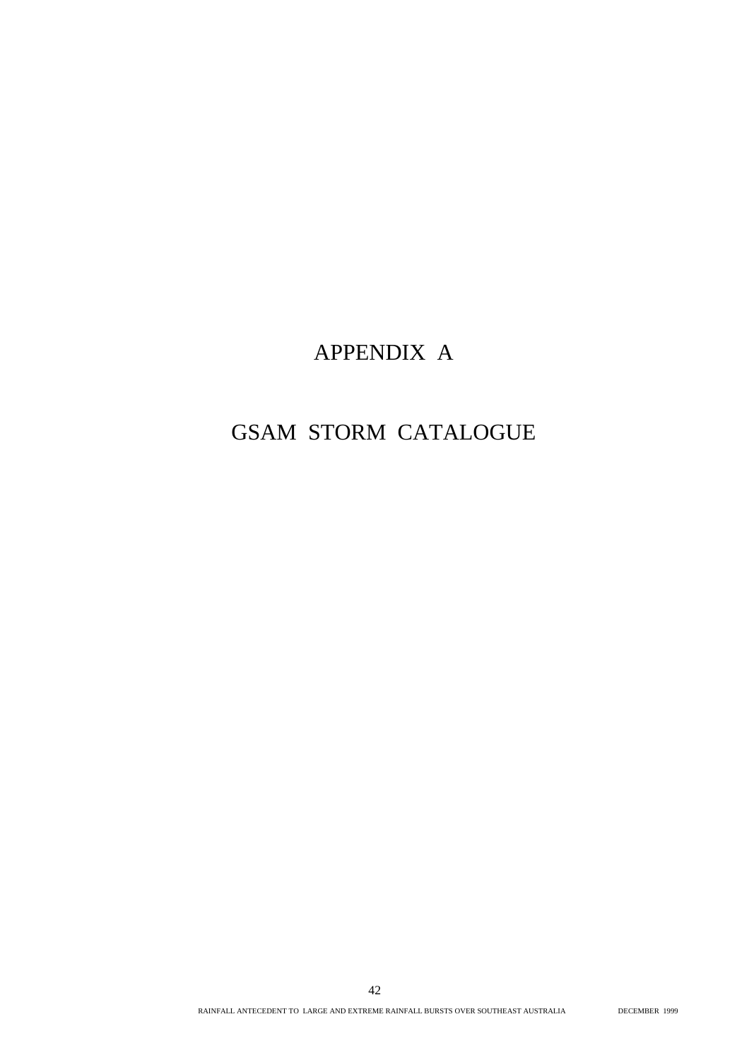# APPENDIX A

# GSAM STORM CATALOGUE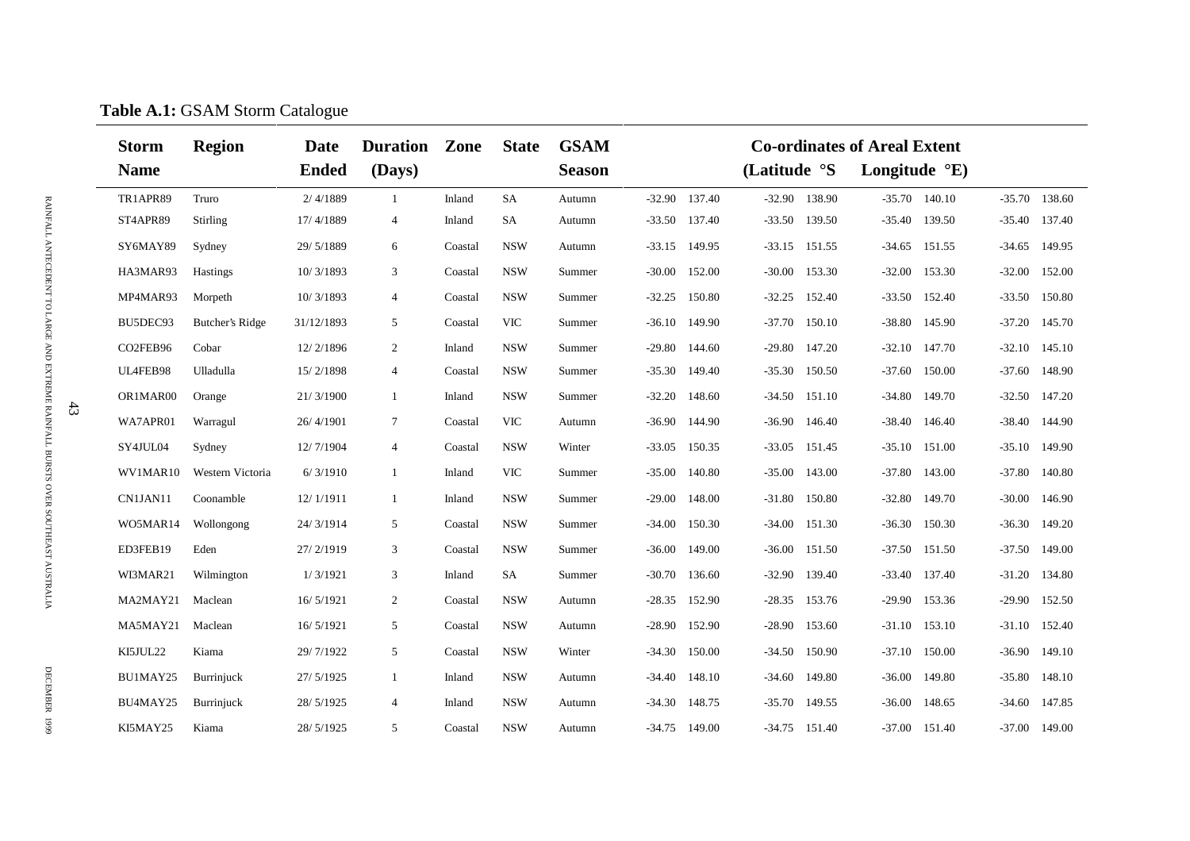**Table A.1:** GSAM Storm Catalogue

| Storm Name | Region | Date Ended | Duration (Days) | Zone | State | GSAM Season | Co-ordinates of Areal Extent (Latitude °S Longitude °E) | | | | | | | |
|---|---|---|---|---|---|---|---|---|---|---|---|---|---|---|
| TR1APR89 | Truro | 2/ 4/1889 | 1 | Inland | SA | Autumn | -32.90 | 137.40 | -32.90 | 138.90 | -35.70 | 140.10 | -35.70 | 138.60 |
| ST4APR89 | Stirling | 17/ 4/1889 | 4 | Inland | SA | Autumn | -33.50 | 137.40 | -33.50 | 139.50 | -35.40 | 139.50 | -35.40 | 137.40 |
| SY6MAY89 | Sydney | 29/ 5/1889 | 6 | Coastal | NSW | Autumn | -33.15 | 149.95 | -33.15 | 151.55 | -34.65 | 151.55 | -34.65 | 149.95 |
| HA3MAR93 | Hastings | 10/ 3/1893 | 3 | Coastal | NSW | Summer | -30.00 | 152.00 | -30.00 | 153.30 | -32.00 | 153.30 | -32.00 | 152.00 |
| MP4MAR93 | Morpeth | 10/ 3/1893 | 4 | Coastal | NSW | Summer | -32.25 | 150.80 | -32.25 | 152.40 | -33.50 | 152.40 | -33.50 | 150.80 |
| BU5DEC93 | Butcher's Ridge | 31/12/1893 | 5 | Coastal | VIC | Summer | -36.10 | 149.90 | -37.70 | 150.10 | -38.80 | 145.90 | -37.20 | 145.70 |
| CO2FEB96 | Cobar | 12/ 2/1896 | 2 | Inland | NSW | Summer | -29.80 | 144.60 | -29.80 | 147.20 | -32.10 | 147.70 | -32.10 | 145.10 |
| UL4FEB98 | Ulladulla | 15/ 2/1898 | 4 | Coastal | NSW | Summer | -35.30 | 149.40 | -35.30 | 150.50 | -37.60 | 150.00 | -37.60 | 148.90 |
| OR1MAR00 | Orange | 21/ 3/1900 | 1 | Inland | NSW | Summer | -32.20 | 148.60 | -34.50 | 151.10 | -34.80 | 149.70 | -32.50 | 147.20 |
| WA7APR01 | Warragul | 26/ 4/1901 | 7 | Coastal | VIC | Autumn | -36.90 | 144.90 | -36.90 | 146.40 | -38.40 | 146.40 | -38.40 | 144.90 |
| SY4JUL04 | Sydney | 12/ 7/1904 | 4 | Coastal | NSW | Winter | -33.05 | 150.35 | -33.05 | 151.45 | -35.10 | 151.00 | -35.10 | 149.90 |
| WV1MAR10 | Western Victoria | 6/ 3/1910 | 1 | Inland | VIC | Summer | -35.00 | 140.80 | -35.00 | 143.00 | -37.80 | 143.00 | -37.80 | 140.80 |
| CN1JAN11 | Coonamble | 12/ 1/1911 | 1 | Inland | NSW | Summer | -29.00 | 148.00 | -31.80 | 150.80 | -32.80 | 149.70 | -30.00 | 146.90 |
| WO5MAR14 | Wollongong | 24/ 3/1914 | 5 | Coastal | NSW | Summer | -34.00 | 150.30 | -34.00 | 151.30 | -36.30 | 150.30 | -36.30 | 149.20 |
| ED3FEB19 | Eden | 27/ 2/1919 | 3 | Coastal | NSW | Summer | -36.00 | 149.00 | -36.00 | 151.50 | -37.50 | 151.50 | -37.50 | 149.00 |
| WI3MAR21 | Wilmington | 1/ 3/1921 | 3 | Inland | SA | Summer | -30.70 | 136.60 | -32.90 | 139.40 | -33.40 | 137.40 | -31.20 | 134.80 |
| MA2MAY21 | Maclean | 16/ 5/1921 | 2 | Coastal | NSW | Autumn | -28.35 | 152.90 | -28.35 | 153.76 | -29.90 | 153.36 | -29.90 | 152.50 |
| MA5MAY21 | Maclean | 16/ 5/1921 | 5 | Coastal | NSW | Autumn | -28.90 | 152.90 | -28.90 | 153.60 | -31.10 | 153.10 | -31.10 | 152.40 |
| KI5JUL22 | Kiama | 29/ 7/1922 | 5 | Coastal | NSW | Winter | -34.30 | 150.00 | -34.50 | 150.90 | -37.10 | 150.00 | -36.90 | 149.10 |
| BU1MAY25 | Burrinjuck | 27/ 5/1925 | 1 | Inland | NSW | Autumn | -34.40 | 148.10 | -34.60 | 149.80 | -36.00 | 149.80 | -35.80 | 148.10 |
| BU4MAY25 | Burrinjuck | 28/ 5/1925 | 4 | Inland | NSW | Autumn | -34.30 | 148.75 | -35.70 | 149.55 | -36.00 | 148.65 | -34.60 | 147.85 |
| KI5MAY25 | Kiama | 28/ 5/1925 | 5 | Coastal | NSW | Autumn | -34.75 | 149.00 | -34.75 | 151.40 | -37.00 | 151.40 | -37.00 | 149.00 |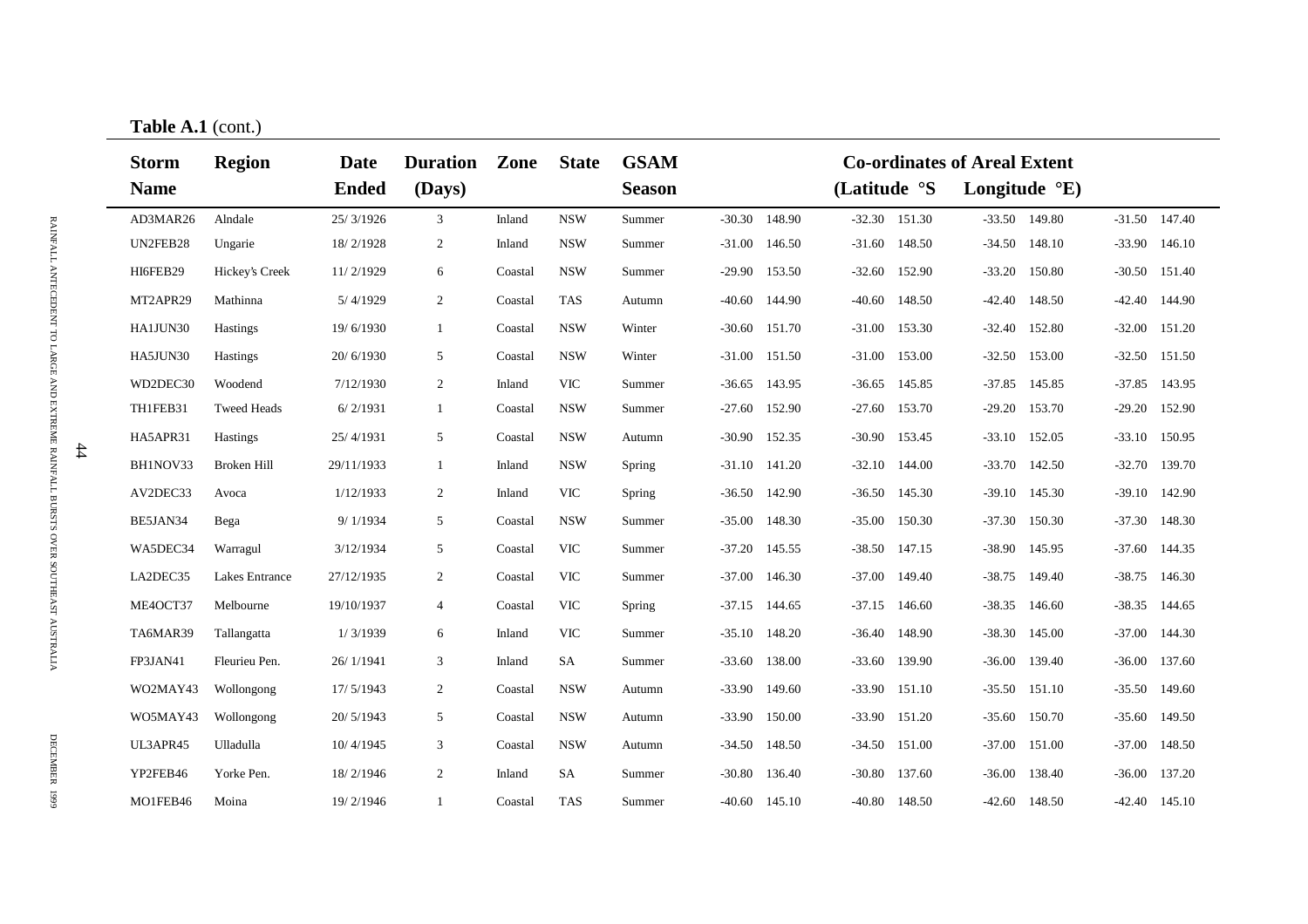**Table A.1** (cont.)

| Storm Name | Region | Date Ended | Duration (Days) | Zone | State | GSAM Season | Co-ordinates of Areal Extent (Latitude °S Longitude °E) | | | | | | | |
|---|---|---|---|---|---|---|---|---|---|---|---|---|---|---|
| AD3MAR26 | Alndale | 25/ 3/1926 | 3 | Inland | NSW | Summer | -30.30 | 148.90 | -32.30 | 151.30 | -33.50 | 149.80 | -31.50 | 147.40 |
| UN2FEB28 | Ungarie | 18/ 2/1928 | 2 | Inland | NSW | Summer | -31.00 | 146.50 | -31.60 | 148.50 | -34.50 | 148.10 | -33.90 | 146.10 |
| HI6FEB29 | Hickey's Creek | 11/ 2/1929 | 6 | Coastal | NSW | Summer | -29.90 | 153.50 | -32.60 | 152.90 | -33.20 | 150.80 | -30.50 | 151.40 |
| MT2APR29 | Mathinna | 5/ 4/1929 | 2 | Coastal | TAS | Autumn | -40.60 | 144.90 | -40.60 | 148.50 | -42.40 | 148.50 | -42.40 | 144.90 |
| HA1JUN30 | Hastings | 19/ 6/1930 | 1 | Coastal | NSW | Winter | -30.60 | 151.70 | -31.00 | 153.30 | -32.40 | 152.80 | -32.00 | 151.20 |
| HA5JUN30 | Hastings | 20/ 6/1930 | 5 | Coastal | NSW | Winter | -31.00 | 151.50 | -31.00 | 153.00 | -32.50 | 153.00 | -32.50 | 151.50 |
| WD2DEC30 | Woodend | 7/12/1930 | 2 | Inland | VIC | Summer | -36.65 | 143.95 | -36.65 | 145.85 | -37.85 | 145.85 | -37.85 | 143.95 |
| TH1FEB31 | Tweed Heads | 6/ 2/1931 | 1 | Coastal | NSW | Summer | -27.60 | 152.90 | -27.60 | 153.70 | -29.20 | 153.70 | -29.20 | 152.90 |
| HA5APR31 | Hastings | 25/ 4/1931 | 5 | Coastal | NSW | Autumn | -30.90 | 152.35 | -30.90 | 153.45 | -33.10 | 152.05 | -33.10 | 150.95 |
| BH1NOV33 | Broken Hill | 29/11/1933 | 1 | Inland | NSW | Spring | -31.10 | 141.20 | -32.10 | 144.00 | -33.70 | 142.50 | -32.70 | 139.70 |
| AV2DEC33 | Avoca | 1/12/1933 | 2 | Inland | VIC | Spring | -36.50 | 142.90 | -36.50 | 145.30 | -39.10 | 145.30 | -39.10 | 142.90 |
| BE5JAN34 | Bega | 9/ 1/1934 | 5 | Coastal | NSW | Summer | -35.00 | 148.30 | -35.00 | 150.30 | -37.30 | 150.30 | -37.30 | 148.30 |
| WA5DEC34 | Warragul | 3/12/1934 | 5 | Coastal | VIC | Summer | -37.20 | 145.55 | -38.50 | 147.15 | -38.90 | 145.95 | -37.60 | 144.35 |
| LA2DEC35 | Lakes Entrance | 27/12/1935 | 2 | Coastal | VIC | Summer | -37.00 | 146.30 | -37.00 | 149.40 | -38.75 | 149.40 | -38.75 | 146.30 |
| ME4OCT37 | Melbourne | 19/10/1937 | 4 | Coastal | VIC | Spring | -37.15 | 144.65 | -37.15 | 146.60 | -38.35 | 146.60 | -38.35 | 144.65 |
| TA6MAR39 | Tallangatta | 1/ 3/1939 | 6 | Inland | VIC | Summer | -35.10 | 148.20 | -36.40 | 148.90 | -38.30 | 145.00 | -37.00 | 144.30 |
| FP3JAN41 | Fleurieu Pen. | 26/ 1/1941 | 3 | Inland | SA | Summer | -33.60 | 138.00 | -33.60 | 139.90 | -36.00 | 139.40 | -36.00 | 137.60 |
| WO2MAY43 | Wollongong | 17/ 5/1943 | 2 | Coastal | NSW | Autumn | -33.90 | 149.60 | -33.90 | 151.10 | -35.50 | 151.10 | -35.50 | 149.60 |
| WO5MAY43 | Wollongong | 20/ 5/1943 | 5 | Coastal | NSW | Autumn | -33.90 | 150.00 | -33.90 | 151.20 | -35.60 | 150.70 | -35.60 | 149.50 |
| UL3APR45 | Ulladulla | 10/ 4/1945 | 3 | Coastal | NSW | Autumn | -34.50 | 148.50 | -34.50 | 151.00 | -37.00 | 151.00 | -37.00 | 148.50 |
| YP2FEB46 | Yorke Pen. | 18/ 2/1946 | 2 | Inland | SA | Summer | -30.80 | 136.40 | -30.80 | 137.60 | -36.00 | 138.40 | -36.00 | 137.20 |
| MO1FEB46 | Moina | 19/ 2/1946 | 1 | Coastal | TAS | Summer | -40.60 | 145.10 | -40.80 | 148.50 | -42.60 | 148.50 | -42.40 | 145.10 |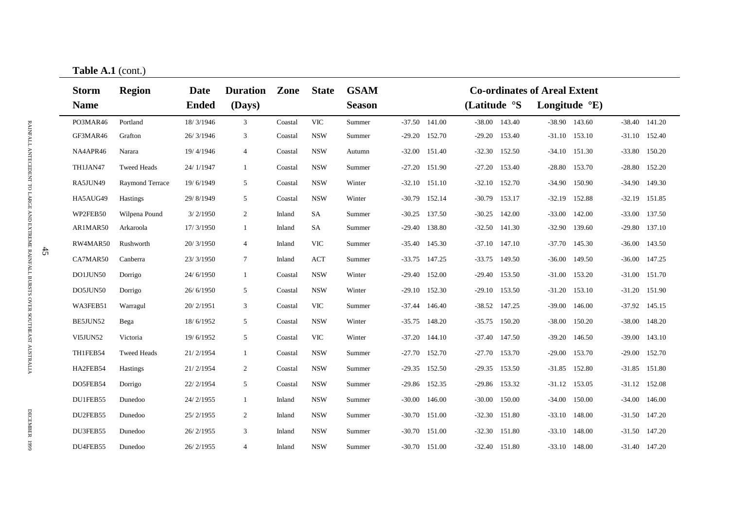**Table A.1** (cont.)

| Storm Name | Region | Date Ended | Duration (Days) | Zone | State | GSAM Season | Co-ordinates of Areal Extent (Latitude °S Longitude °E) | | | | | | | |
|---|---|---|---|---|---|---|---|---|---|---|---|---|---|---|
| PO3MAR46 | Portland | 18/ 3/1946 | 3 | Coastal | VIC | Summer | -37.50 | 141.00 | -38.00 | 143.40 | -38.90 | 143.60 | -38.40 | 141.20 |
| GF3MAR46 | Grafton | 26/ 3/1946 | 3 | Coastal | NSW | Summer | -29.20 | 152.70 | -29.20 | 153.40 | -31.10 | 153.10 | -31.10 | 152.40 |
| NA4APR46 | Narara | 19/ 4/1946 | 4 | Coastal | NSW | Autumn | -32.00 | 151.40 | -32.30 | 152.50 | -34.10 | 151.30 | -33.80 | 150.20 |
| TH1JAN47 | Tweed Heads | 24/ 1/1947 | 1 | Coastal | NSW | Summer | -27.20 | 151.90 | -27.20 | 153.40 | -28.80 | 153.70 | -28.80 | 152.20 |
| RA5JUN49 | Raymond Terrace | 19/ 6/1949 | 5 | Coastal | NSW | Winter | -32.10 | 151.10 | -32.10 | 152.70 | -34.90 | 150.90 | -34.90 | 149.30 |
| HA5AUG49 | Hastings | 29/ 8/1949 | 5 | Coastal | NSW | Winter | -30.79 | 152.14 | -30.79 | 153.17 | -32.19 | 152.88 | -32.19 | 151.85 |
| WP2FEB50 | Wilpena Pound | 3/ 2/1950 | 2 | Inland | SA | Summer | -30.25 | 137.50 | -30.25 | 142.00 | -33.00 | 142.00 | -33.00 | 137.50 |
| AR1MAR50 | Arkaroola | 17/ 3/1950 | 1 | Inland | SA | Summer | -29.40 | 138.80 | -32.50 | 141.30 | -32.90 | 139.60 | -29.80 | 137.10 |
| RW4MAR50 | Rushworth | 20/ 3/1950 | 4 | Inland | VIC | Summer | -35.40 | 145.30 | -37.10 | 147.10 | -37.70 | 145.30 | -36.00 | 143.50 |
| CA7MAR50 | Canberra | 23/ 3/1950 | 7 | Inland | ACT | Summer | -33.75 | 147.25 | -33.75 | 149.50 | -36.00 | 149.50 | -36.00 | 147.25 |
| DO1JUN50 | Dorrigo | 24/ 6/1950 | 1 | Coastal | NSW | Winter | -29.40 | 152.00 | -29.40 | 153.50 | -31.00 | 153.20 | -31.00 | 151.70 |
| DO5JUN50 | Dorrigo | 26/ 6/1950 | 5 | Coastal | NSW | Winter | -29.10 | 152.30 | -29.10 | 153.50 | -31.20 | 153.10 | -31.20 | 151.90 |
| WA3FEB51 | Warragul | 20/ 2/1951 | 3 | Coastal | VIC | Summer | -37.44 | 146.40 | -38.52 | 147.25 | -39.00 | 146.00 | -37.92 | 145.15 |
| BE5JUN52 | Bega | 18/ 6/1952 | 5 | Coastal | NSW | Winter | -35.75 | 148.20 | -35.75 | 150.20 | -38.00 | 150.20 | -38.00 | 148.20 |
| VI5JUN52 | Victoria | 19/ 6/1952 | 5 | Coastal | VIC | Winter | -37.20 | 144.10 | -37.40 | 147.50 | -39.20 | 146.50 | -39.00 | 143.10 |
| TH1FEB54 | Tweed Heads | 21/ 2/1954 | 1 | Coastal | NSW | Summer | -27.70 | 152.70 | -27.70 | 153.70 | -29.00 | 153.70 | -29.00 | 152.70 |
| HA2FEB54 | Hastings | 21/ 2/1954 | 2 | Coastal | NSW | Summer | -29.35 | 152.50 | -29.35 | 153.50 | -31.85 | 152.80 | -31.85 | 151.80 |
| DO5FEB54 | Dorrigo | 22/ 2/1954 | 5 | Coastal | NSW | Summer | -29.86 | 152.35 | -29.86 | 153.32 | -31.12 | 153.05 | -31.12 | 152.08 |
| DU1FEB55 | Dunedoo | 24/ 2/1955 | 1 | Inland | NSW | Summer | -30.00 | 146.00 | -30.00 | 150.00 | -34.00 | 150.00 | -34.00 | 146.00 |
| DU2FEB55 | Dunedoo | 25/ 2/1955 | 2 | Inland | NSW | Summer | -30.70 | 151.00 | -32.30 | 151.80 | -33.10 | 148.00 | -31.50 | 147.20 |
| DU3FEB55 | Dunedoo | 26/ 2/1955 | 3 | Inland | NSW | Summer | -30.70 | 151.00 | -32.30 | 151.80 | -33.10 | 148.00 | -31.50 | 147.20 |
| DU4FEB55 | Dunedoo | 26/ 2/1955 | 4 | Inland | NSW | Summer | -30.70 | 151.00 | -32.40 | 151.80 | -33.10 | 148.00 | -31.40 | 147.20 |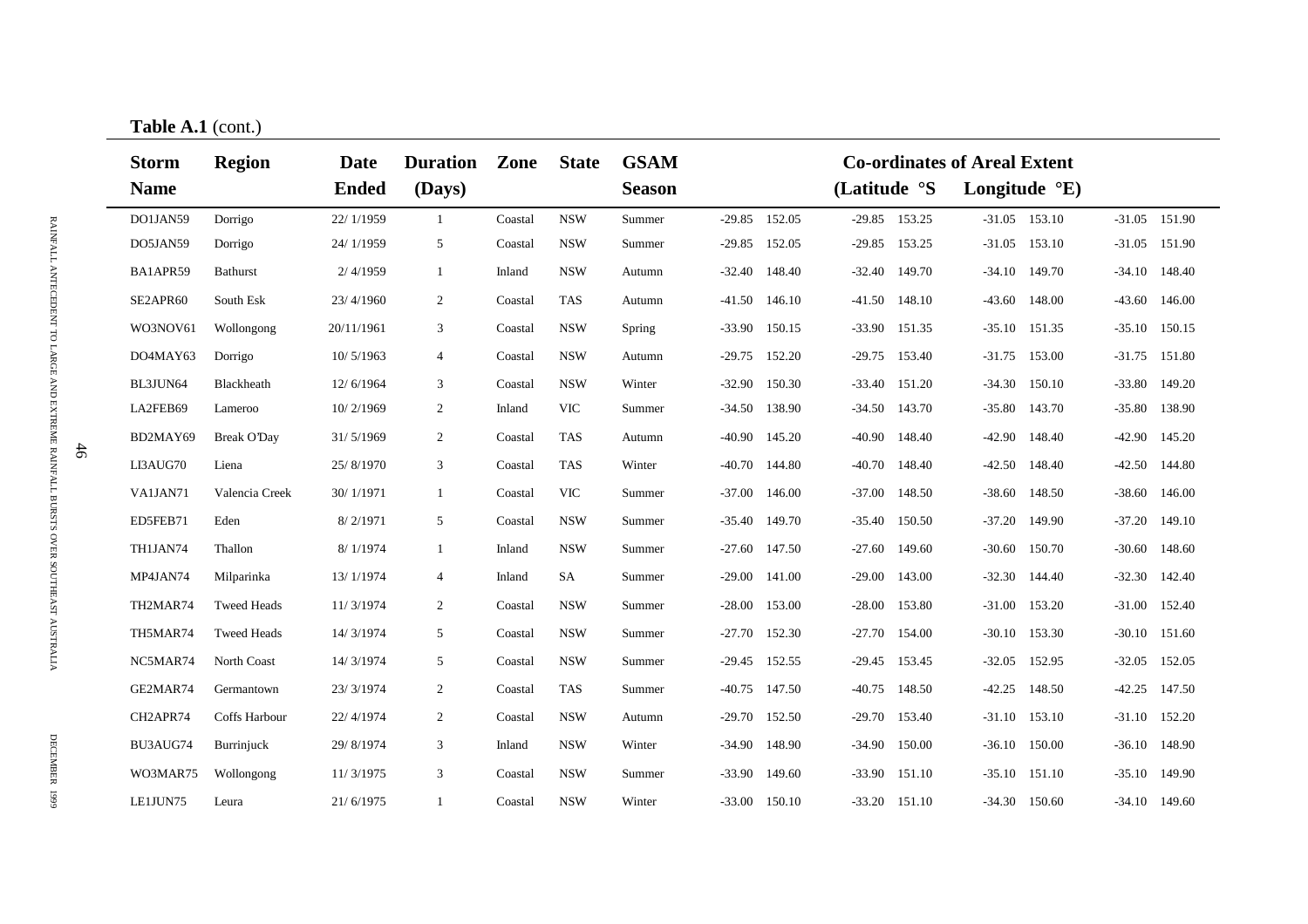**Table A.1** (cont.)

| Storm Name | Region | Date Ended | Duration (Days) | Zone | State | GSAM Season | Co-ordinates of Areal Extent (Latitude °S Longitude °E) | | | | | | | |
|---|---|---|---|---|---|---|---|---|---|---|---|---|---|---|
| DO1JAN59 | Dorrigo | 22/ 1/1959 | 1 | Coastal | NSW | Summer | -29.85 | 152.05 | -29.85 | 153.25 | -31.05 | 153.10 | -31.05 | 151.90 |
| DO5JAN59 | Dorrigo | 24/ 1/1959 | 5 | Coastal | NSW | Summer | -29.85 | 152.05 | -29.85 | 153.25 | -31.05 | 153.10 | -31.05 | 151.90 |
| BA1APR59 | Bathurst | 2/ 4/1959 | 1 | Inland | NSW | Autumn | -32.40 | 148.40 | -32.40 | 149.70 | -34.10 | 149.70 | -34.10 | 148.40 |
| SE2APR60 | South Esk | 23/ 4/1960 | 2 | Coastal | TAS | Autumn | -41.50 | 146.10 | -41.50 | 148.10 | -43.60 | 148.00 | -43.60 | 146.00 |
| WO3NOV61 | Wollongong | 20/11/1961 | 3 | Coastal | NSW | Spring | -33.90 | 150.15 | -33.90 | 151.35 | -35.10 | 151.35 | -35.10 | 150.15 |
| DO4MAY63 | Dorrigo | 10/ 5/1963 | 4 | Coastal | NSW | Autumn | -29.75 | 152.20 | -29.75 | 153.40 | -31.75 | 153.00 | -31.75 | 151.80 |
| BL3JUN64 | Blackheath | 12/ 6/1964 | 3 | Coastal | NSW | Winter | -32.90 | 150.30 | -33.40 | 151.20 | -34.30 | 150.10 | -33.80 | 149.20 |
| LA2FEB69 | Lameroo | 10/ 2/1969 | 2 | Inland | VIC | Summer | -34.50 | 138.90 | -34.50 | 143.70 | -35.80 | 143.70 | -35.80 | 138.90 |
| BD2MAY69 | Break O'Day | 31/ 5/1969 | 2 | Coastal | TAS | Autumn | -40.90 | 145.20 | -40.90 | 148.40 | -42.90 | 148.40 | -42.90 | 145.20 |
| LI3AUG70 | Liena | 25/ 8/1970 | 3 | Coastal | TAS | Winter | -40.70 | 144.80 | -40.70 | 148.40 | -42.50 | 148.40 | -42.50 | 144.80 |
| VA1JAN71 | Valencia Creek | 30/ 1/1971 | 1 | Coastal | VIC | Summer | -37.00 | 146.00 | -37.00 | 148.50 | -38.60 | 148.50 | -38.60 | 146.00 |
| ED5FEB71 | Eden | 8/ 2/1971 | 5 | Coastal | NSW | Summer | -35.40 | 149.70 | -35.40 | 150.50 | -37.20 | 149.90 | -37.20 | 149.10 |
| TH1JAN74 | Thallon | 8/ 1/1974 | 1 | Inland | NSW | Summer | -27.60 | 147.50 | -27.60 | 149.60 | -30.60 | 150.70 | -30.60 | 148.60 |
| MP4JAN74 | Milparinka | 13/ 1/1974 | 4 | Inland | SA | Summer | -29.00 | 141.00 | -29.00 | 143.00 | -32.30 | 144.40 | -32.30 | 142.40 |
| TH2MAR74 | Tweed Heads | 11/ 3/1974 | 2 | Coastal | NSW | Summer | -28.00 | 153.00 | -28.00 | 153.80 | -31.00 | 153.20 | -31.00 | 152.40 |
| TH5MAR74 | Tweed Heads | 14/ 3/1974 | 5 | Coastal | NSW | Summer | -27.70 | 152.30 | -27.70 | 154.00 | -30.10 | 153.30 | -30.10 | 151.60 |
| NC5MAR74 | North Coast | 14/ 3/1974 | 5 | Coastal | NSW | Summer | -29.45 | 152.55 | -29.45 | 153.45 | -32.05 | 152.95 | -32.05 | 152.05 |
| GE2MAR74 | Germantown | 23/ 3/1974 | 2 | Coastal | TAS | Summer | -40.75 | 147.50 | -40.75 | 148.50 | -42.25 | 148.50 | -42.25 | 147.50 |
| CH2APR74 | Coffs Harbour | 22/ 4/1974 | 2 | Coastal | NSW | Autumn | -29.70 | 152.50 | -29.70 | 153.40 | -31.10 | 153.10 | -31.10 | 152.20 |
| BU3AUG74 | Burrinjuck | 29/ 8/1974 | 3 | Inland | NSW | Winter | -34.90 | 148.90 | -34.90 | 150.00 | -36.10 | 150.00 | -36.10 | 148.90 |
| WO3MAR75 | Wollongong | 11/ 3/1975 | 3 | Coastal | NSW | Summer | -33.90 | 149.60 | -33.90 | 151.10 | -35.10 | 151.10 | -35.10 | 149.90 |
| LE1JUN75 | Leura | 21/ 6/1975 | 1 | Coastal | NSW | Winter | -33.00 | 150.10 | -33.20 | 151.10 | -34.30 | 150.60 | -34.10 | 149.60 |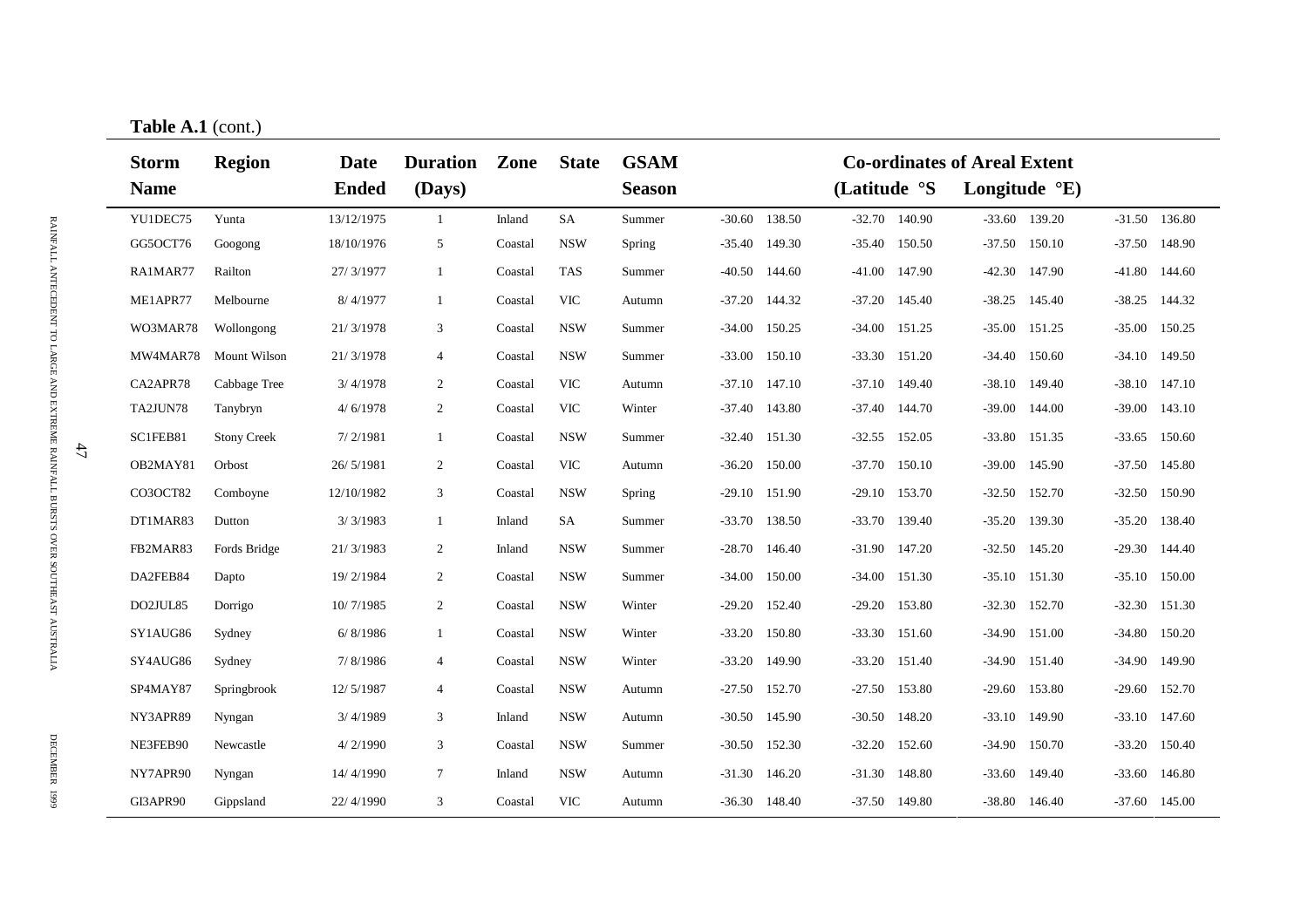**Table A.1** (cont.)

| Storm Name | Region | Date Ended | Duration (Days) | Zone | State | GSAM Season | Co-ordinates of Areal Extent (Latitude °S | Longitude °E) | | | | | | |
|---|---|---|---|---|---|---|---|---|---|---|---|---|---|---|
| YU1DEC75 | Yunta | 13/12/1975 | 1 | Inland | SA | Summer | -30.60 | 138.50 | -32.70 | 140.90 | -33.60 | 139.20 | -31.50 | 136.80 |
| GG5OCT76 | Googong | 18/10/1976 | 5 | Coastal | NSW | Spring | -35.40 | 149.30 | -35.40 | 150.50 | -37.50 | 150.10 | -37.50 | 148.90 |
| RA1MAR77 | Railton | 27/ 3/1977 | 1 | Coastal | TAS | Summer | -40.50 | 144.60 | -41.00 | 147.90 | -42.30 | 147.90 | -41.80 | 144.60 |
| ME1APR77 | Melbourne | 8/ 4/1977 | 1 | Coastal | VIC | Autumn | -37.20 | 144.32 | -37.20 | 145.40 | -38.25 | 145.40 | -38.25 | 144.32 |
| WO3MAR78 | Wollongong | 21/ 3/1978 | 3 | Coastal | NSW | Summer | -34.00 | 150.25 | -34.00 | 151.25 | -35.00 | 151.25 | -35.00 | 150.25 |
| MW4MAR78 | Mount Wilson | 21/ 3/1978 | 4 | Coastal | NSW | Summer | -33.00 | 150.10 | -33.30 | 151.20 | -34.40 | 150.60 | -34.10 | 149.50 |
| CA2APR78 | Cabbage Tree | 3/ 4/1978 | 2 | Coastal | VIC | Autumn | -37.10 | 147.10 | -37.10 | 149.40 | -38.10 | 149.40 | -38.10 | 147.10 |
| TA2JUN78 | Tanybryn | 4/ 6/1978 | 2 | Coastal | VIC | Winter | -37.40 | 143.80 | -37.40 | 144.70 | -39.00 | 144.00 | -39.00 | 143.10 |
| SC1FEB81 | Stony Creek | 7/ 2/1981 | 1 | Coastal | NSW | Summer | -32.40 | 151.30 | -32.55 | 152.05 | -33.80 | 151.35 | -33.65 | 150.60 |
| OB2MAY81 | Orbost | 26/ 5/1981 | 2 | Coastal | VIC | Autumn | -36.20 | 150.00 | -37.70 | 150.10 | -39.00 | 145.90 | -37.50 | 145.80 |
| CO3OCT82 | Comboyne | 12/10/1982 | 3 | Coastal | NSW | Spring | -29.10 | 151.90 | -29.10 | 153.70 | -32.50 | 152.70 | -32.50 | 150.90 |
| DT1MAR83 | Dutton | 3/ 3/1983 | 1 | Inland | SA | Summer | -33.70 | 138.50 | -33.70 | 139.40 | -35.20 | 139.30 | -35.20 | 138.40 |
| FB2MAR83 | Fords Bridge | 21/ 3/1983 | 2 | Inland | NSW | Summer | -28.70 | 146.40 | -31.90 | 147.20 | -32.50 | 145.20 | -29.30 | 144.40 |
| DA2FEB84 | Dapto | 19/ 2/1984 | 2 | Coastal | NSW | Summer | -34.00 | 150.00 | -34.00 | 151.30 | -35.10 | 151.30 | -35.10 | 150.00 |
| DO2JUL85 | Dorrigo | 10/ 7/1985 | 2 | Coastal | NSW | Winter | -29.20 | 152.40 | -29.20 | 153.80 | -32.30 | 152.70 | -32.30 | 151.30 |
| SY1AUG86 | Sydney | 6/ 8/1986 | 1 | Coastal | NSW | Winter | -33.20 | 150.80 | -33.30 | 151.60 | -34.90 | 151.00 | -34.80 | 150.20 |
| SY4AUG86 | Sydney | 7/ 8/1986 | 4 | Coastal | NSW | Winter | -33.20 | 149.90 | -33.20 | 151.40 | -34.90 | 151.40 | -34.90 | 149.90 |
| SP4MAY87 | Springbrook | 12/ 5/1987 | 4 | Coastal | NSW | Autumn | -27.50 | 152.70 | -27.50 | 153.80 | -29.60 | 153.80 | -29.60 | 152.70 |
| NY3APR89 | Nyngan | 3/ 4/1989 | 3 | Inland | NSW | Autumn | -30.50 | 145.90 | -30.50 | 148.20 | -33.10 | 149.90 | -33.10 | 147.60 |
| NE3FEB90 | Newcastle | 4/ 2/1990 | 3 | Coastal | NSW | Summer | -30.50 | 152.30 | -32.20 | 152.60 | -34.90 | 150.70 | -33.20 | 150.40 |
| NY7APR90 | Nyngan | 14/ 4/1990 | 7 | Inland | NSW | Autumn | -31.30 | 146.20 | -31.30 | 148.80 | -33.60 | 149.40 | -33.60 | 146.80 |
| GI3APR90 | Gippsland | 22/ 4/1990 | 3 | Coastal | VIC | Autumn | -36.30 | 148.40 | -37.50 | 149.80 | -38.80 | 146.40 | -37.60 | 145.00 |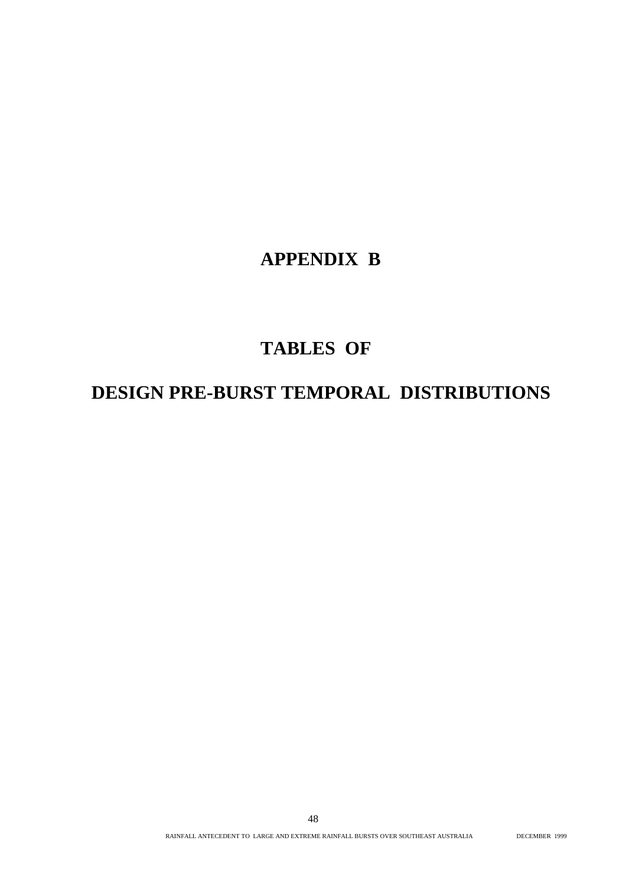# APPENDIX B

# TABLES OF

# DESIGN PRE-BURST TEMPORAL DISTRIBUTIONS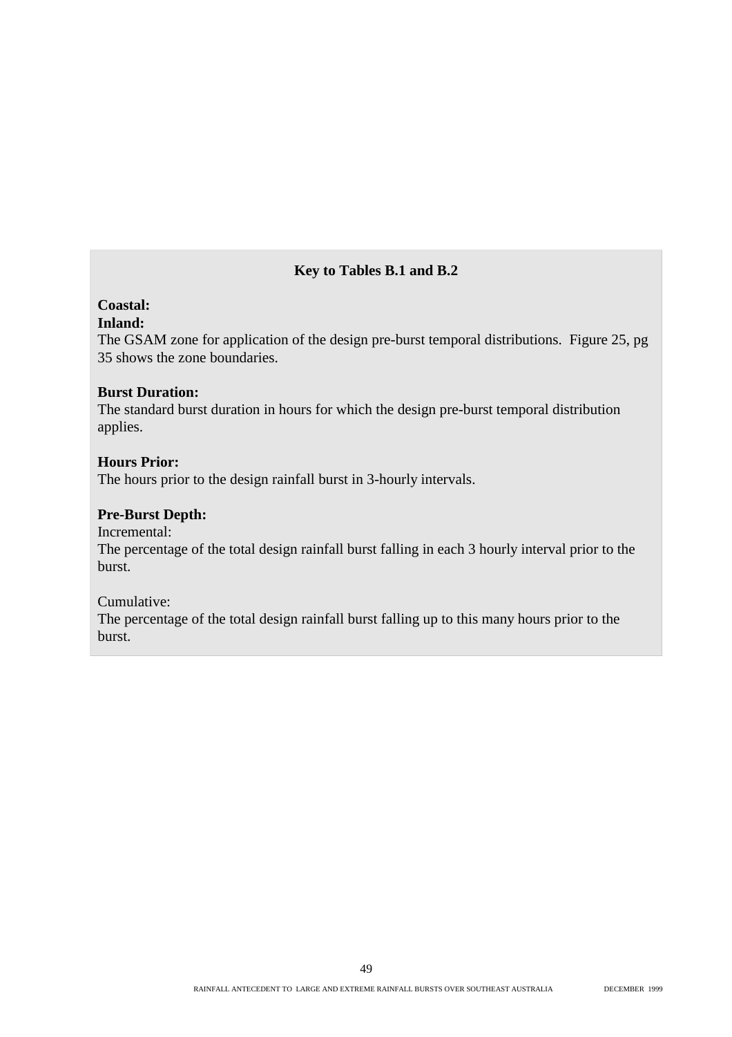## Key to Tables B.1 and B.2

**Coastal:**
**Inland:**
The GSAM zone for application of the design pre-burst temporal distributions. Figure 25, pg 35 shows the zone boundaries.

**Burst Duration:**
The standard burst duration in hours for which the design pre-burst temporal distribution applies.

**Hours Prior:**
The hours prior to the design rainfall burst in 3-hourly intervals.

**Pre-Burst Depth:**
Incremental:
The percentage of the total design rainfall burst falling in each 3 hourly interval prior to the burst.

Cumulative:
The percentage of the total design rainfall burst falling up to this many hours prior to the burst.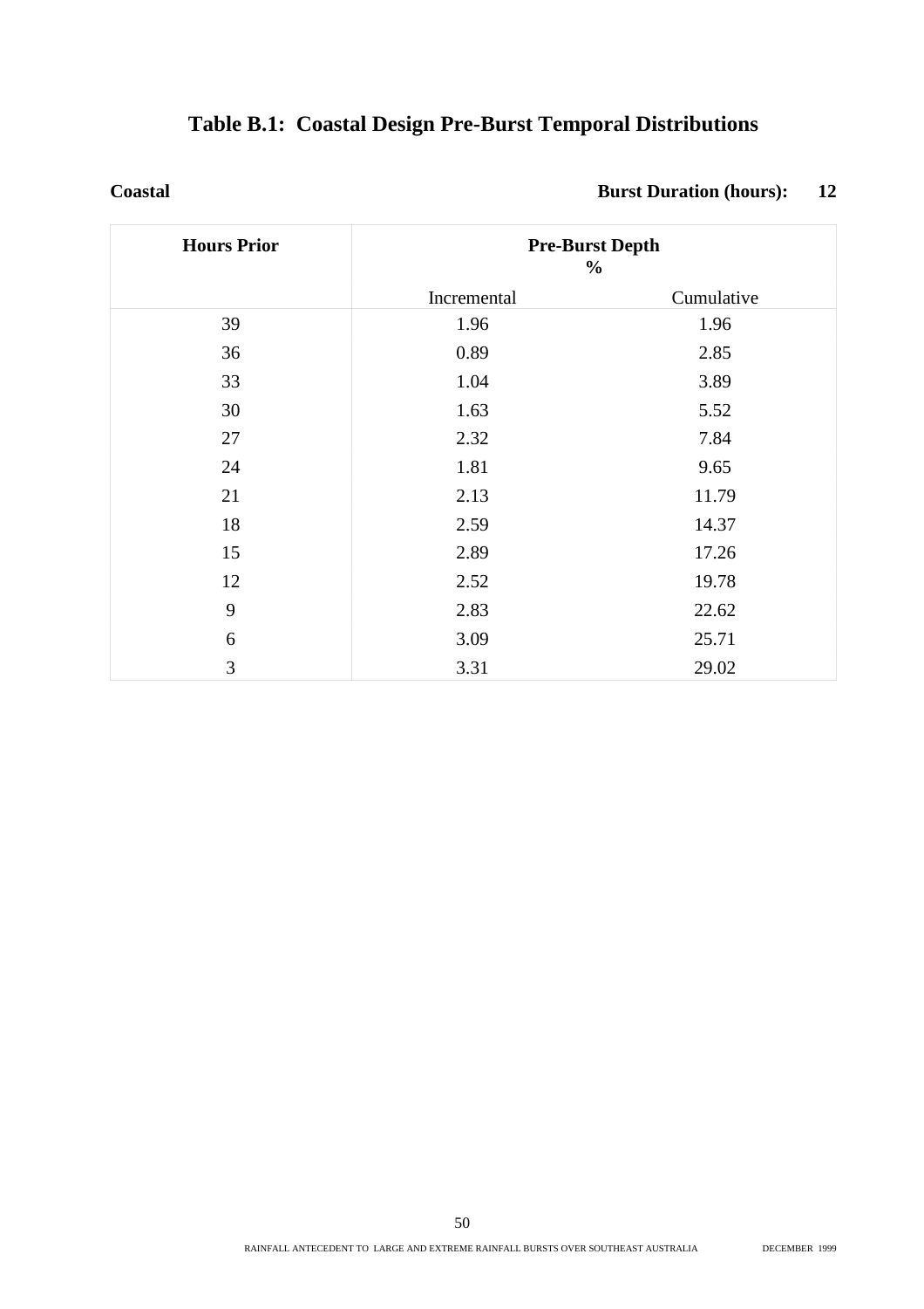# Table B.1: Coastal Design Pre-Burst Temporal Distributions

**Coastal** **Burst Duration (hours): 12**

| Hours Prior | Pre-Burst Depth % | |
|---|---|---|
| | Incremental | Cumulative |
| 39 | 1.96 | 1.96 |
| 36 | 0.89 | 2.85 |
| 33 | 1.04 | 3.89 |
| 30 | 1.63 | 5.52 |
| 27 | 2.32 | 7.84 |
| 24 | 1.81 | 9.65 |
| 21 | 2.13 | 11.79 |
| 18 | 2.59 | 14.37 |
| 15 | 2.89 | 17.26 |
| 12 | 2.52 | 19.78 |
| 9 | 2.83 | 22.62 |
| 6 | 3.09 | 25.71 |
| 3 | 3.31 | 29.02 |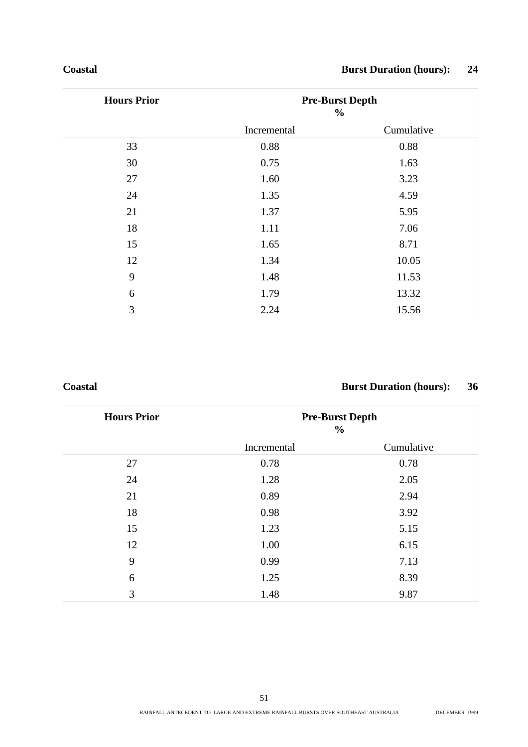**Coastal** **Burst Duration (hours): 24**

| Hours Prior | Pre-Burst Depth % | |
|---|---|---|
| | Incremental | Cumulative |
| 33 | 0.88 | 0.88 |
| 30 | 0.75 | 1.63 |
| 27 | 1.60 | 3.23 |
| 24 | 1.35 | 4.59 |
| 21 | 1.37 | 5.95 |
| 18 | 1.11 | 7.06 |
| 15 | 1.65 | 8.71 |
| 12 | 1.34 | 10.05 |
| 9 | 1.48 | 11.53 |
| 6 | 1.79 | 13.32 |
| 3 | 2.24 | 15.56 |

**Coastal** **Burst Duration (hours): 36**

| Hours Prior | Pre-Burst Depth % | |
|---|---|---|
| | Incremental | Cumulative |
| 27 | 0.78 | 0.78 |
| 24 | 1.28 | 2.05 |
| 21 | 0.89 | 2.94 |
| 18 | 0.98 | 3.92 |
| 15 | 1.23 | 5.15 |
| 12 | 1.00 | 6.15 |
| 9 | 0.99 | 7.13 |
| 6 | 1.25 | 8.39 |
| 3 | 1.48 | 9.87 |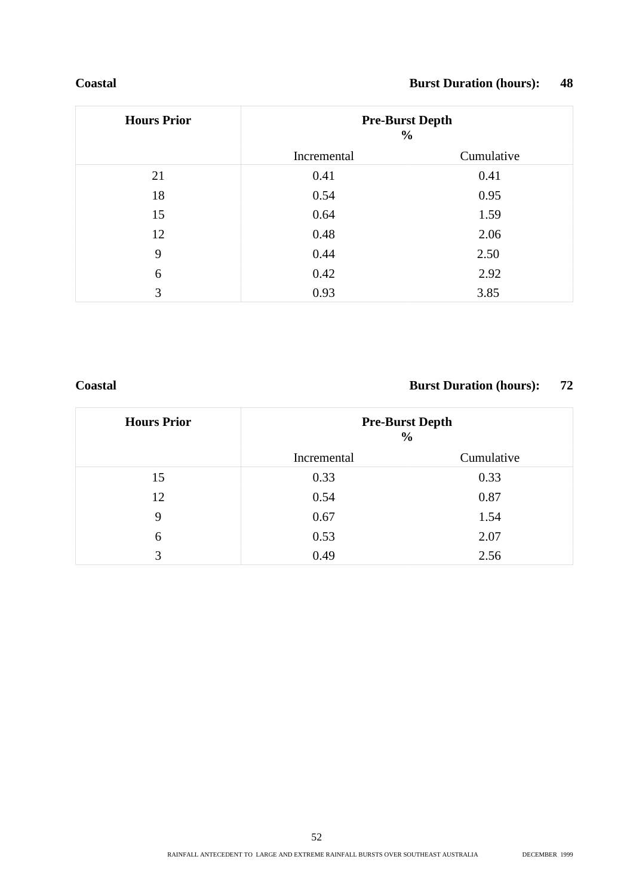**Coastal** **Burst Duration (hours): 48**

| Hours Prior | Pre-Burst Depth % | |
|---|---|---|
| | Incremental | Cumulative |
| 21 | 0.41 | 0.41 |
| 18 | 0.54 | 0.95 |
| 15 | 0.64 | 1.59 |
| 12 | 0.48 | 2.06 |
| 9 | 0.44 | 2.50 |
| 6 | 0.42 | 2.92 |
| 3 | 0.93 | 3.85 |

**Coastal** **Burst Duration (hours): 72**

| Hours Prior | Pre-Burst Depth % | |
|---|---|---|
| | Incremental | Cumulative |
| 15 | 0.33 | 0.33 |
| 12 | 0.54 | 0.87 |
| 9 | 0.67 | 1.54 |
| 6 | 0.53 | 2.07 |
| 3 | 0.49 | 2.56 |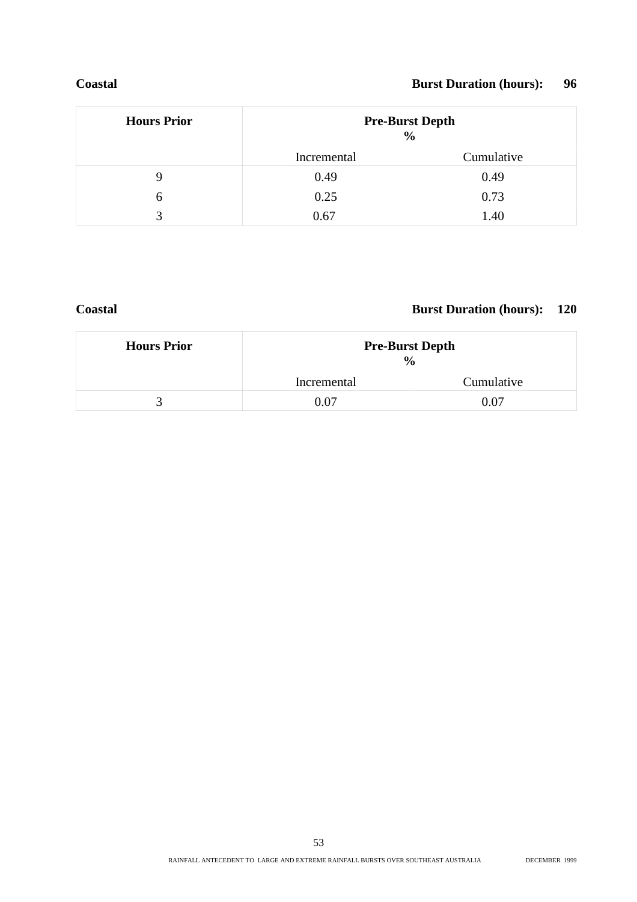**Coastal** **Burst Duration (hours): 96**

| Hours Prior | Pre-Burst Depth % | |
|---|---|---|
| | Incremental | Cumulative |
| 9 | 0.49 | 0.49 |
| 6 | 0.25 | 0.73 |
| 3 | 0.67 | 1.40 |

**Coastal** **Burst Duration (hours): 120**

| Hours Prior | Pre-Burst Depth % | |
|---|---|---|
| | Incremental | Cumulative |
| 3 | 0.07 | 0.07 |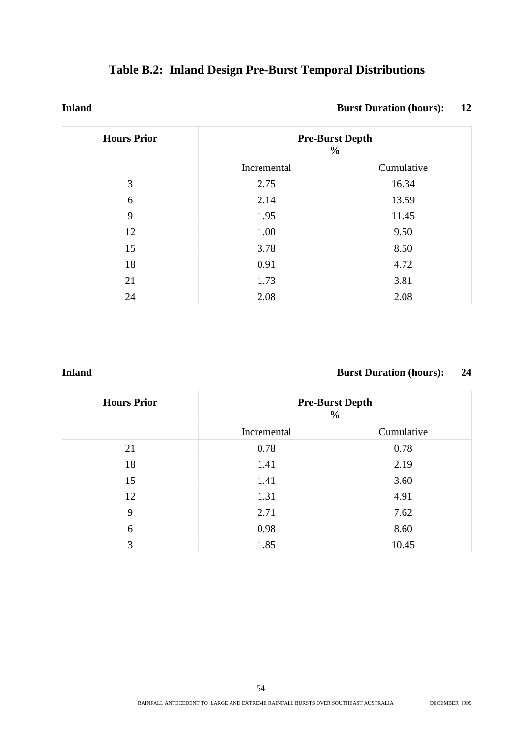# Table B.2: Inland Design Pre-Burst Temporal Distributions

**Inland** **Burst Duration (hours): 12**

| Hours Prior | Pre-Burst Depth % | |
|---|---|---|
| | Incremental | Cumulative |
| 3 | 2.75 | 16.34 |
| 6 | 2.14 | 13.59 |
| 9 | 1.95 | 11.45 |
| 12 | 1.00 | 9.50 |
| 15 | 3.78 | 8.50 |
| 18 | 0.91 | 4.72 |
| 21 | 1.73 | 3.81 |
| 24 | 2.08 | 2.08 |

**Inland** **Burst Duration (hours): 24**

| Hours Prior | Pre-Burst Depth % | |
|---|---|---|
| | Incremental | Cumulative |
| 21 | 0.78 | 0.78 |
| 18 | 1.41 | 2.19 |
| 15 | 1.41 | 3.60 |
| 12 | 1.31 | 4.91 |
| 9 | 2.71 | 7.62 |
| 6 | 0.98 | 8.60 |
| 3 | 1.85 | 10.45 |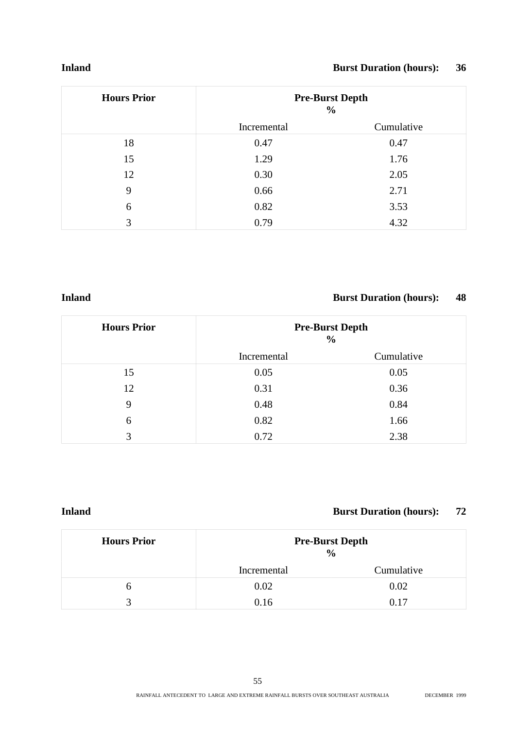**Inland** **Burst Duration (hours): 36**

| Hours Prior | Pre-Burst Depth % | |
|---|---|---|
| | Incremental | Cumulative |
| 18 | 0.47 | 0.47 |
| 15 | 1.29 | 1.76 |
| 12 | 0.30 | 2.05 |
| 9 | 0.66 | 2.71 |
| 6 | 0.82 | 3.53 |
| 3 | 0.79 | 4.32 |

**Inland** **Burst Duration (hours): 48**

| Hours Prior | Pre-Burst Depth % | |
|---|---|---|
| | Incremental | Cumulative |
| 15 | 0.05 | 0.05 |
| 12 | 0.31 | 0.36 |
| 9 | 0.48 | 0.84 |
| 6 | 0.82 | 1.66 |
| 3 | 0.72 | 2.38 |

**Inland** **Burst Duration (hours): 72**

| Hours Prior | Pre-Burst Depth % | |
|---|---|---|
| | Incremental | Cumulative |
| 6 | 0.02 | 0.02 |
| 3 | 0.16 | 0.17 |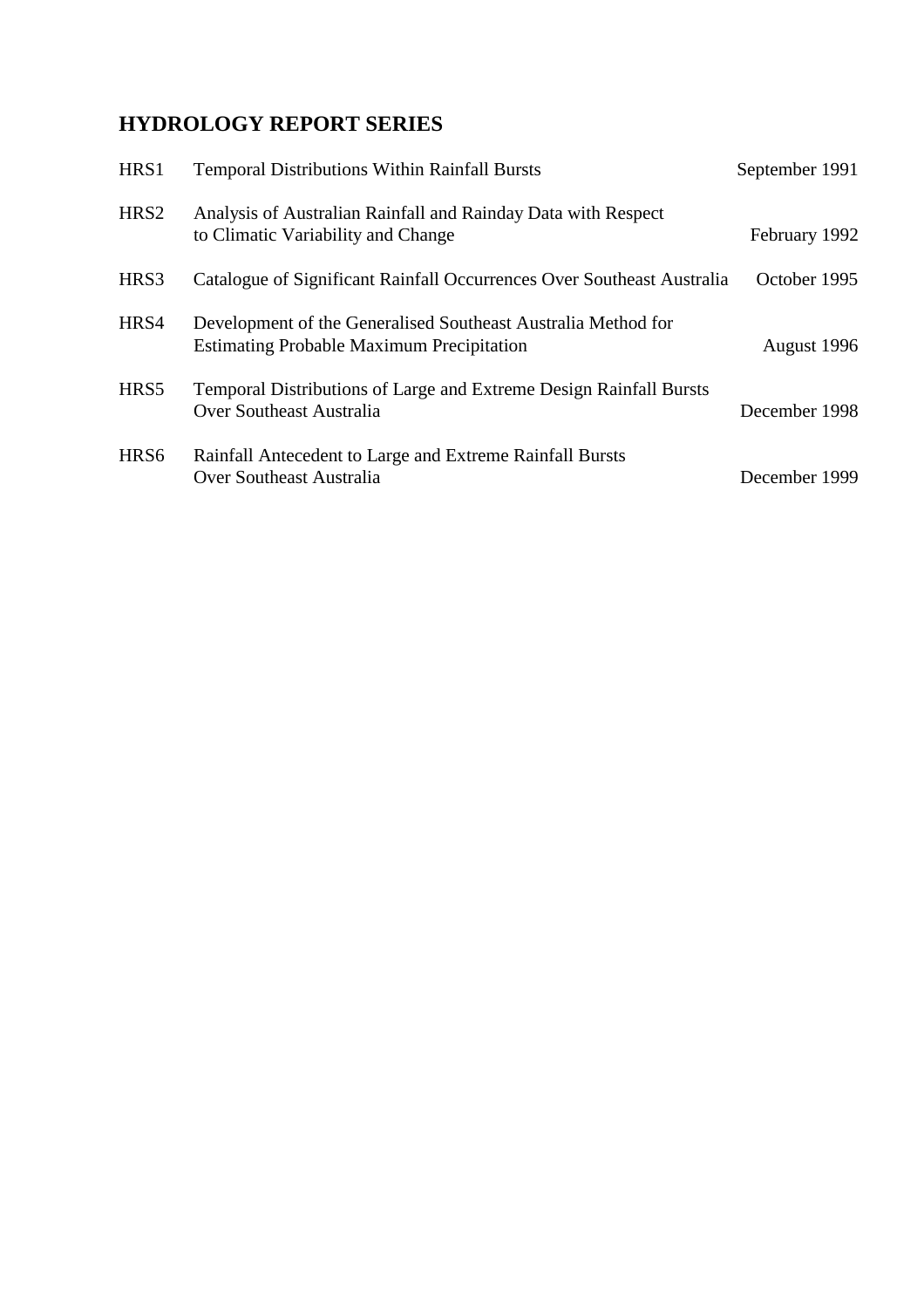## HYDROLOGY REPORT SERIES

| | | |
|---|---|---|
| HRS1 | Temporal Distributions Within Rainfall Bursts | September 1991 |
| HRS2 | Analysis of Australian Rainfall and Rainday Data with Respect to Climatic Variability and Change | February 1992 |
| HRS3 | Catalogue of Significant Rainfall Occurrences Over Southeast Australia | October 1995 |
| HRS4 | Development of the Generalised Southeast Australia Method for Estimating Probable Maximum Precipitation | August 1996 |
| HRS5 | Temporal Distributions of Large and Extreme Design Rainfall Bursts Over Southeast Australia | December 1998 |
| HRS6 | Rainfall Antecedent to Large and Extreme Rainfall Bursts Over Southeast Australia | December 1999 |